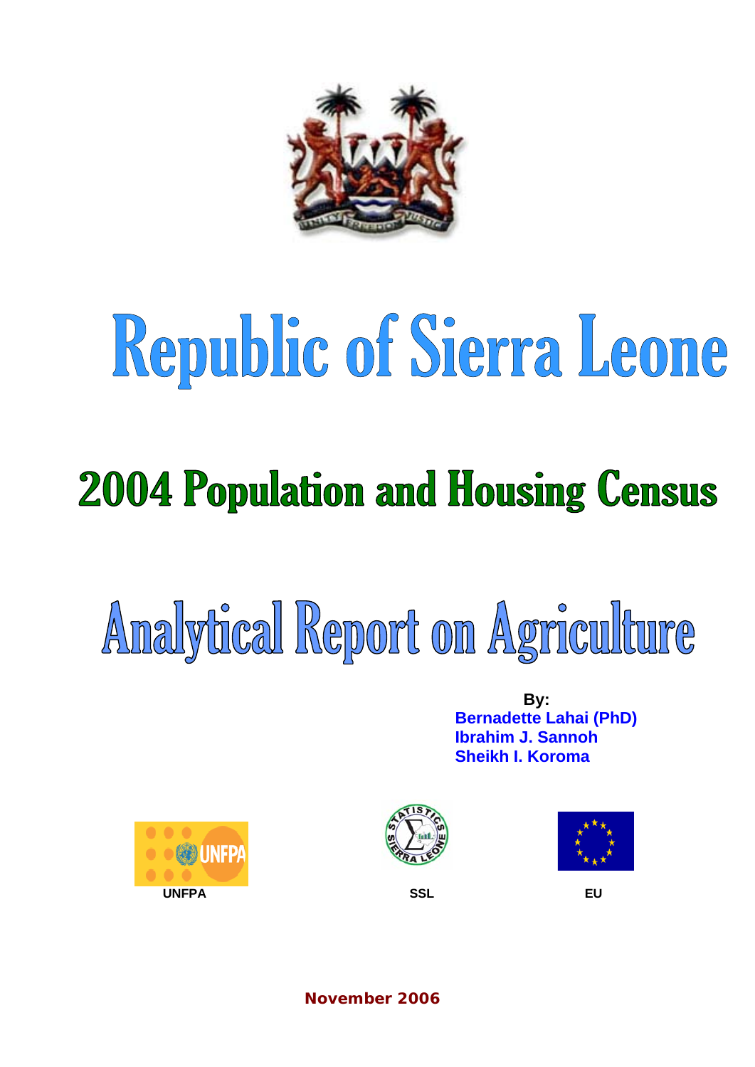# Republic of Sierra Leone

## 2004 Population and Housing Census

# Analytical Report on Agriculture

**By:**
**Bernadette Lahai (PhD)**
**Ibrahim J. Sannoh**
**Sheikh I. Koroma**

**UNFPA** **SSL** **EU**

**November 2006**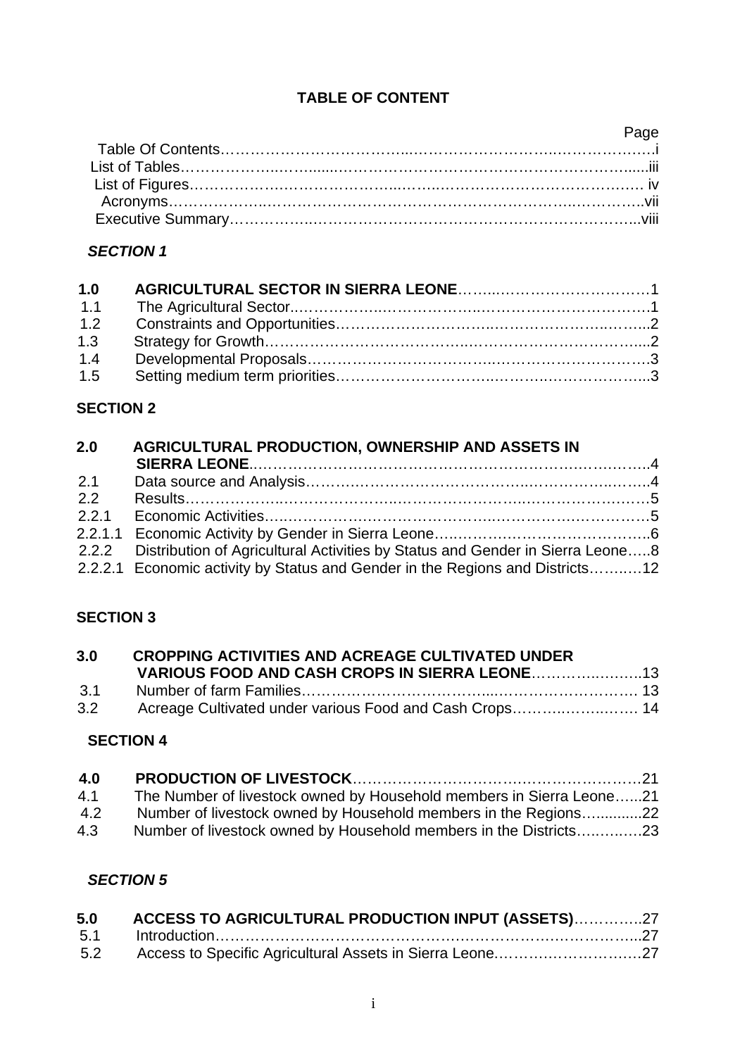# TABLE OF CONTENT

| | Page |
|---|---|
| Table Of Contents | i |
| List of Tables | iii |
| List of Figures | iv |
| Acronyms | vii |
| Executive Summary | viii |

***SECTION 1***

| | | |
|---|---|---|
| **1.0** | **AGRICULTURAL SECTOR IN SIERRA LEONE** | 1 |
| 1.1 | The Agricultural Sector | 1 |
| 1.2 | Constraints and Opportunities | 2 |
| 1.3 | Strategy for Growth | 2 |
| 1.4 | Developmental Proposals | 3 |
| 1.5 | Setting medium term priorities | 3 |

**SECTION 2**

| | | |
|---|---|---|
| **2.0** | **AGRICULTURAL PRODUCTION, OWNERSHIP AND ASSETS IN SIERRA LEONE** | 4 |
| 2.1 | Data source and Analysis | 4 |
| 2.2 | Results | 5 |
| 2.2.1 | Economic Activities | 5 |
| 2.2.1.1 | Economic Activity by Gender in Sierra Leone | 6 |
| 2.2.2 | Distribution of Agricultural Activities by Status and Gender in Sierra Leone | 8 |
| 2.2.2.1 | Economic activity by Status and Gender in the Regions and Districts | 12 |

**SECTION 3**

| | | |
|---|---|---|
| **3.0** | **CROPPING ACTIVITIES AND ACREAGE CULTIVATED UNDER VARIOUS FOOD AND CASH CROPS IN SIERRA LEONE** | 13 |
| 3.1 | Number of farm Families | 13 |
| 3.2 | Acreage Cultivated under various Food and Cash Crops | 14 |

**SECTION 4**

| | | |
|---|---|---|
| **4.0** | **PRODUCTION OF LIVESTOCK** | 21 |
| 4.1 | The Number of livestock owned by Household members in Sierra Leone | 21 |
| 4.2 | Number of livestock owned by Household members in the Regions | 22 |
| 4.3 | Number of livestock owned by Household members in the Districts | 23 |

***SECTION 5***

| | | |
|---|---|---|
| **5.0** | **ACCESS TO AGRICULTURAL PRODUCTION INPUT (ASSETS)** | 27 |
| 5.1 | Introduction | 27 |
| 5.2 | Access to Specific Agricultural Assets in Sierra Leone | 27 |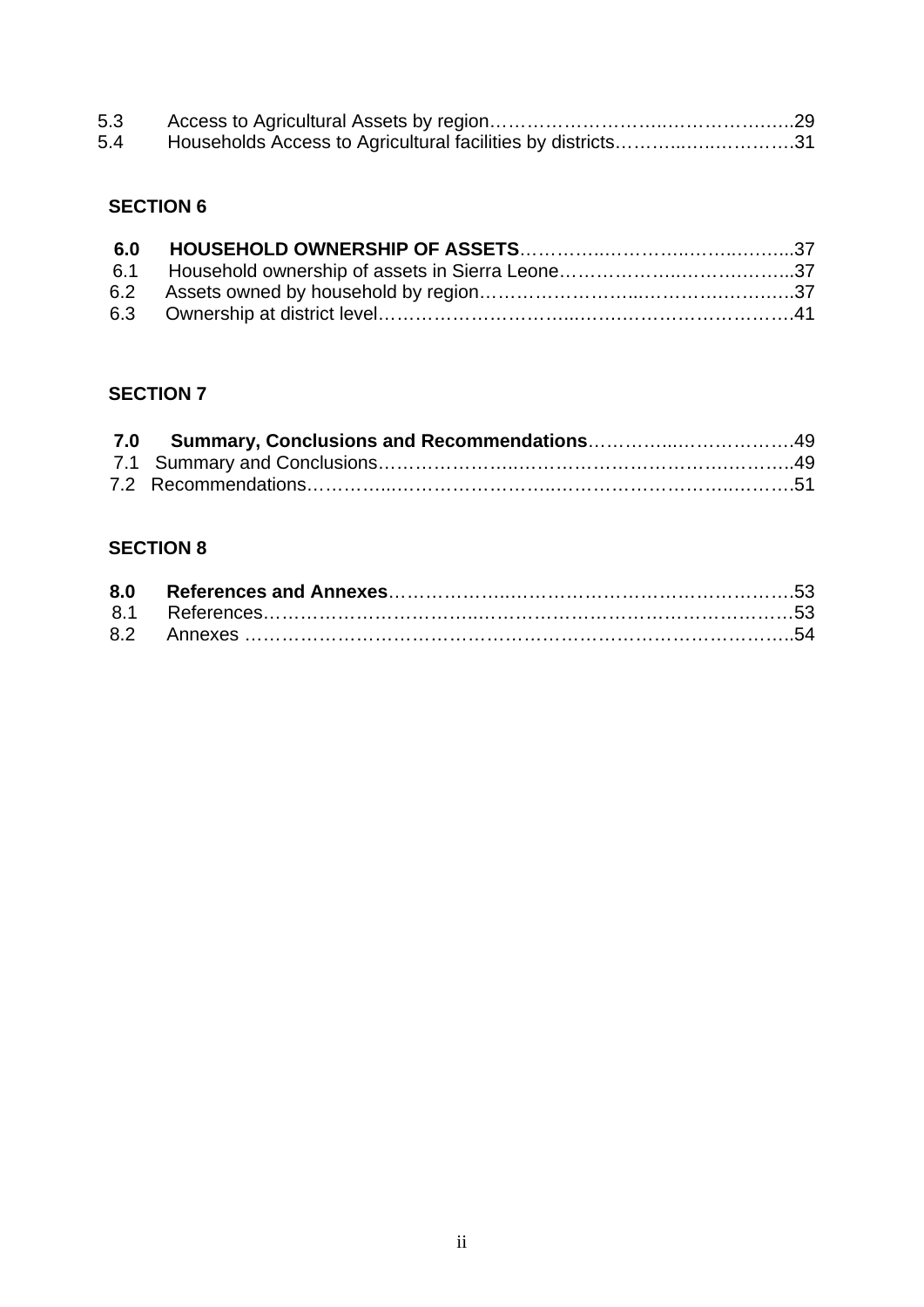5.3 Access to Agricultural Assets by region……………………..………………..29
5.4 Households Access to Agricultural facilities by districts………..…..…………31

**SECTION 6**

**6.0 HOUSEHOLD OWNERSHIP OF ASSETS**………….………..…….……...37
6.1 Household ownership of assets in Sierra Leone………………..……………...37
6.2 Assets owned by household by region……………………..……….…….…….37
6.3 Ownership at district level…………………………...…….………………………41

**SECTION 7**

**7.0 Summary, Conclusions and Recommendations**……………...……………….49
7.1 Summary and Conclusions………………….…………………………….……….49
7.2 Recommendations…………...…………………….………………………..……….51

**SECTION 8**

**8.0 References and Annexes**………………..……………………………………….53
8.1 References…………………………….....………………………………………….53
8.2 Annexes ………………………………………………………………………………..54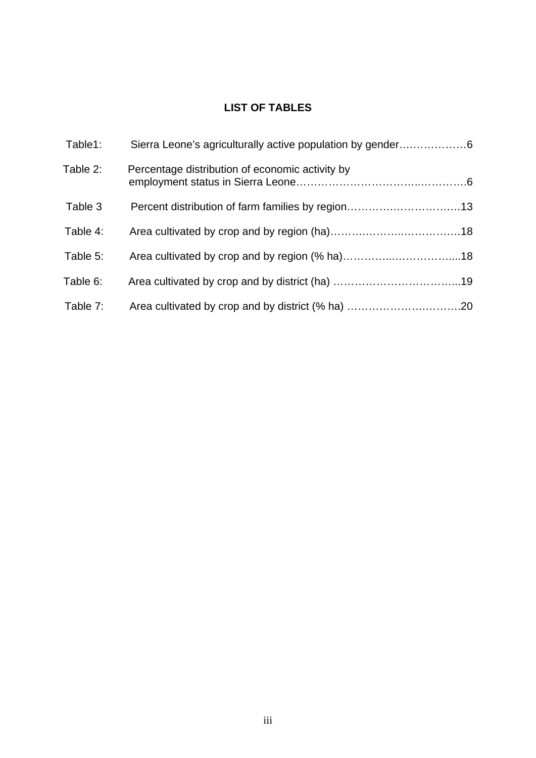## LIST OF TABLES

Table1: Sierra Leone's agriculturally active population by gender……………….6

Table 2: Percentage distribution of economic activity by employment status in Sierra Leone……………………………..………….6

Table 3 Percent distribution of farm families by region……………..……………13

Table 4: Area cultivated by crop and by region (ha)…………………..……………18

Table 5: Area cultivated by crop and by region (% ha)…………...……………....18

Table 6: Area cultivated by crop and by district (ha) ……………………………...19

Table 7: Area cultivated by crop and by district (% ha) …………………….…….20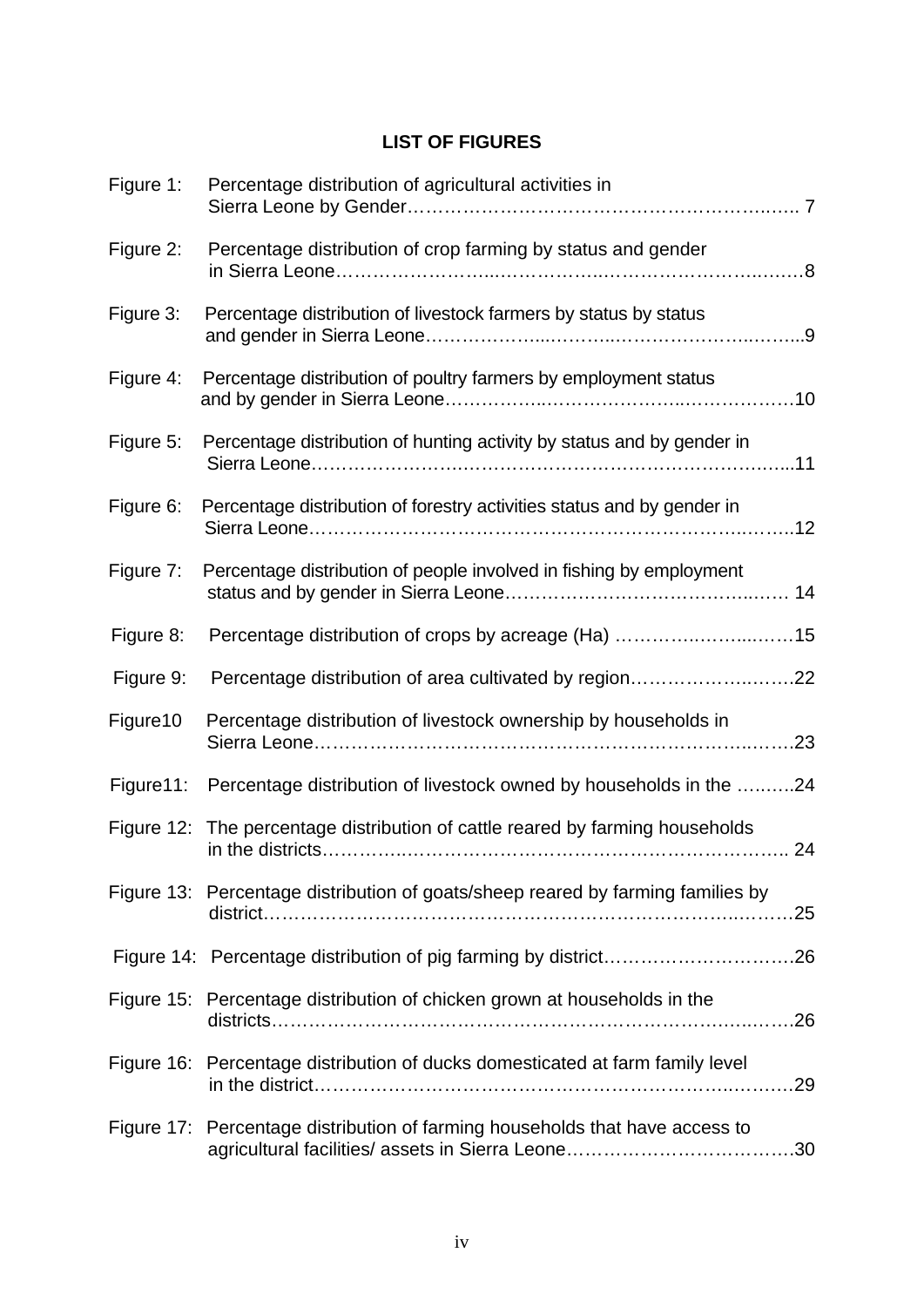## LIST OF FIGURES

Figure 1: Percentage distribution of agricultural activities in Sierra Leone by Gender……………………………………………………….…. 7

Figure 2: Percentage distribution of crop farming by status and gender in Sierra Leone……………………...…………..…………………….……8

Figure 3: Percentage distribution of livestock farmers by status by status and gender in Sierra Leone………………....………...……………….…….…..9

Figure 4: Percentage distribution of poultry farmers by employment status and by gender in Sierra Leone……………..………………….…………………10

Figure 5: Percentage distribution of hunting activity by status and by gender in Sierra Leone…………………….………………………………………..…...11

Figure 6: Percentage distribution of forestry activities status and by gender in Sierra Leone………………………………………………………………..……..12

Figure 7: Percentage distribution of people involved in fishing by employment status and by gender in Sierra Leone………………………………………..…… 14

Figure 8: Percentage distribution of crops by acreage (Ha) …………..……...……15

Figure 9: Percentage distribution of area cultivated by region……………….…….22

Figure10 Percentage distribution of livestock ownership by households in Sierra Leone………………………………………………………………..…….23

Figure11: Percentage distribution of livestock owned by households in the …..…..24

Figure 12: The percentage distribution of cattle reared by farming households in the districts…………...…………………………………………………….. 24

Figure 13: Percentage distribution of goats/sheep reared by farming families by district………………………………………………………………….….……25

Figure 14: Percentage distribution of pig farming by district………………………….26

Figure 15: Percentage distribution of chicken grown at households in the districts………………………………………………………………….…….26

Figure 16: Percentage distribution of ducks domesticated at farm family level in the district……………………………………………………………..………29

Figure 17: Percentage distribution of farming households that have access to agricultural facilities/ assets in Sierra Leone……………………………….30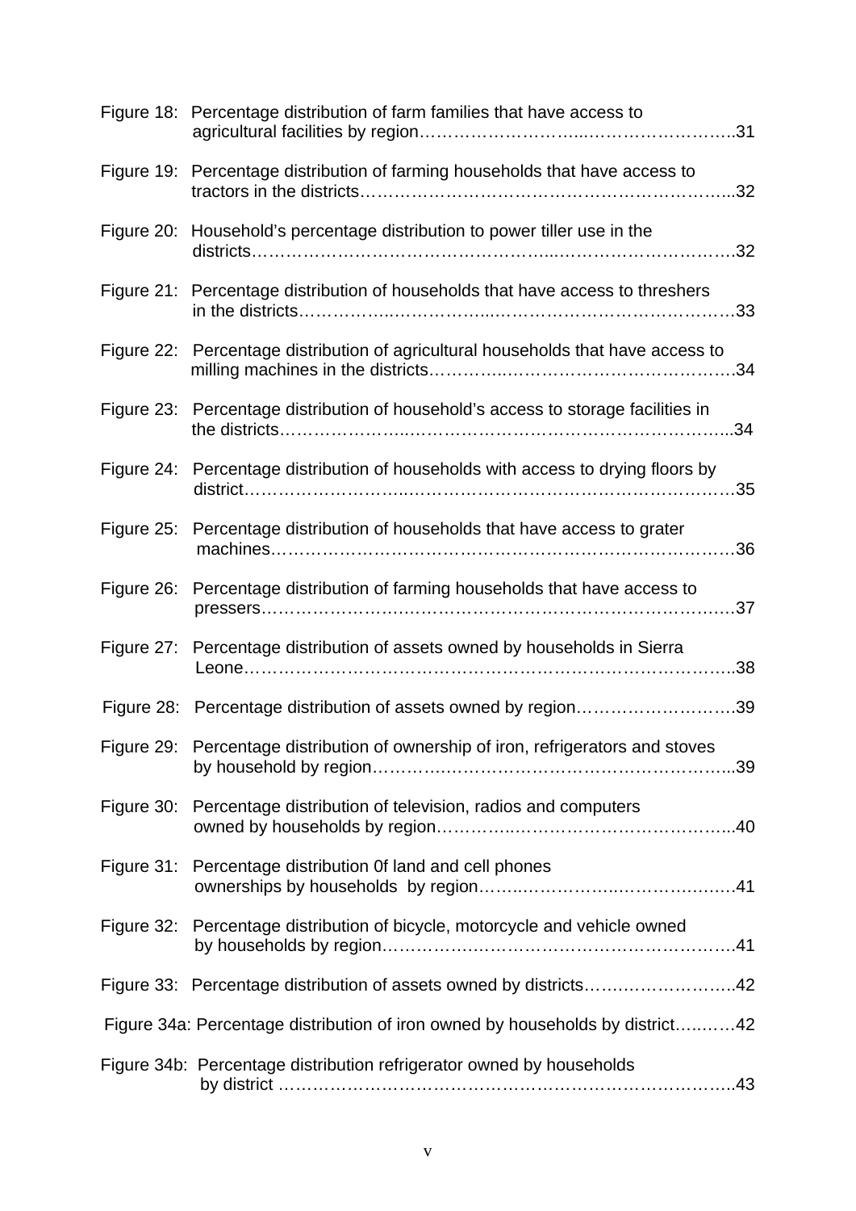Figure 18: Percentage distribution of farm families that have access to agricultural facilities by region……………………..……………………..31

Figure 19: Percentage distribution of farming households that have access to tractors in the districts……………………………………………………...32

Figure 20: Household's percentage distribution to power tiller use in the districts…………………………………………...…………………………….32

Figure 21: Percentage distribution of households that have access to threshers in the districts……………..……………...……………………………………33

Figure 22: Percentage distribution of agricultural households that have access to milling machines in the districts…………..…………………………………….34

Figure 23: Percentage distribution of household's access to storage facilities in the districts………………..……………………………………………...34

Figure 24: Percentage distribution of households with access to drying floors by district………………………..……………………………………………………35

Figure 25: Percentage distribution of households that have access to grater machines……………………………………………………………………….36

Figure 26: Percentage distribution of farming households that have access to pressers…………………….…………………………………………….……37

Figure 27: Percentage distribution of assets owned by households in Sierra Leone…………………………………………………………………………..38

Figure 28: Percentage distribution of assets owned by region……………………….39

Figure 29: Percentage distribution of ownership of iron, refrigerators and stoves by household by region………….………………………………………...39

Figure 30: Percentage distribution of television, radios and computers owned by households by region…………..………………………………...40

Figure 31: Percentage distribution 0f land and cell phones ownerships by households by region……..……………..……………..……41

Figure 32: Percentage distribution of bicycle, motorcycle and vehicle owned by households by region……………..……………………………………….41

Figure 33: Percentage distribution of assets owned by districts……..……………..42

Figure 34a: Percentage distribution of iron owned by households by district…..……42

Figure 34b: Percentage distribution refrigerator owned by households by district ………………………………………………………………….43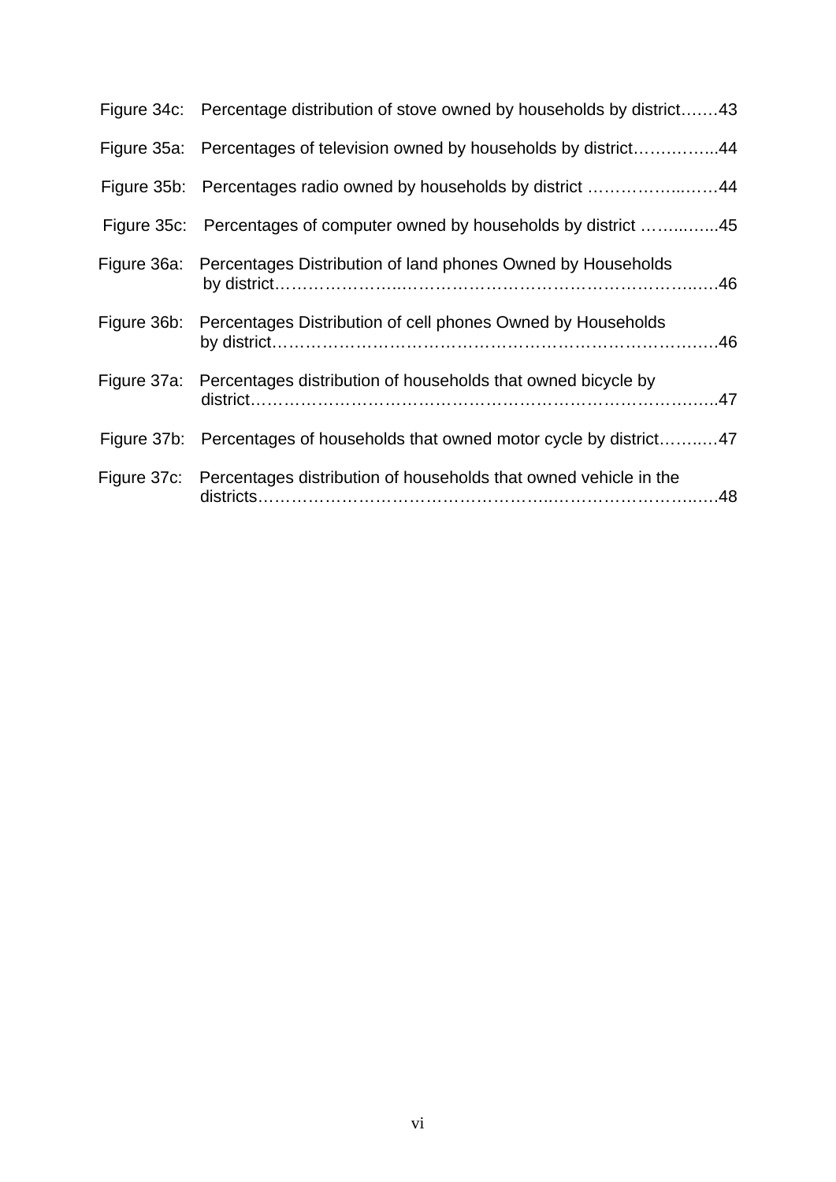Figure 34c: Percentage distribution of stove owned by households by district…….43

Figure 35a: Percentages of television owned by households by district…………...44

Figure 35b: Percentages radio owned by households by district ……………...……44

Figure 35c: Percentages of computer owned by households by district ……..…...45

Figure 36a: Percentages Distribution of land phones Owned by Households by district……………….....…………………………………………………….…46

Figure 36b: Percentages Distribution of cell phones Owned by Households by district……………………………………………………………………….46

Figure 37a: Percentages distribution of households that owned bicycle by district………………………………………………………………………...47

Figure 37b: Percentages of households that owned motor cycle by district……..…47

Figure 37c: Percentages distribution of households that owned vehicle in the districts………………………………………….....…………………….…48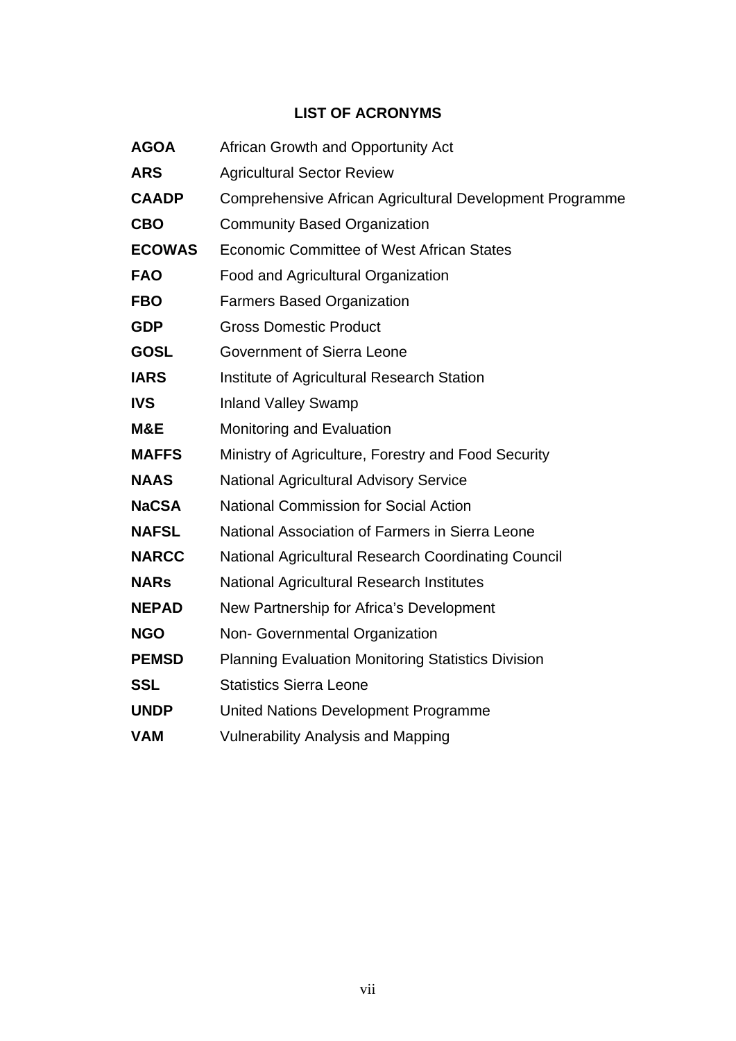## LIST OF ACRONYMS

| | |
|---|---|
| **AGOA** | African Growth and Opportunity Act |
| **ARS** | Agricultural Sector Review |
| **CAADP** | Comprehensive African Agricultural Development Programme |
| **CBO** | Community Based Organization |
| **ECOWAS** | Economic Committee of West African States |
| **FAO** | Food and Agricultural Organization |
| **FBO** | Farmers Based Organization |
| **GDP** | Gross Domestic Product |
| **GOSL** | Government of Sierra Leone |
| **IARS** | Institute of Agricultural Research Station |
| **IVS** | Inland Valley Swamp |
| **M&E** | Monitoring and Evaluation |
| **MAFFS** | Ministry of Agriculture, Forestry and Food Security |
| **NAAS** | National Agricultural Advisory Service |
| **NaCSA** | National Commission for Social Action |
| **NAFSL** | National Association of Farmers in Sierra Leone |
| **NARCC** | National Agricultural Research Coordinating Council |
| **NARs** | National Agricultural Research Institutes |
| **NEPAD** | New Partnership for Africa's Development |
| **NGO** | Non- Governmental Organization |
| **PEMSD** | Planning Evaluation Monitoring Statistics Division |
| **SSL** | Statistics Sierra Leone |
| **UNDP** | United Nations Development Programme |
| **VAM** | Vulnerability Analysis and Mapping |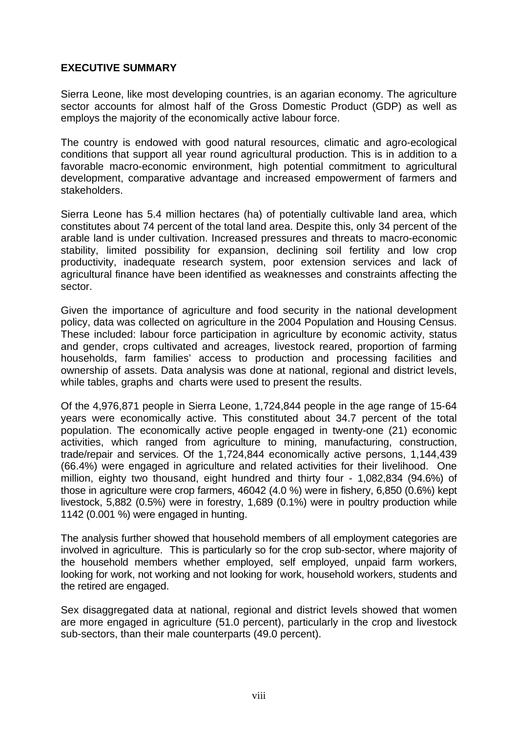## EXECUTIVE SUMMARY

Sierra Leone, like most developing countries, is an agarian economy. The agriculture sector accounts for almost half of the Gross Domestic Product (GDP) as well as employs the majority of the economically active labour force.

The country is endowed with good natural resources, climatic and agro-ecological conditions that support all year round agricultural production. This is in addition to a favorable macro-economic environment, high potential commitment to agricultural development, comparative advantage and increased empowerment of farmers and stakeholders.

Sierra Leone has 5.4 million hectares (ha) of potentially cultivable land area, which constitutes about 74 percent of the total land area. Despite this, only 34 percent of the arable land is under cultivation. Increased pressures and threats to macro-economic stability, limited possibility for expansion, declining soil fertility and low crop productivity, inadequate research system, poor extension services and lack of agricultural finance have been identified as weaknesses and constraints affecting the sector.

Given the importance of agriculture and food security in the national development policy, data was collected on agriculture in the 2004 Population and Housing Census. These included: labour force participation in agriculture by economic activity, status and gender, crops cultivated and acreages, livestock reared, proportion of farming households, farm families' access to production and processing facilities and ownership of assets. Data analysis was done at national, regional and district levels, while tables, graphs and charts were used to present the results.

Of the 4,976,871 people in Sierra Leone, 1,724,844 people in the age range of 15-64 years were economically active. This constituted about 34.7 percent of the total population. The economically active people engaged in twenty-one (21) economic activities, which ranged from agriculture to mining, manufacturing, construction, trade/repair and services. Of the 1,724,844 economically active persons, 1,144,439 (66.4%) were engaged in agriculture and related activities for their livelihood. One million, eighty two thousand, eight hundred and thirty four - 1,082,834 (94.6%) of those in agriculture were crop farmers, 46042 (4.0 %) were in fishery, 6,850 (0.6%) kept livestock, 5,882 (0.5%) were in forestry, 1,689 (0.1%) were in poultry production while 1142 (0.001 %) were engaged in hunting.

The analysis further showed that household members of all employment categories are involved in agriculture. This is particularly so for the crop sub-sector, where majority of the household members whether employed, self employed, unpaid farm workers, looking for work, not working and not looking for work, household workers, students and the retired are engaged.

Sex disaggregated data at national, regional and district levels showed that women are more engaged in agriculture (51.0 percent), particularly in the crop and livestock sub-sectors, than their male counterparts (49.0 percent).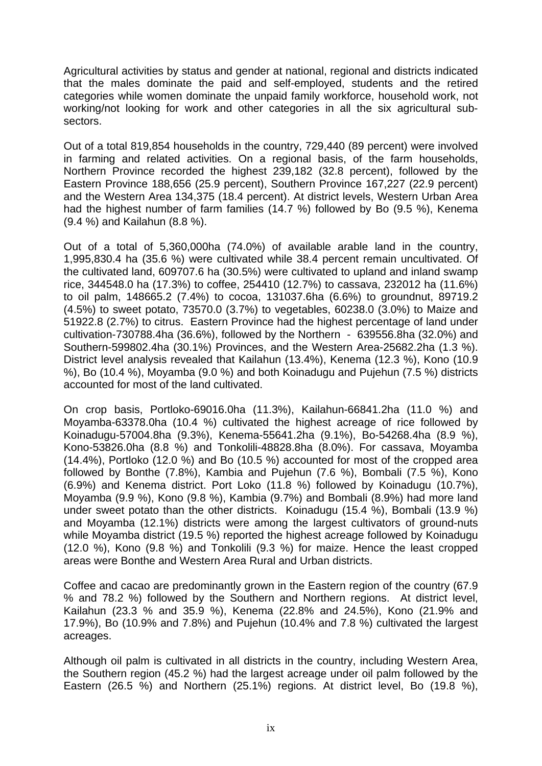Agricultural activities by status and gender at national, regional and districts indicated that the males dominate the paid and self-employed, students and the retired categories while women dominate the unpaid family workforce, household work, not working/not looking for work and other categories in all the six agricultural sub-sectors.

Out of a total 819,854 households in the country, 729,440 (89 percent) were involved in farming and related activities. On a regional basis, of the farm households, Northern Province recorded the highest 239,182 (32.8 percent), followed by the Eastern Province 188,656 (25.9 percent), Southern Province 167,227 (22.9 percent) and the Western Area 134,375 (18.4 percent). At district levels, Western Urban Area had the highest number of farm families (14.7 %) followed by Bo (9.5 %), Kenema (9.4 %) and Kailahun (8.8 %).

Out of a total of 5,360,000ha (74.0%) of available arable land in the country, 1,995,830.4 ha (35.6 %) were cultivated while 38.4 percent remain uncultivated. Of the cultivated land, 609707.6 ha (30.5%) were cultivated to upland and inland swamp rice, 344548.0 ha (17.3%) to coffee, 254410 (12.7%) to cassava, 232012 ha (11.6%) to oil palm, 148665.2 (7.4%) to cocoa, 131037.6ha (6.6%) to groundnut, 89719.2 (4.5%) to sweet potato, 73570.0 (3.7%) to vegetables, 60238.0 (3.0%) to Maize and 51922.8 (2.7%) to citrus. Eastern Province had the highest percentage of land under cultivation-730788.4ha (36.6%), followed by the Northern - 639556.8ha (32.0%) and Southern-599802.4ha (30.1%) Provinces, and the Western Area-25682.2ha (1.3 %). District level analysis revealed that Kailahun (13.4%), Kenema (12.3 %), Kono (10.9 %), Bo (10.4 %), Moyamba (9.0 %) and both Koinadugu and Pujehun (7.5 %) districts accounted for most of the land cultivated.

On crop basis, Portloko-69016.0ha (11.3%), Kailahun-66841.2ha (11.0 %) and Moyamba-63378.0ha (10.4 %) cultivated the highest acreage of rice followed by Koinadugu-57004.8ha (9.3%), Kenema-55641.2ha (9.1%), Bo-54268.4ha (8.9 %), Kono-53826.0ha (8.8 %) and Tonkolili-48828.8ha (8.0%). For cassava, Moyamba (14.4%), Portloko (12.0 %) and Bo (10.5 %) accounted for most of the cropped area followed by Bonthe (7.8%), Kambia and Pujehun (7.6 %), Bombali (7.5 %), Kono (6.9%) and Kenema district. Port Loko (11.8 %) followed by Koinadugu (10.7%), Moyamba (9.9 %), Kono (9.8 %), Kambia (9.7%) and Bombali (8.9%) had more land under sweet potato than the other districts. Koinadugu (15.4 %), Bombali (13.9 %) and Moyamba (12.1%) districts were among the largest cultivators of ground-nuts while Moyamba district (19.5 %) reported the highest acreage followed by Koinadugu (12.0 %), Kono (9.8 %) and Tonkolili (9.3 %) for maize. Hence the least cropped areas were Bonthe and Western Area Rural and Urban districts.

Coffee and cacao are predominantly grown in the Eastern region of the country (67.9 % and 78.2 %) followed by the Southern and Northern regions. At district level, Kailahun (23.3 % and 35.9 %), Kenema (22.8% and 24.5%), Kono (21.9% and 17.9%), Bo (10.9% and 7.8%) and Pujehun (10.4% and 7.8 %) cultivated the largest acreages.

Although oil palm is cultivated in all districts in the country, including Western Area, the Southern region (45.2 %) had the largest acreage under oil palm followed by the Eastern (26.5 %) and Northern (25.1%) regions. At district level, Bo (19.8 %),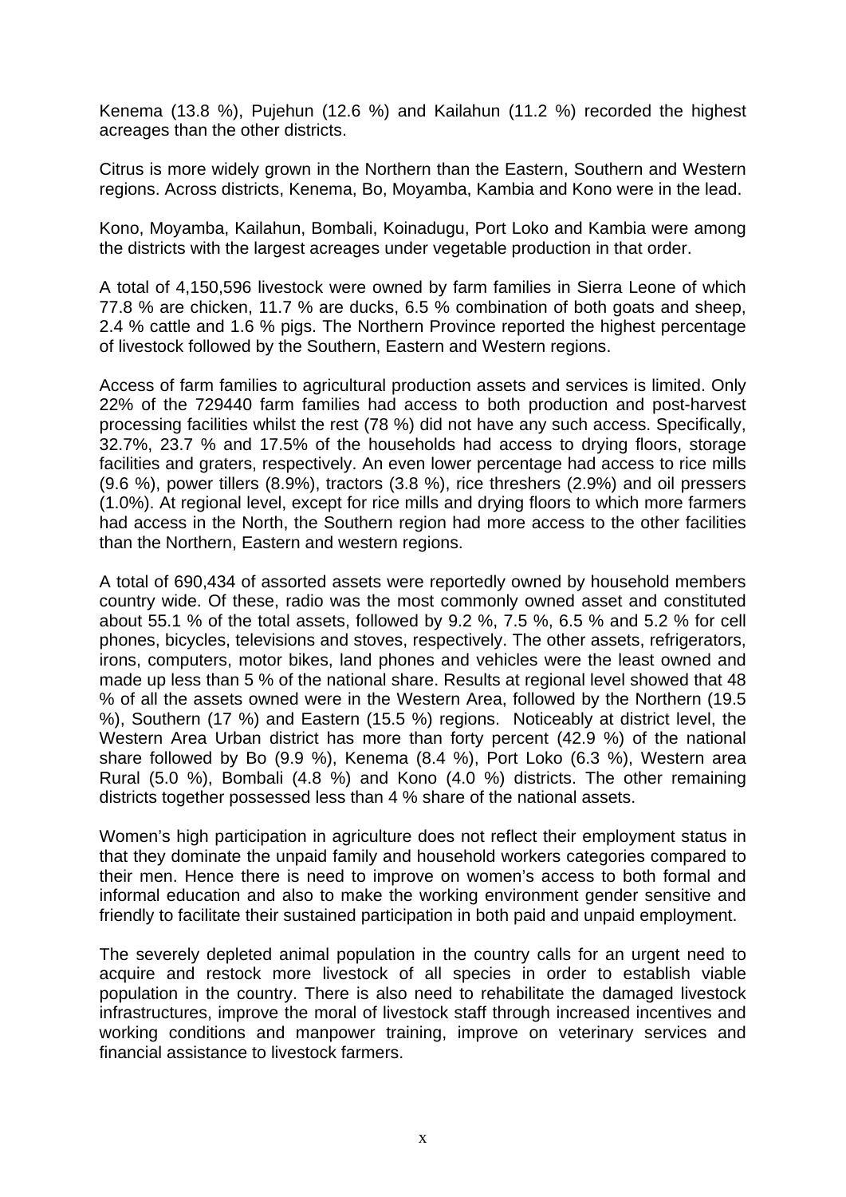Kenema (13.8 %), Pujehun (12.6 %) and Kailahun (11.2 %) recorded the highest acreages than the other districts.

Citrus is more widely grown in the Northern than the Eastern, Southern and Western regions. Across districts, Kenema, Bo, Moyamba, Kambia and Kono were in the lead.

Kono, Moyamba, Kailahun, Bombali, Koinadugu, Port Loko and Kambia were among the districts with the largest acreages under vegetable production in that order.

A total of 4,150,596 livestock were owned by farm families in Sierra Leone of which 77.8 % are chicken, 11.7 % are ducks, 6.5 % combination of both goats and sheep, 2.4 % cattle and 1.6 % pigs. The Northern Province reported the highest percentage of livestock followed by the Southern, Eastern and Western regions.

Access of farm families to agricultural production assets and services is limited. Only 22% of the 729440 farm families had access to both production and post-harvest processing facilities whilst the rest (78 %) did not have any such access. Specifically, 32.7%, 23.7 % and 17.5% of the households had access to drying floors, storage facilities and graters, respectively. An even lower percentage had access to rice mills (9.6 %), power tillers (8.9%), tractors (3.8 %), rice threshers (2.9%) and oil pressers (1.0%). At regional level, except for rice mills and drying floors to which more farmers had access in the North, the Southern region had more access to the other facilities than the Northern, Eastern and western regions.

A total of 690,434 of assorted assets were reportedly owned by household members country wide. Of these, radio was the most commonly owned asset and constituted about 55.1 % of the total assets, followed by 9.2 %, 7.5 %, 6.5 % and 5.2 % for cell phones, bicycles, televisions and stoves, respectively. The other assets, refrigerators, irons, computers, motor bikes, land phones and vehicles were the least owned and made up less than 5 % of the national share. Results at regional level showed that 48 % of all the assets owned were in the Western Area, followed by the Northern (19.5 %), Southern (17 %) and Eastern (15.5 %) regions. Noticeably at district level, the Western Area Urban district has more than forty percent (42.9 %) of the national share followed by Bo (9.9 %), Kenema (8.4 %), Port Loko (6.3 %), Western area Rural (5.0 %), Bombali (4.8 %) and Kono (4.0 %) districts. The other remaining districts together possessed less than 4 % share of the national assets.

Women's high participation in agriculture does not reflect their employment status in that they dominate the unpaid family and household workers categories compared to their men. Hence there is need to improve on women's access to both formal and informal education and also to make the working environment gender sensitive and friendly to facilitate their sustained participation in both paid and unpaid employment.

The severely depleted animal population in the country calls for an urgent need to acquire and restock more livestock of all species in order to establish viable population in the country. There is also need to rehabilitate the damaged livestock infrastructures, improve the moral of livestock staff through increased incentives and working conditions and manpower training, improve on veterinary services and financial assistance to livestock farmers.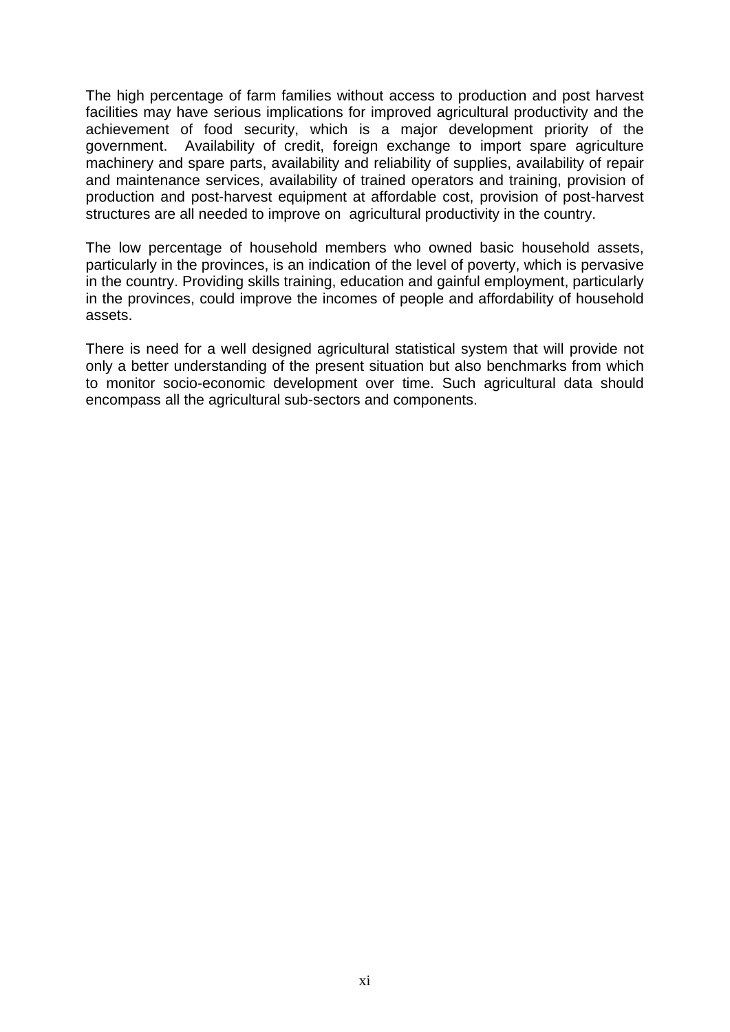The high percentage of farm families without access to production and post harvest facilities may have serious implications for improved agricultural productivity and the achievement of food security, which is a major development priority of the government. Availability of credit, foreign exchange to import spare agriculture machinery and spare parts, availability and reliability of supplies, availability of repair and maintenance services, availability of trained operators and training, provision of production and post-harvest equipment at affordable cost, provision of post-harvest structures are all needed to improve on agricultural productivity in the country.

The low percentage of household members who owned basic household assets, particularly in the provinces, is an indication of the level of poverty, which is pervasive in the country. Providing skills training, education and gainful employment, particularly in the provinces, could improve the incomes of people and affordability of household assets.

There is need for a well designed agricultural statistical system that will provide not only a better understanding of the present situation but also benchmarks from which to monitor socio-economic development over time. Such agricultural data should encompass all the agricultural sub-sectors and components.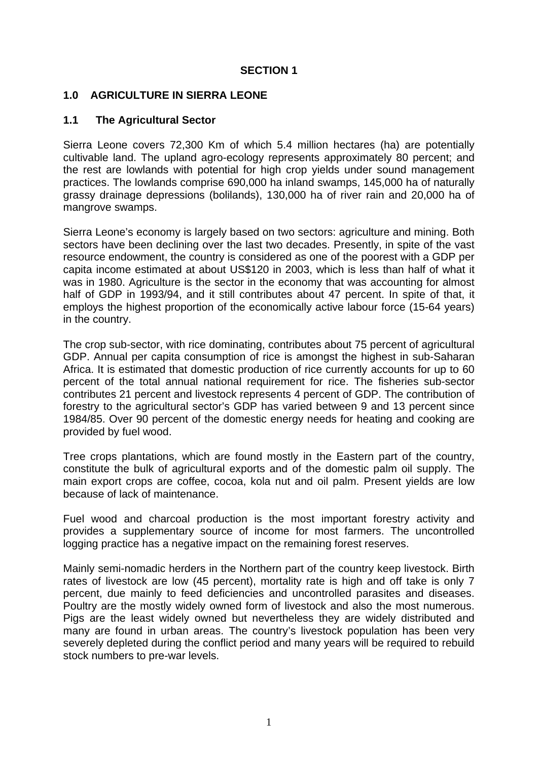**SECTION 1**

## 1.0 AGRICULTURE IN SIERRA LEONE

### 1.1 The Agricultural Sector

Sierra Leone covers 72,300 Km of which 5.4 million hectares (ha) are potentially cultivable land. The upland agro-ecology represents approximately 80 percent; and the rest are lowlands with potential for high crop yields under sound management practices. The lowlands comprise 690,000 ha inland swamps, 145,000 ha of naturally grassy drainage depressions (bolilands), 130,000 ha of river rain and 20,000 ha of mangrove swamps.

Sierra Leone's economy is largely based on two sectors: agriculture and mining. Both sectors have been declining over the last two decades. Presently, in spite of the vast resource endowment, the country is considered as one of the poorest with a GDP per capita income estimated at about US$120 in 2003, which is less than half of what it was in 1980. Agriculture is the sector in the economy that was accounting for almost half of GDP in 1993/94, and it still contributes about 47 percent. In spite of that, it employs the highest proportion of the economically active labour force (15-64 years) in the country.

The crop sub-sector, with rice dominating, contributes about 75 percent of agricultural GDP. Annual per capita consumption of rice is amongst the highest in sub-Saharan Africa. It is estimated that domestic production of rice currently accounts for up to 60 percent of the total annual national requirement for rice. The fisheries sub-sector contributes 21 percent and livestock represents 4 percent of GDP. The contribution of forestry to the agricultural sector's GDP has varied between 9 and 13 percent since 1984/85. Over 90 percent of the domestic energy needs for heating and cooking are provided by fuel wood.

Tree crops plantations, which are found mostly in the Eastern part of the country, constitute the bulk of agricultural exports and of the domestic palm oil supply. The main export crops are coffee, cocoa, kola nut and oil palm. Present yields are low because of lack of maintenance.

Fuel wood and charcoal production is the most important forestry activity and provides a supplementary source of income for most farmers. The uncontrolled logging practice has a negative impact on the remaining forest reserves.

Mainly semi-nomadic herders in the Northern part of the country keep livestock. Birth rates of livestock are low (45 percent), mortality rate is high and off take is only 7 percent, due mainly to feed deficiencies and uncontrolled parasites and diseases. Poultry are the mostly widely owned form of livestock and also the most numerous. Pigs are the least widely owned but nevertheless they are widely distributed and many are found in urban areas. The country's livestock population has been very severely depleted during the conflict period and many years will be required to rebuild stock numbers to pre-war levels.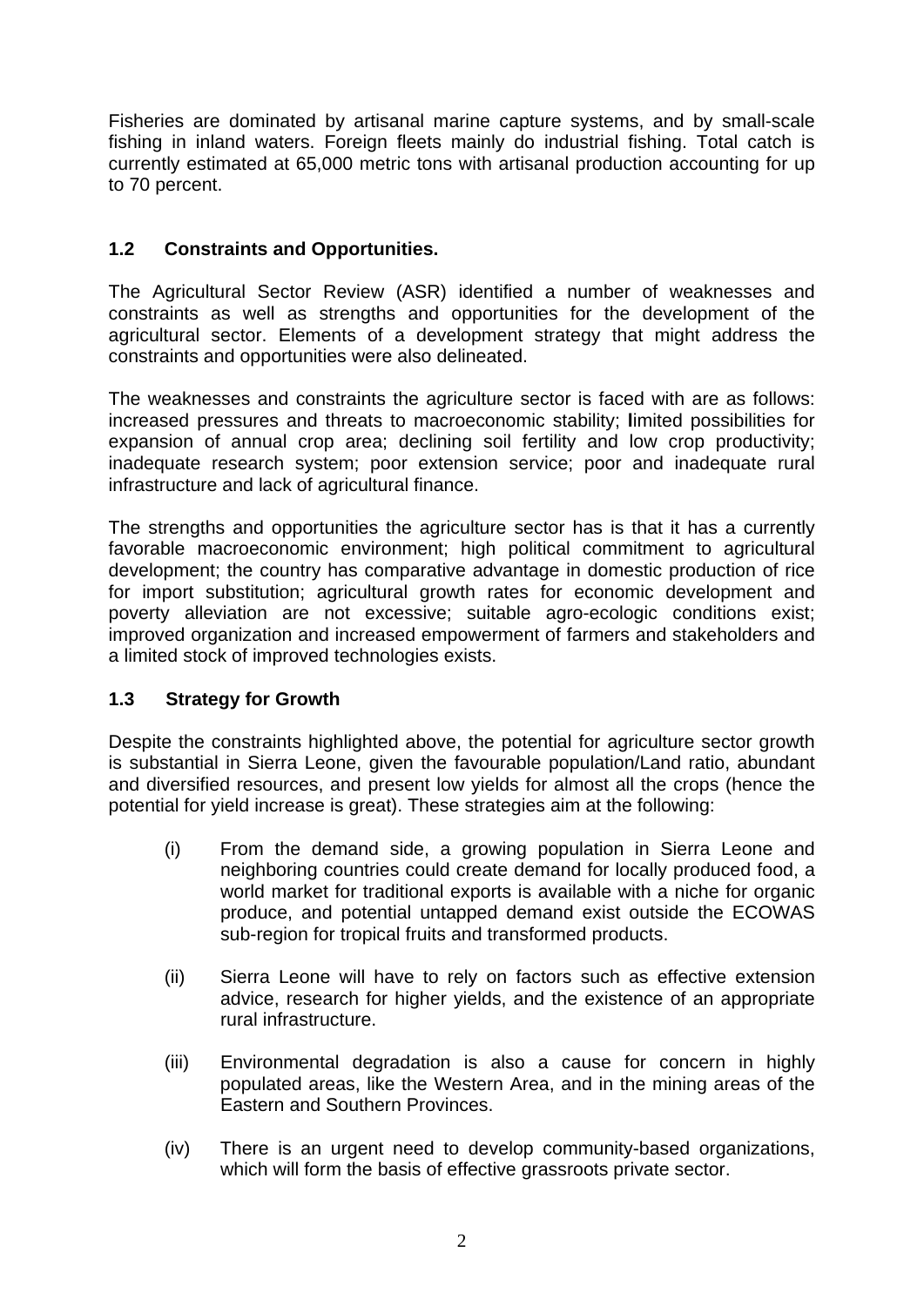Fisheries are dominated by artisanal marine capture systems, and by small-scale fishing in inland waters. Foreign fleets mainly do industrial fishing. Total catch is currently estimated at 65,000 metric tons with artisanal production accounting for up to 70 percent.

### 1.2 Constraints and Opportunities.

The Agricultural Sector Review (ASR) identified a number of weaknesses and constraints as well as strengths and opportunities for the development of the agricultural sector. Elements of a development strategy that might address the constraints and opportunities were also delineated.

The weaknesses and constraints the agriculture sector is faced with are as follows: increased pressures and threats to macroeconomic stability; **l**imited possibilities for expansion of annual crop area; declining soil fertility and low crop productivity; inadequate research system; poor extension service; poor and inadequate rural infrastructure and lack of agricultural finance.

The strengths and opportunities the agriculture sector has is that it has a currently favorable macroeconomic environment; high political commitment to agricultural development; the country has comparative advantage in domestic production of rice for import substitution; agricultural growth rates for economic development and poverty alleviation are not excessive; suitable agro-ecologic conditions exist; improved organization and increased empowerment of farmers and stakeholders and a limited stock of improved technologies exists.

### 1.3 Strategy for Growth

Despite the constraints highlighted above, the potential for agriculture sector growth is substantial in Sierra Leone, given the favourable population/Land ratio, abundant and diversified resources, and present low yields for almost all the crops (hence the potential for yield increase is great). These strategies aim at the following:

(i) From the demand side, a growing population in Sierra Leone and neighboring countries could create demand for locally produced food, a world market for traditional exports is available with a niche for organic produce, and potential untapped demand exist outside the ECOWAS sub-region for tropical fruits and transformed products.

(ii) Sierra Leone will have to rely on factors such as effective extension advice, research for higher yields, and the existence of an appropriate rural infrastructure.

(iii) Environmental degradation is also a cause for concern in highly populated areas, like the Western Area, and in the mining areas of the Eastern and Southern Provinces.

(iv) There is an urgent need to develop community-based organizations, which will form the basis of effective grassroots private sector.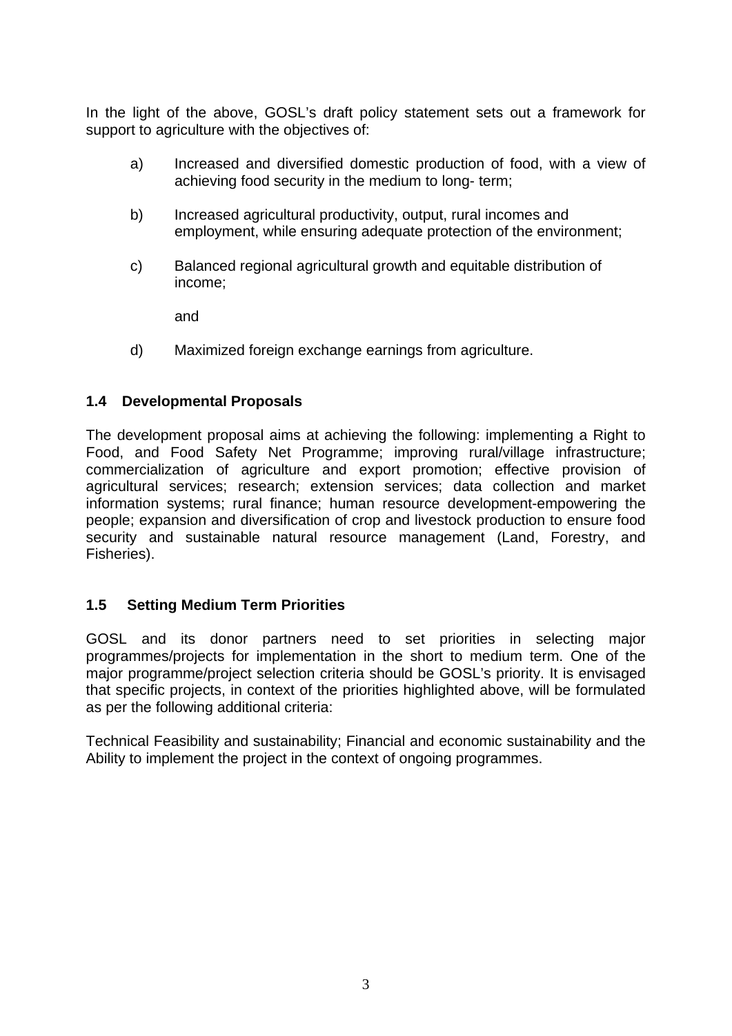In the light of the above, GOSL's draft policy statement sets out a framework for support to agriculture with the objectives of:

a) Increased and diversified domestic production of food, with a view of achieving food security in the medium to long- term;

b) Increased agricultural productivity, output, rural incomes and employment, while ensuring adequate protection of the environment;

c) Balanced regional agricultural growth and equitable distribution of income;

and

d) Maximized foreign exchange earnings from agriculture.

### 1.4 Developmental Proposals

The development proposal aims at achieving the following: implementing a Right to Food, and Food Safety Net Programme; improving rural/village infrastructure; commercialization of agriculture and export promotion; effective provision of agricultural services; research; extension services; data collection and market information systems; rural finance; human resource development-empowering the people; expansion and diversification of crop and livestock production to ensure food security and sustainable natural resource management (Land, Forestry, and Fisheries).

### 1.5 Setting Medium Term Priorities

GOSL and its donor partners need to set priorities in selecting major programmes/projects for implementation in the short to medium term. One of the major programme/project selection criteria should be GOSL's priority. It is envisaged that specific projects, in context of the priorities highlighted above, will be formulated as per the following additional criteria:

Technical Feasibility and sustainability; Financial and economic sustainability and the Ability to implement the project in the context of ongoing programmes.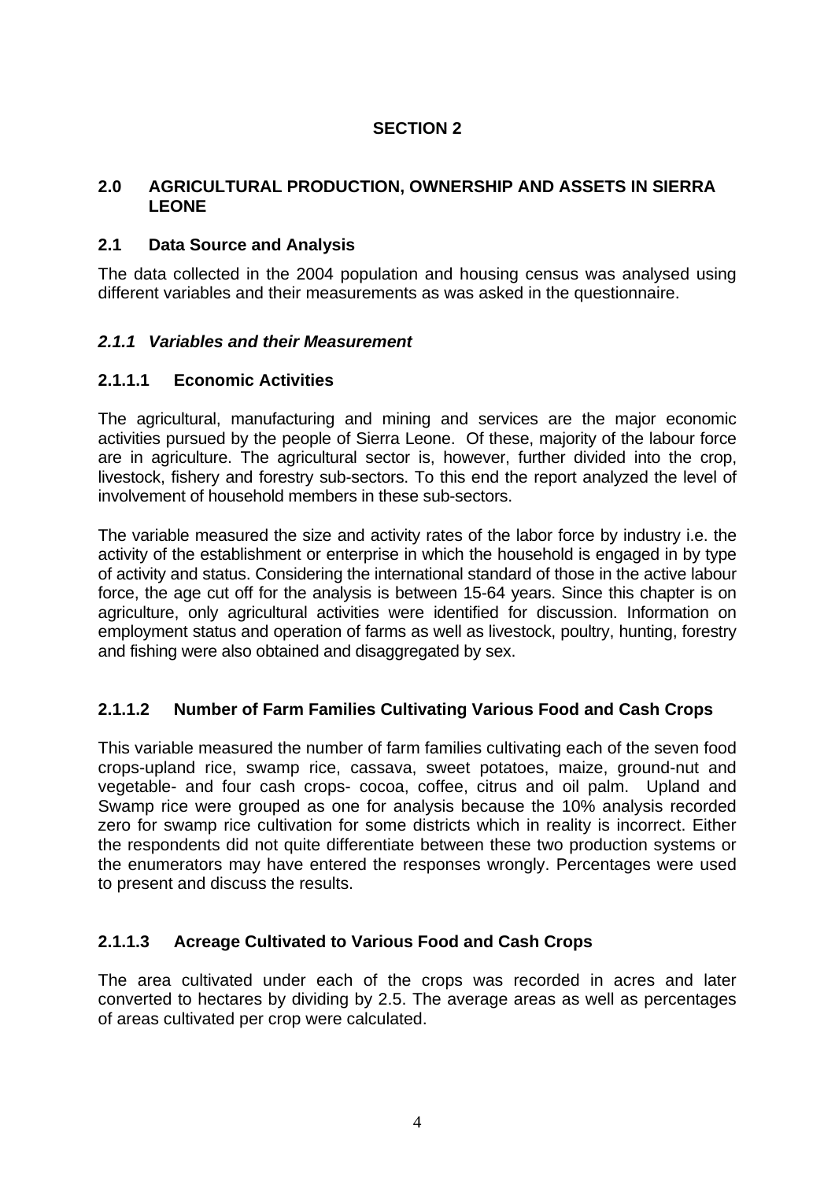# SECTION 2

## 2.0 AGRICULTURAL PRODUCTION, OWNERSHIP AND ASSETS IN SIERRA LEONE

## 2.1 Data Source and Analysis

The data collected in the 2004 population and housing census was analysed using different variables and their measurements as was asked in the questionnaire.

### *2.1.1 Variables and their Measurement*

#### 2.1.1.1 Economic Activities

The agricultural, manufacturing and mining and services are the major economic activities pursued by the people of Sierra Leone. Of these, majority of the labour force are in agriculture. The agricultural sector is, however, further divided into the crop, livestock, fishery and forestry sub-sectors. To this end the report analyzed the level of involvement of household members in these sub-sectors.

The variable measured the size and activity rates of the labor force by industry i.e. the activity of the establishment or enterprise in which the household is engaged in by type of activity and status. Considering the international standard of those in the active labour force, the age cut off for the analysis is between 15-64 years. Since this chapter is on agriculture, only agricultural activities were identified for discussion. Information on employment status and operation of farms as well as livestock, poultry, hunting, forestry and fishing were also obtained and disaggregated by sex.

#### 2.1.1.2 Number of Farm Families Cultivating Various Food and Cash Crops

This variable measured the number of farm families cultivating each of the seven food crops-upland rice, swamp rice, cassava, sweet potatoes, maize, ground-nut and vegetable- and four cash crops- cocoa, coffee, citrus and oil palm. Upland and Swamp rice were grouped as one for analysis because the 10% analysis recorded zero for swamp rice cultivation for some districts which in reality is incorrect. Either the respondents did not quite differentiate between these two production systems or the enumerators may have entered the responses wrongly. Percentages were used to present and discuss the results.

#### 2.1.1.3 Acreage Cultivated to Various Food and Cash Crops

The area cultivated under each of the crops was recorded in acres and later converted to hectares by dividing by 2.5. The average areas as well as percentages of areas cultivated per crop were calculated.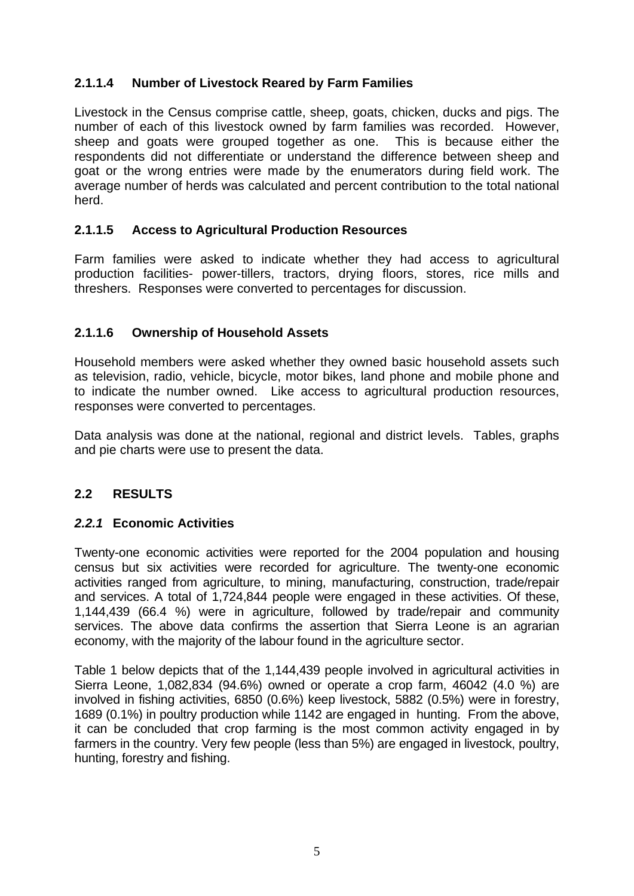#### 2.1.1.4 Number of Livestock Reared by Farm Families

Livestock in the Census comprise cattle, sheep, goats, chicken, ducks and pigs. The number of each of this livestock owned by farm families was recorded. However, sheep and goats were grouped together as one. This is because either the respondents did not differentiate or understand the difference between sheep and goat or the wrong entries were made by the enumerators during field work. The average number of herds was calculated and percent contribution to the total national herd.

#### 2.1.1.5 Access to Agricultural Production Resources

Farm families were asked to indicate whether they had access to agricultural production facilities- power-tillers, tractors, drying floors, stores, rice mills and threshers. Responses were converted to percentages for discussion.

#### 2.1.1.6 Ownership of Household Assets

Household members were asked whether they owned basic household assets such as television, radio, vehicle, bicycle, motor bikes, land phone and mobile phone and to indicate the number owned. Like access to agricultural production resources, responses were converted to percentages.

Data analysis was done at the national, regional and district levels. Tables, graphs and pie charts were use to present the data.

## 2.2 RESULTS

### *2.2.1* Economic Activities

Twenty-one economic activities were reported for the 2004 population and housing census but six activities were recorded for agriculture. The twenty-one economic activities ranged from agriculture, to mining, manufacturing, construction, trade/repair and services. A total of 1,724,844 people were engaged in these activities. Of these, 1,144,439 (66.4 %) were in agriculture, followed by trade/repair and community services. The above data confirms the assertion that Sierra Leone is an agrarian economy, with the majority of the labour found in the agriculture sector.

Table 1 below depicts that of the 1,144,439 people involved in agricultural activities in Sierra Leone, 1,082,834 (94.6%) owned or operate a crop farm, 46042 (4.0 %) are involved in fishing activities, 6850 (0.6%) keep livestock, 5882 (0.5%) were in forestry, 1689 (0.1%) in poultry production while 1142 are engaged in hunting. From the above, it can be concluded that crop farming is the most common activity engaged in by farmers in the country. Very few people (less than 5%) are engaged in livestock, poultry, hunting, forestry and fishing.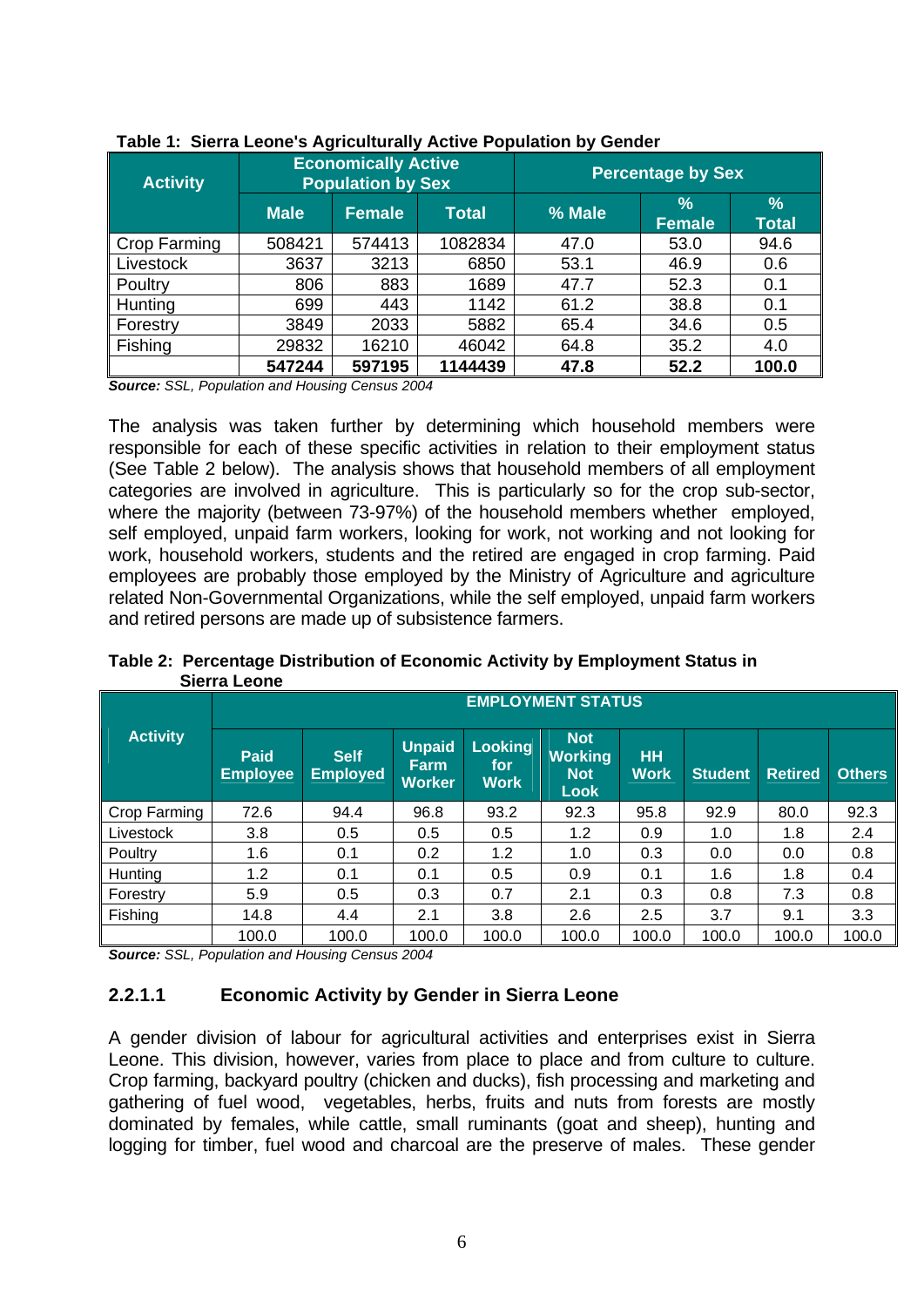**Table 1: Sierra Leone's Agriculturally Active Population by Gender**

| Activity | Economically Active Population by Sex | | | Percentage by Sex | | |
|---|---|---|---|---|---|---|
| | Male | Female | Total | % Male | % Female | % Total |
| Crop Farming | 508421 | 574413 | 1082834 | 47.0 | 53.0 | 94.6 |
| Livestock | 3637 | 3213 | 6850 | 53.1 | 46.9 | 0.6 |
| Poultry | 806 | 883 | 1689 | 47.7 | 52.3 | 0.1 |
| Hunting | 699 | 443 | 1142 | 61.2 | 38.8 | 0.1 |
| Forestry | 3849 | 2033 | 5882 | 65.4 | 34.6 | 0.5 |
| Fishing | 29832 | 16210 | 46042 | 64.8 | 35.2 | 4.0 |
| | **547244** | **597195** | **1144439** | **47.8** | **52.2** | **100.0** |

***Source:*** *SSL, Population and Housing Census 2004*

The analysis was taken further by determining which household members were responsible for each of these specific activities in relation to their employment status (See Table 2 below). The analysis shows that household members of all employment categories are involved in agriculture. This is particularly so for the crop sub-sector, where the majority (between 73-97%) of the household members whether employed, self employed, unpaid farm workers, looking for work, not working and not looking for work, household workers, students and the retired are engaged in crop farming. Paid employees are probably those employed by the Ministry of Agriculture and agriculture related Non-Governmental Organizations, while the self employed, unpaid farm workers and retired persons are made up of subsistence farmers.

**Table 2: Percentage Distribution of Economic Activity by Employment Status in Sierra Leone**

| Activity | EMPLOYMENT STATUS | | | | | | | | |
|---|---|---|---|---|---|---|---|---|---|
| | Paid Employee | Self Employed | Unpaid Farm Worker | Looking for Work | Not Working Not Look | HH Work | Student | Retired | Others |
| Crop Farming | 72.6 | 94.4 | 96.8 | 93.2 | 92.3 | 95.8 | 92.9 | 80.0 | 92.3 |
| Livestock | 3.8 | 0.5 | 0.5 | 0.5 | 1.2 | 0.9 | 1.0 | 1.8 | 2.4 |
| Poultry | 1.6 | 0.1 | 0.2 | 1.2 | 1.0 | 0.3 | 0.0 | 0.0 | 0.8 |
| Hunting | 1.2 | 0.1 | 0.1 | 0.5 | 0.9 | 0.1 | 1.6 | 1.8 | 0.4 |
| Forestry | 5.9 | 0.5 | 0.3 | 0.7 | 2.1 | 0.3 | 0.8 | 7.3 | 0.8 |
| Fishing | 14.8 | 4.4 | 2.1 | 3.8 | 2.6 | 2.5 | 3.7 | 9.1 | 3.3 |
| | 100.0 | 100.0 | 100.0 | 100.0 | 100.0 | 100.0 | 100.0 | 100.0 | 100.0 |

***Source:*** *SSL, Population and Housing Census 2004*

#### 2.2.1.1 Economic Activity by Gender in Sierra Leone

A gender division of labour for agricultural activities and enterprises exist in Sierra Leone. This division, however, varies from place to place and from culture to culture. Crop farming, backyard poultry (chicken and ducks), fish processing and marketing and gathering of fuel wood, vegetables, herbs, fruits and nuts from forests are mostly dominated by females, while cattle, small ruminants (goat and sheep), hunting and logging for timber, fuel wood and charcoal are the preserve of males. These gender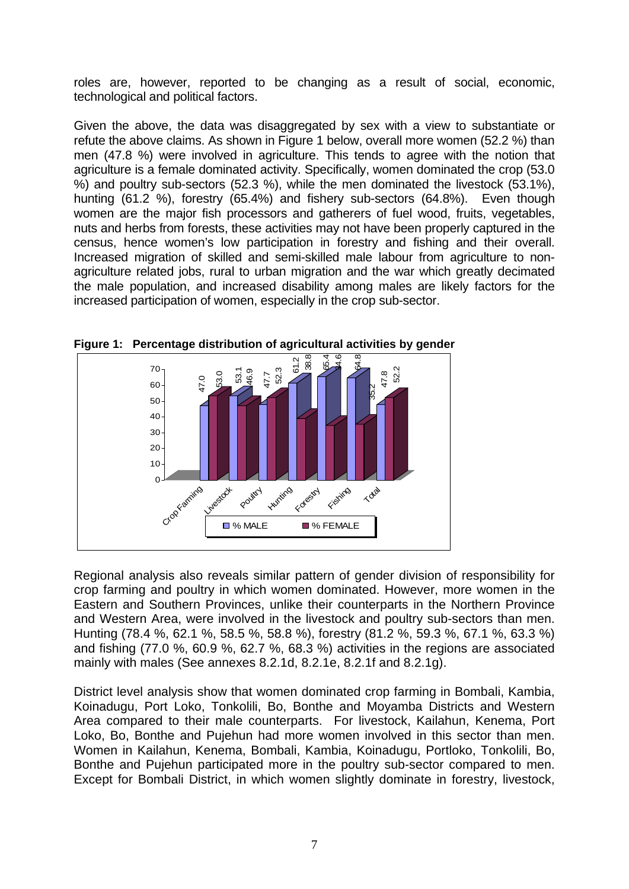roles are, however, reported to be changing as a result of social, economic, technological and political factors.

Given the above, the data was disaggregated by sex with a view to substantiate or refute the above claims. As shown in Figure 1 below, overall more women (52.2 %) than men (47.8 %) were involved in agriculture. This tends to agree with the notion that agriculture is a female dominated activity. Specifically, women dominated the crop (53.0 %) and poultry sub-sectors (52.3 %), while the men dominated the livestock (53.1%), hunting (61.2 %), forestry (65.4%) and fishery sub-sectors (64.8%). Even though women are the major fish processors and gatherers of fuel wood, fruits, vegetables, nuts and herbs from forests, these activities may not have been properly captured in the census, hence women's low participation in forestry and fishing and their overall. Increased migration of skilled and semi-skilled male labour from agriculture to non-agriculture related jobs, rural to urban migration and the war which greatly decimated the male population, and increased disability among males are likely factors for the increased participation of women, especially in the crop sub-sector.

**Figure 1: Percentage distribution of agricultural activities by gender**

| | Crop Farming | Livestock | Poultry | Hunting | Forestry | Fishing | Total |
|---|---|---|---|---|---|---|---|
| % MALE | 47.0 | 53.1 | 47.7 | 61.2 | 65.4 | 64.8 | 47.8 |
| % FEMALE | 53.0 | 46.9 | 52.3 | 38.8 | 34.6 | 35.2 | 52.2 |

Regional analysis also reveals similar pattern of gender division of responsibility for crop farming and poultry in which women dominated. However, more women in the Eastern and Southern Provinces, unlike their counterparts in the Northern Province and Western Area, were involved in the livestock and poultry sub-sectors than men. Hunting (78.4 %, 62.1 %, 58.5 %, 58.8 %), forestry (81.2 %, 59.3 %, 67.1 %, 63.3 %) and fishing (77.0 %, 60.9 %, 62.7 %, 68.3 %) activities in the regions are associated mainly with males (See annexes 8.2.1d, 8.2.1e, 8.2.1f and 8.2.1g).

District level analysis show that women dominated crop farming in Bombali, Kambia, Koinadugu, Port Loko, Tonkolili, Bo, Bonthe and Moyamba Districts and Western Area compared to their male counterparts. For livestock, Kailahun, Kenema, Port Loko, Bo, Bonthe and Pujehun had more women involved in this sector than men. Women in Kailahun, Kenema, Bombali, Kambia, Koinadugu, Portloko, Tonkolili, Bo, Bonthe and Pujehun participated more in the poultry sub-sector compared to men. Except for Bombali District, in which women slightly dominate in forestry, livestock,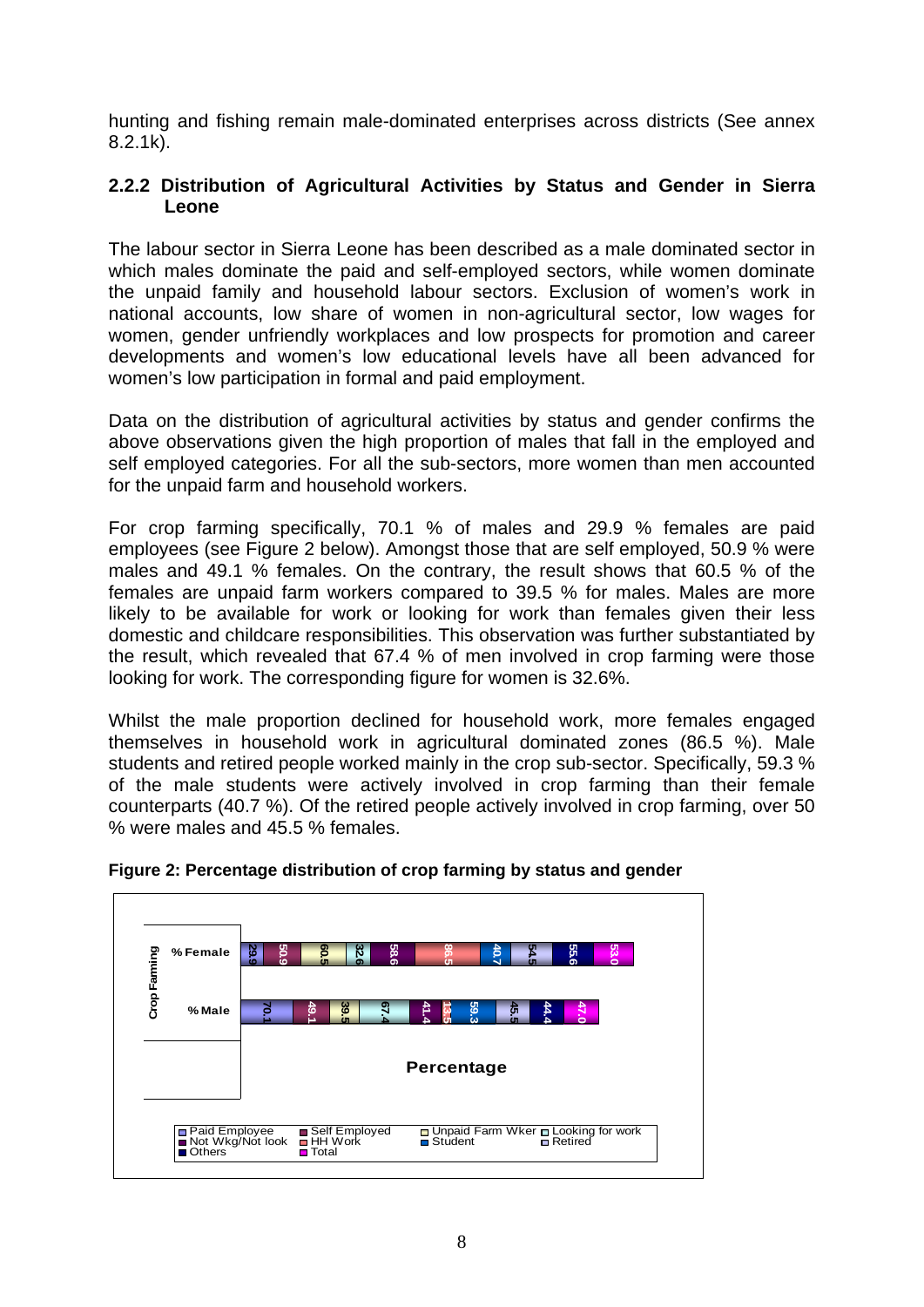hunting and fishing remain male-dominated enterprises across districts (See annex 8.2.1k).

### 2.2.2 Distribution of Agricultural Activities by Status and Gender in Sierra Leone

The labour sector in Sierra Leone has been described as a male dominated sector in which males dominate the paid and self-employed sectors, while women dominate the unpaid family and household labour sectors. Exclusion of women's work in national accounts, low share of women in non-agricultural sector, low wages for women, gender unfriendly workplaces and low prospects for promotion and career developments and women's low educational levels have all been advanced for women's low participation in formal and paid employment.

Data on the distribution of agricultural activities by status and gender confirms the above observations given the high proportion of males that fall in the employed and self employed categories. For all the sub-sectors, more women than men accounted for the unpaid farm and household workers.

For crop farming specifically, 70.1 % of males and 29.9 % females are paid employees (see Figure 2 below). Amongst those that are self employed, 50.9 % were males and 49.1 % females. On the contrary, the result shows that 60.5 % of the females are unpaid farm workers compared to 39.5 % for males. Males are more likely to be available for work or looking for work than females given their less domestic and childcare responsibilities. This observation was further substantiated by the result, which revealed that 67.4 % of men involved in crop farming were those looking for work. The corresponding figure for women is 32.6%.

Whilst the male proportion declined for household work, more females engaged themselves in household work in agricultural dominated zones (86.5 %). Male students and retired people worked mainly in the crop sub-sector. Specifically, 59.3 % of the male students were actively involved in crop farming than their female counterparts (40.7 %). Of the retired people actively involved in crop farming, over 50 % were males and 45.5 % females.

**Figure 2: Percentage distribution of crop farming by status and gender**

| Crop Farming | Paid Employee | Self Employed | Unpaid Farm Wker | Looking for work | Not Wkg/Not look | HH Work | Student | Retired | Others | Total |
|---|---|---|---|---|---|---|---|---|---|---|
| % Female | 29.9 | 50.9 | 60.5 | 32.6 | 58.6 | 86.5 | 40.7 | 54.5 | 55.6 | 53.0 |
| % Male | 70.1 | 49.1 | 39.5 | 67.4 | 41.4 | 13.5 | 59.3 | 45.5 | 44.4 | 47.0 |

Percentage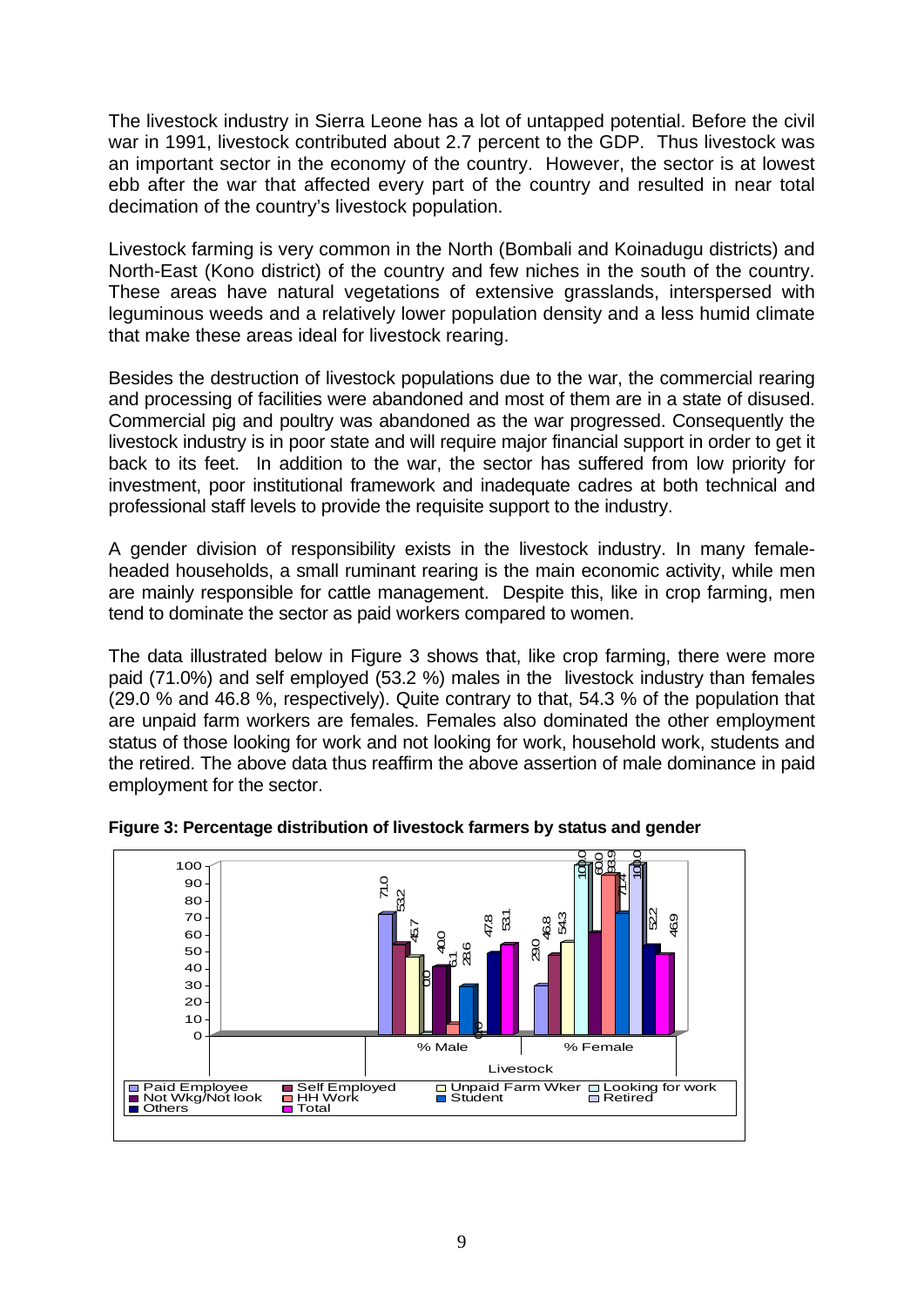The livestock industry in Sierra Leone has a lot of untapped potential. Before the civil war in 1991, livestock contributed about 2.7 percent to the GDP. Thus livestock was an important sector in the economy of the country. However, the sector is at lowest ebb after the war that affected every part of the country and resulted in near total decimation of the country's livestock population.

Livestock farming is very common in the North (Bombali and Koinadugu districts) and North-East (Kono district) of the country and few niches in the south of the country. These areas have natural vegetations of extensive grasslands, interspersed with leguminous weeds and a relatively lower population density and a less humid climate that make these areas ideal for livestock rearing.

Besides the destruction of livestock populations due to the war, the commercial rearing and processing of facilities were abandoned and most of them are in a state of disused. Commercial pig and poultry was abandoned as the war progressed. Consequently the livestock industry is in poor state and will require major financial support in order to get it back to its feet. In addition to the war, the sector has suffered from low priority for investment, poor institutional framework and inadequate cadres at both technical and professional staff levels to provide the requisite support to the industry.

A gender division of responsibility exists in the livestock industry. In many female-headed households, a small ruminant rearing is the main economic activity, while men are mainly responsible for cattle management. Despite this, like in crop farming, men tend to dominate the sector as paid workers compared to women.

The data illustrated below in Figure 3 shows that, like crop farming, there were more paid (71.0%) and self employed (53.2 %) males in the livestock industry than females (29.0 % and 46.8 %, respectively). Quite contrary to that, 54.3 % of the population that are unpaid farm workers are females. Females also dominated the other employment status of those looking for work and not looking for work, household work, students and the retired. The above data thus reaffirm the above assertion of male dominance in paid employment for the sector.

**Figure 3: Percentage distribution of livestock farmers by status and gender**

| Livestock | Paid Employee | Self Employed | Unpaid Farm Wker | Looking for work | Not Wkg/Not look | HH Work | Student | Retired | Others | Total |
|---|---|---|---|---|---|---|---|---|---|---|
| % Male | 71.0 | 53.2 | 45.7 | 0.0 | 40.0 | 6.1 | 28.6 | 0.0 | 47.8 | 53.1 |
| % Female | 29.0 | 46.8 | 54.3 | 100.0 | 60.0 | 93.9 | 71.4 | 100.0 | 52.2 | 46.9 |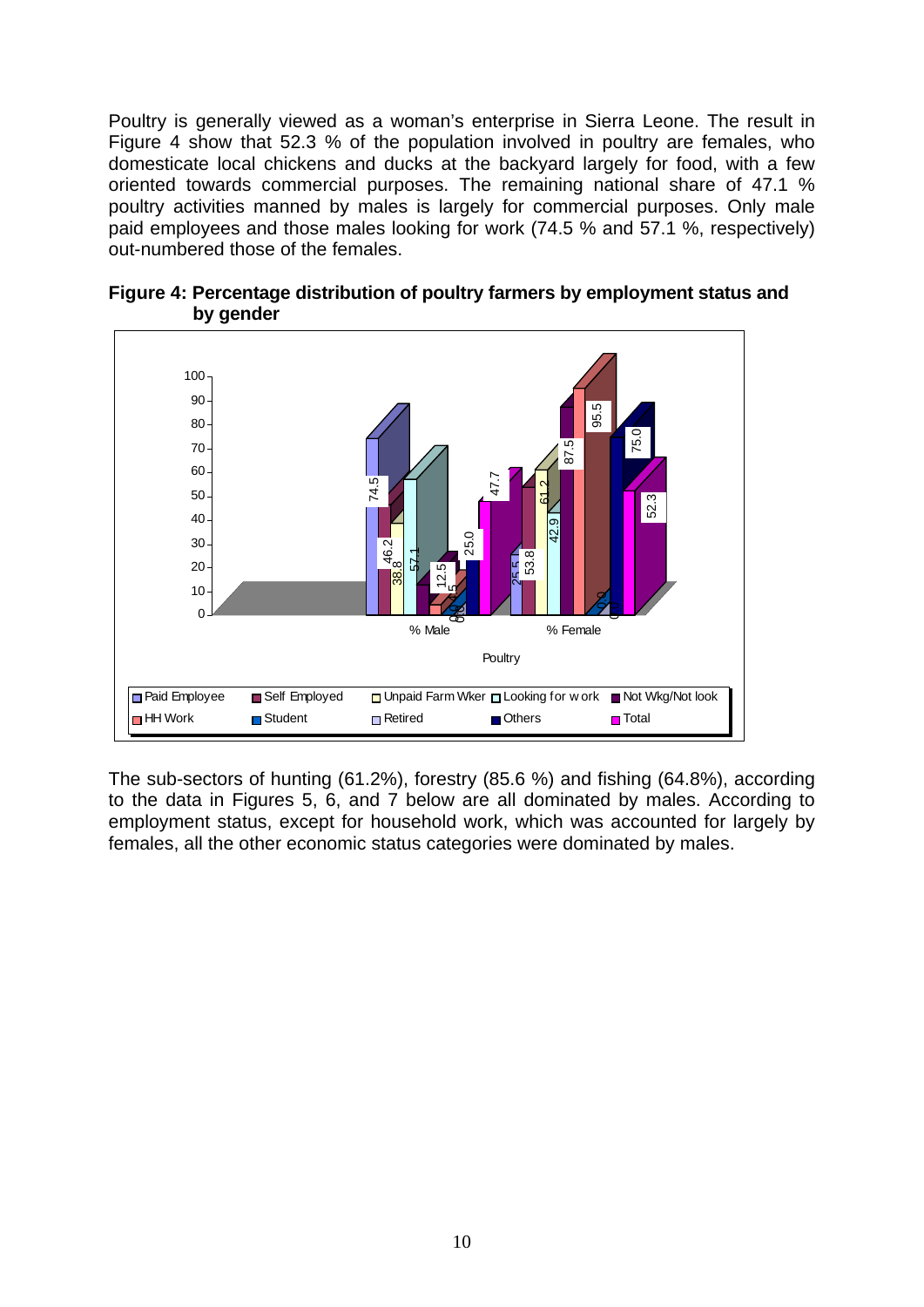Poultry is generally viewed as a woman's enterprise in Sierra Leone. The result in Figure 4 show that 52.3 % of the population involved in poultry are females, who domesticate local chickens and ducks at the backyard largely for food, with a few oriented towards commercial purposes. The remaining national share of 47.1 % poultry activities manned by males is largely for commercial purposes. Only male paid employees and those males looking for work (74.5 % and 57.1 %, respectively) out-numbered those of the females.

**Figure 4: Percentage distribution of poultry farmers by employment status and by gender**

The sub-sectors of hunting (61.2%), forestry (85.6 %) and fishing (64.8%), according to the data in Figures 5, 6, and 7 below are all dominated by males. According to employment status, except for household work, which was accounted for largely by females, all the other economic status categories were dominated by males.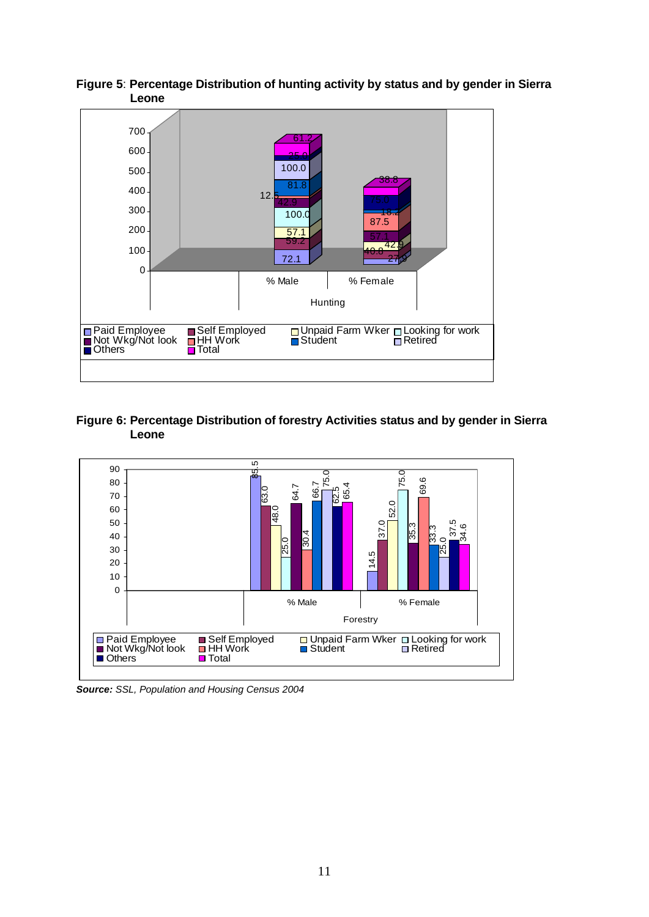**Figure 5**: **Percentage Distribution of hunting activity by status and by gender in Sierra Leone**

| Status | % Male | % Female |
|---|---|---|
| Paid Employee | 72.1 | 27.9 |
| Self Employed | 59.2 | 40.8 |
| Unpaid Farm Wker | 57.1 | 42.9 |
| Looking for work | 100.0 | |
| Not Wkg/Not look | 42.9 | 57.1 |
| HH Work | 12.5 | 87.5 |
| Student | 81.8 | 18.2 |
| Retired | 100.0 | |
| Others | 25.0 | 75.0 |
| Total | 61.2 | 38.8 |

**Figure 6: Percentage Distribution of forestry Activities status and by gender in Sierra Leone**

| Status | % Male | % Female |
|---|---|---|
| Paid Employee | 85.5 | 14.5 |
| Self Employed | 63.0 | 37.0 |
| Unpaid Farm Wker | 48.0 | 52.0 |
| Looking for work | 25.0 | 75.0 |
| Not Wkg/Not look | 64.7 | 35.3 |
| HH Work | 30.4 | 69.6 |
| Student | 66.7 | 33.3 |
| Retired | 75.0 | 25.0 |
| Others | 62.5 | 37.5 |
| Total | 65.4 | 34.6 |

***Source:*** *SSL, Population and Housing Census 2004*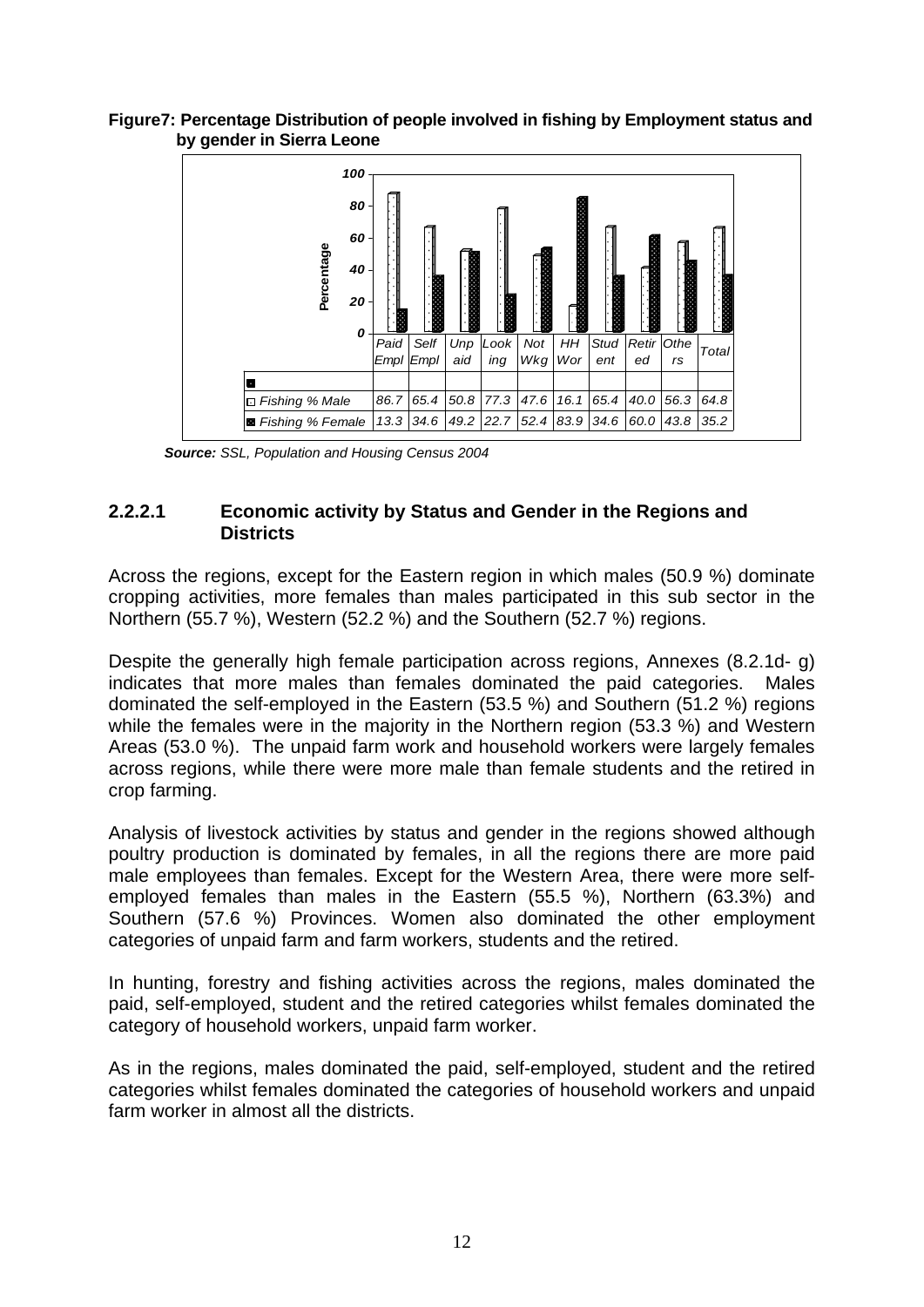**Figure7: Percentage Distribution of people involved in fishing by Employment status and by gender in Sierra Leone**

| | Paid Empl | Self Empl | Unpaid | Looking | Not Wkg | HH Wor | Student | Retired | Others | Total |
|---|---|---|---|---|---|---|---|---|---|---|
| Fishing % Male | 86.7 | 65.4 | 50.8 | 77.3 | 47.6 | 16.1 | 65.4 | 40.0 | 56.3 | 64.8 |
| Fishing % Female | 13.3 | 34.6 | 49.2 | 22.7 | 52.4 | 83.9 | 34.6 | 60.0 | 43.8 | 35.2 |

*Source: SSL, Population and Housing Census 2004*

#### 2.2.2.1 Economic activity by Status and Gender in the Regions and Districts

Across the regions, except for the Eastern region in which males (50.9 %) dominate cropping activities, more females than males participated in this sub sector in the Northern (55.7 %), Western (52.2 %) and the Southern (52.7 %) regions.

Despite the generally high female participation across regions, Annexes (8.2.1d- g) indicates that more males than females dominated the paid categories. Males dominated the self-employed in the Eastern (53.5 %) and Southern (51.2 %) regions while the females were in the majority in the Northern region (53.3 %) and Western Areas (53.0 %). The unpaid farm work and household workers were largely females across regions, while there were more male than female students and the retired in crop farming.

Analysis of livestock activities by status and gender in the regions showed although poultry production is dominated by females, in all the regions there are more paid male employees than females. Except for the Western Area, there were more self-employed females than males in the Eastern (55.5 %), Northern (63.3%) and Southern (57.6 %) Provinces. Women also dominated the other employment categories of unpaid farm and farm workers, students and the retired.

In hunting, forestry and fishing activities across the regions, males dominated the paid, self-employed, student and the retired categories whilst females dominated the category of household workers, unpaid farm worker.

As in the regions, males dominated the paid, self-employed, student and the retired categories whilst females dominated the categories of household workers and unpaid farm worker in almost all the districts.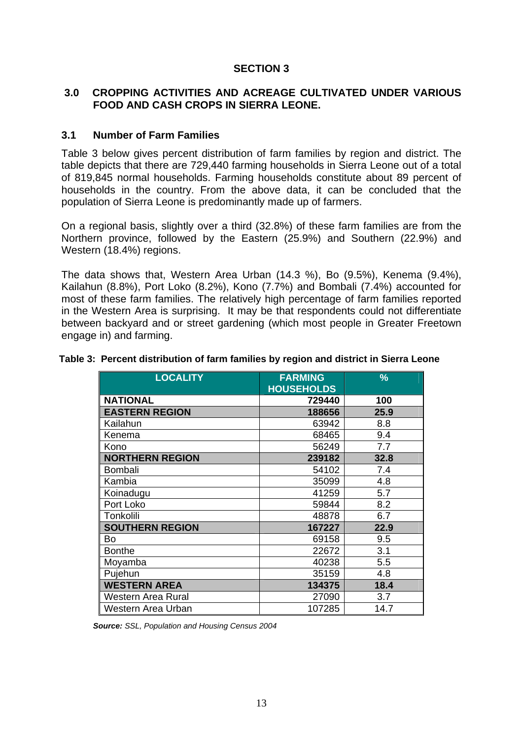## SECTION 3

## 3.0 CROPPING ACTIVITIES AND ACREAGE CULTIVATED UNDER VARIOUS FOOD AND CASH CROPS IN SIERRA LEONE.

### 3.1 Number of Farm Families

Table 3 below gives percent distribution of farm families by region and district. The table depicts that there are 729,440 farming households in Sierra Leone out of a total of 819,845 normal households. Farming households constitute about 89 percent of households in the country. From the above data, it can be concluded that the population of Sierra Leone is predominantly made up of farmers.

On a regional basis, slightly over a third (32.8%) of these farm families are from the Northern province, followed by the Eastern (25.9%) and Southern (22.9%) and Western (18.4%) regions.

The data shows that, Western Area Urban (14.3 %), Bo (9.5%), Kenema (9.4%), Kailahun (8.8%), Port Loko (8.2%), Kono (7.7%) and Bombali (7.4%) accounted for most of these farm families. The relatively high percentage of farm families reported in the Western Area is surprising. It may be that respondents could not differentiate between backyard and or street gardening (which most people in Greater Freetown engage in) and farming.

**Table 3: Percent distribution of farm families by region and district in Sierra Leone**

| LOCALITY | FARMING HOUSEHOLDS | % |
|---|---|---|
| **NATIONAL** | **729440** | **100** |
| **EASTERN REGION** | **188656** | **25.9** |
| Kailahun | 63942 | 8.8 |
| Kenema | 68465 | 9.4 |
| Kono | 56249 | 7.7 |
| **NORTHERN REGION** | **239182** | **32.8** |
| Bombali | 54102 | 7.4 |
| Kambia | 35099 | 4.8 |
| Koinadugu | 41259 | 5.7 |
| Port Loko | 59844 | 8.2 |
| Tonkolili | 48878 | 6.7 |
| **SOUTHERN REGION** | **167227** | **22.9** |
| Bo | 69158 | 9.5 |
| Bonthe | 22672 | 3.1 |
| Moyamba | 40238 | 5.5 |
| Pujehun | 35159 | 4.8 |
| **WESTERN AREA** | **134375** | **18.4** |
| Western Area Rural | 27090 | 3.7 |
| Western Area Urban | 107285 | 14.7 |

***Source:*** *SSL, Population and Housing Census 2004*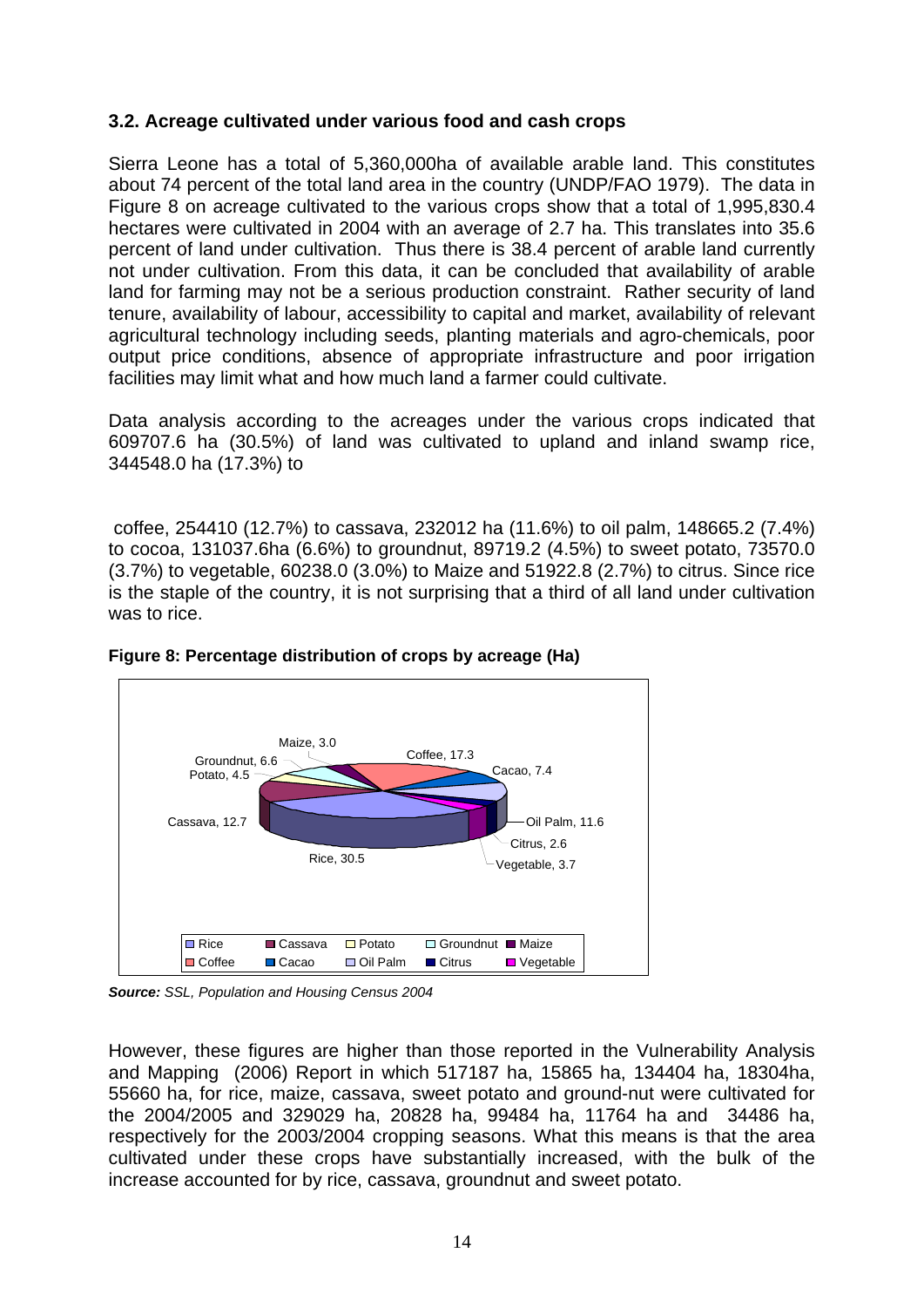### 3.2. Acreage cultivated under various food and cash crops

Sierra Leone has a total of 5,360,000ha of available arable land. This constitutes about 74 percent of the total land area in the country (UNDP/FAO 1979). The data in Figure 8 on acreage cultivated to the various crops show that a total of 1,995,830.4 hectares were cultivated in 2004 with an average of 2.7 ha. This translates into 35.6 percent of land under cultivation. Thus there is 38.4 percent of arable land currently not under cultivation. From this data, it can be concluded that availability of arable land for farming may not be a serious production constraint. Rather security of land tenure, availability of labour, accessibility to capital and market, availability of relevant agricultural technology including seeds, planting materials and agro-chemicals, poor output price conditions, absence of appropriate infrastructure and poor irrigation facilities may limit what and how much land a farmer could cultivate.

Data analysis according to the acreages under the various crops indicated that 609707.6 ha (30.5%) of land was cultivated to upland and inland swamp rice, 344548.0 ha (17.3%) to

coffee, 254410 (12.7%) to cassava, 232012 ha (11.6%) to oil palm, 148665.2 (7.4%) to cocoa, 131037.6ha (6.6%) to groundnut, 89719.2 (4.5%) to sweet potato, 73570.0 (3.7%) to vegetable, 60238.0 (3.0%) to Maize and 51922.8 (2.7%) to citrus. Since rice is the staple of the country, it is not surprising that a third of all land under cultivation was to rice.

**Figure 8: Percentage distribution of crops by acreage (Ha)**

| Crop | Percentage |
|---|---|
| Rice | 30.5 |
| Coffee | 17.3 |
| Cassava | 12.7 |
| Oil Palm | 11.6 |
| Cacao | 7.4 |
| Groundnut | 6.6 |
| Potato | 4.5 |
| Vegetable | 3.7 |
| Maize | 3.0 |
| Citrus | 2.6 |

***Source:*** *SSL, Population and Housing Census 2004*

However, these figures are higher than those reported in the Vulnerability Analysis and Mapping (2006) Report in which 517187 ha, 15865 ha, 134404 ha, 18304ha, 55660 ha, for rice, maize, cassava, sweet potato and ground-nut were cultivated for the 2004/2005 and 329029 ha, 20828 ha, 99484 ha, 11764 ha and 34486 ha, respectively for the 2003/2004 cropping seasons. What this means is that the area cultivated under these crops have substantially increased, with the bulk of the increase accounted for by rice, cassava, groundnut and sweet potato.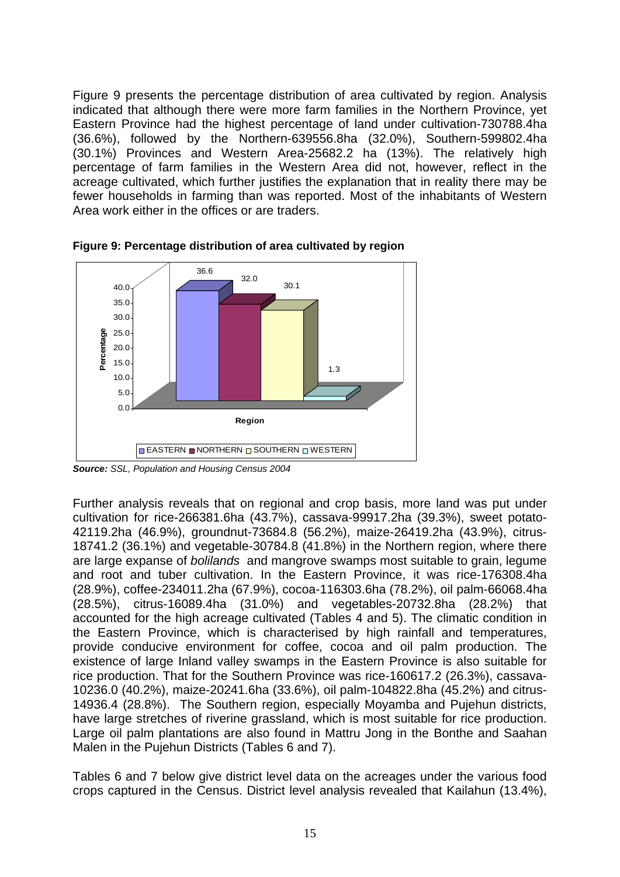Figure 9 presents the percentage distribution of area cultivated by region. Analysis indicated that although there were more farm families in the Northern Province, yet Eastern Province had the highest percentage of land under cultivation-730788.4ha (36.6%), followed by the Northern-639556.8ha (32.0%), Southern-599802.4ha (30.1%) Provinces and Western Area-25682.2 ha (13%). The relatively high percentage of farm families in the Western Area did not, however, reflect in the acreage cultivated, which further justifies the explanation that in reality there may be fewer households in farming than was reported. Most of the inhabitants of Western Area work either in the offices or are traders.

**Figure 9: Percentage distribution of area cultivated by region**

*Source: SSL, Population and Housing Census 2004*

Further analysis reveals that on regional and crop basis, more land was put under cultivation for rice-266381.6ha (43.7%), cassava-99917.2ha (39.3%), sweet potato-42119.2ha (46.9%), groundnut-73684.8 (56.2%), maize-26419.2ha (43.9%), citrus-18741.2 (36.1%) and vegetable-30784.8 (41.8%) in the Northern region, where there are large expanse of *bolilands* and mangrove swamps most suitable to grain, legume and root and tuber cultivation. In the Eastern Province, it was rice-176308.4ha (28.9%), coffee-234011.2ha (67.9%), cocoa-116303.6ha (78.2%), oil palm-66068.4ha (28.5%), citrus-16089.4ha (31.0%) and vegetables-20732.8ha (28.2%) that accounted for the high acreage cultivated (Tables 4 and 5). The climatic condition in the Eastern Province, which is characterised by high rainfall and temperatures, provide conducive environment for coffee, cocoa and oil palm production. The existence of large Inland valley swamps in the Eastern Province is also suitable for rice production. That for the Southern Province was rice-160617.2 (26.3%), cassava-10236.0 (40.2%), maize-20241.6ha (33.6%), oil palm-104822.8ha (45.2%) and citrus-14936.4 (28.8%). The Southern region, especially Moyamba and Pujehun districts, have large stretches of riverine grassland, which is most suitable for rice production. Large oil palm plantations are also found in Mattru Jong in the Bonthe and Saahan Malen in the Pujehun Districts (Tables 6 and 7).

Tables 6 and 7 below give district level data on the acreages under the various food crops captured in the Census. District level analysis revealed that Kailahun (13.4%),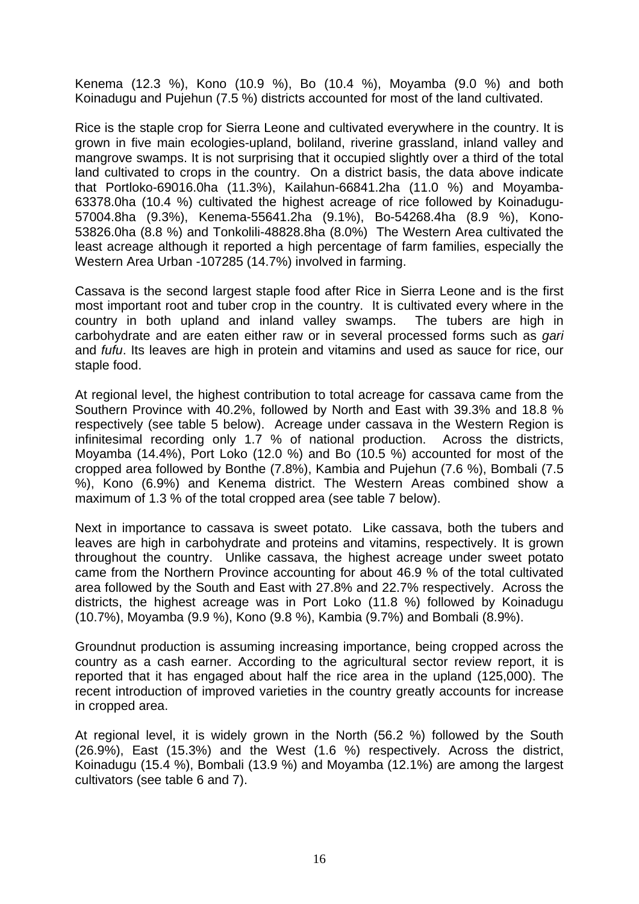Kenema (12.3 %), Kono (10.9 %), Bo (10.4 %), Moyamba (9.0 %) and both Koinadugu and Pujehun (7.5 %) districts accounted for most of the land cultivated.

Rice is the staple crop for Sierra Leone and cultivated everywhere in the country. It is grown in five main ecologies-upland, boliland, riverine grassland, inland valley and mangrove swamps. It is not surprising that it occupied slightly over a third of the total land cultivated to crops in the country. On a district basis, the data above indicate that Portloko-69016.0ha (11.3%), Kailahun-66841.2ha (11.0 %) and Moyamba-63378.0ha (10.4 %) cultivated the highest acreage of rice followed by Koinadugu-57004.8ha (9.3%), Kenema-55641.2ha (9.1%), Bo-54268.4ha (8.9 %), Kono-53826.0ha (8.8 %) and Tonkolili-48828.8ha (8.0%) The Western Area cultivated the least acreage although it reported a high percentage of farm families, especially the Western Area Urban -107285 (14.7%) involved in farming.

Cassava is the second largest staple food after Rice in Sierra Leone and is the first most important root and tuber crop in the country. It is cultivated every where in the country in both upland and inland valley swamps. The tubers are high in carbohydrate and are eaten either raw or in several processed forms such as *gari* and *fufu*. Its leaves are high in protein and vitamins and used as sauce for rice, our staple food.

At regional level, the highest contribution to total acreage for cassava came from the Southern Province with 40.2%, followed by North and East with 39.3% and 18.8 % respectively (see table 5 below). Acreage under cassava in the Western Region is infinitesimal recording only 1.7 % of national production. Across the districts, Moyamba (14.4%), Port Loko (12.0 %) and Bo (10.5 %) accounted for most of the cropped area followed by Bonthe (7.8%), Kambia and Pujehun (7.6 %), Bombali (7.5 %), Kono (6.9%) and Kenema district. The Western Areas combined show a maximum of 1.3 % of the total cropped area (see table 7 below).

Next in importance to cassava is sweet potato. Like cassava, both the tubers and leaves are high in carbohydrate and proteins and vitamins, respectively. It is grown throughout the country. Unlike cassava, the highest acreage under sweet potato came from the Northern Province accounting for about 46.9 % of the total cultivated area followed by the South and East with 27.8% and 22.7% respectively. Across the districts, the highest acreage was in Port Loko (11.8 %) followed by Koinadugu (10.7%), Moyamba (9.9 %), Kono (9.8 %), Kambia (9.7%) and Bombali (8.9%).

Groundnut production is assuming increasing importance, being cropped across the country as a cash earner. According to the agricultural sector review report, it is reported that it has engaged about half the rice area in the upland (125,000). The recent introduction of improved varieties in the country greatly accounts for increase in cropped area.

At regional level, it is widely grown in the North (56.2 %) followed by the South (26.9%), East (15.3%) and the West (1.6 %) respectively. Across the district, Koinadugu (15.4 %), Bombali (13.9 %) and Moyamba (12.1%) are among the largest cultivators (see table 6 and 7).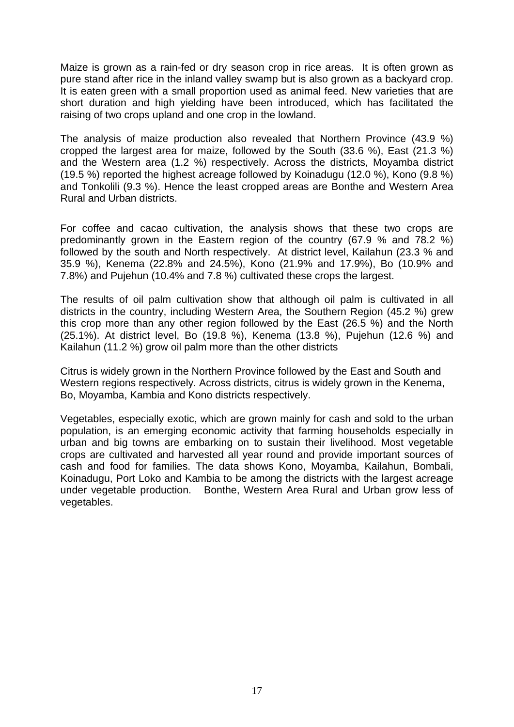Maize is grown as a rain-fed or dry season crop in rice areas. It is often grown as pure stand after rice in the inland valley swamp but is also grown as a backyard crop. It is eaten green with a small proportion used as animal feed. New varieties that are short duration and high yielding have been introduced, which has facilitated the raising of two crops upland and one crop in the lowland.

The analysis of maize production also revealed that Northern Province (43.9 %) cropped the largest area for maize, followed by the South (33.6 %), East (21.3 %) and the Western area (1.2 %) respectively. Across the districts, Moyamba district (19.5 %) reported the highest acreage followed by Koinadugu (12.0 %), Kono (9.8 %) and Tonkolili (9.3 %). Hence the least cropped areas are Bonthe and Western Area Rural and Urban districts.

For coffee and cacao cultivation, the analysis shows that these two crops are predominantly grown in the Eastern region of the country (67.9 % and 78.2 %) followed by the south and North respectively. At district level, Kailahun (23.3 % and 35.9 %), Kenema (22.8% and 24.5%), Kono (21.9% and 17.9%), Bo (10.9% and 7.8%) and Pujehun (10.4% and 7.8 %) cultivated these crops the largest.

The results of oil palm cultivation show that although oil palm is cultivated in all districts in the country, including Western Area, the Southern Region (45.2 %) grew this crop more than any other region followed by the East (26.5 %) and the North (25.1%). At district level, Bo (19.8 %), Kenema (13.8 %), Pujehun (12.6 %) and Kailahun (11.2 %) grow oil palm more than the other districts

Citrus is widely grown in the Northern Province followed by the East and South and Western regions respectively. Across districts, citrus is widely grown in the Kenema, Bo, Moyamba, Kambia and Kono districts respectively.

Vegetables, especially exotic, which are grown mainly for cash and sold to the urban population, is an emerging economic activity that farming households especially in urban and big towns are embarking on to sustain their livelihood. Most vegetable crops are cultivated and harvested all year round and provide important sources of cash and food for families. The data shows Kono, Moyamba, Kailahun, Bombali, Koinadugu, Port Loko and Kambia to be among the districts with the largest acreage under vegetable production. Bonthe, Western Area Rural and Urban grow less of vegetables.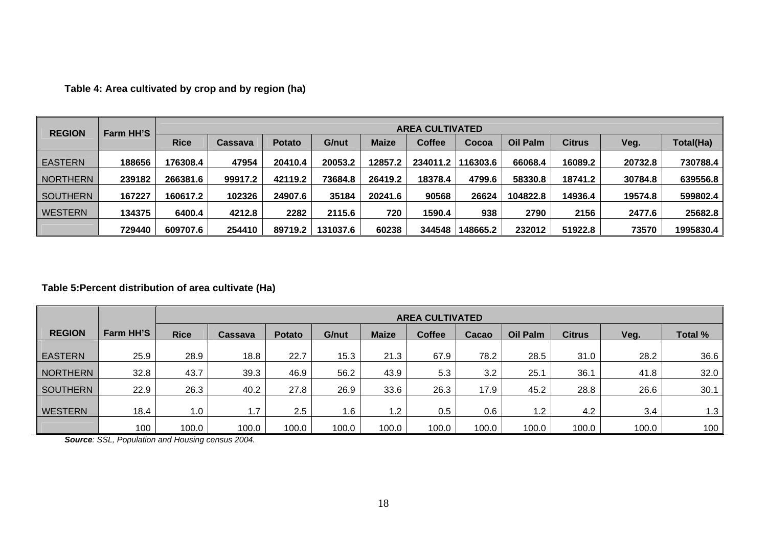**Table 4: Area cultivated by crop and by region (ha)**

| REGION | Farm HH'S | AREA CULTIVATED | | | | | | | | | | |
|---|---|---|---|---|---|---|---|---|---|---|---|---|
| | | Rice | Cassava | Potato | G/nut | Maize | Coffee | Cocoa | Oil Palm | Citrus | Veg. | Total(Ha) |
| EASTERN | 188656 | 176308.4 | 47954 | 20410.4 | 20053.2 | 12857.2 | 234011.2 | 116303.6 | 66068.4 | 16089.2 | 20732.8 | 730788.4 |
| NORTHERN | 239182 | 266381.6 | 99917.2 | 42119.2 | 73684.8 | 26419.2 | 18378.4 | 4799.6 | 58330.8 | 18741.2 | 30784.8 | 639556.8 |
| SOUTHERN | 167227 | 160617.2 | 102326 | 24907.6 | 35184 | 20241.6 | 90568 | 26624 | 104822.8 | 14936.4 | 19574.8 | 599802.4 |
| WESTERN | 134375 | 6400.4 | 4212.8 | 2282 | 2115.6 | 720 | 1590.4 | 938 | 2790 | 2156 | 2477.6 | 25682.8 |
| | 729440 | 609707.6 | 254410 | 89719.2 | 131037.6 | 60238 | 344548 | 148665.2 | 232012 | 51922.8 | 73570 | 1995830.4 |

**Table 5:Percent distribution of area cultivate (Ha)**

| REGION | Farm HH'S | AREA CULTIVATED | | | | | | | | | | |
|---|---|---|---|---|---|---|---|---|---|---|---|---|
| | | Rice | Cassava | Potato | G/nut | Maize | Coffee | Cacao | Oil Palm | Citrus | Veg. | Total % |
| EASTERN | 25.9 | 28.9 | 18.8 | 22.7 | 15.3 | 21.3 | 67.9 | 78.2 | 28.5 | 31.0 | 28.2 | 36.6 |
| NORTHERN | 32.8 | 43.7 | 39.3 | 46.9 | 56.2 | 43.9 | 5.3 | 3.2 | 25.1 | 36.1 | 41.8 | 32.0 |
| SOUTHERN | 22.9 | 26.3 | 40.2 | 27.8 | 26.9 | 33.6 | 26.3 | 17.9 | 45.2 | 28.8 | 26.6 | 30.1 |
| WESTERN | 18.4 | 1.0 | 1.7 | 2.5 | 1.6 | 1.2 | 0.5 | 0.6 | 1.2 | 4.2 | 3.4 | 1.3 |
| | 100 | 100.0 | 100.0 | 100.0 | 100.0 | 100.0 | 100.0 | 100.0 | 100.0 | 100.0 | 100.0 | 100 |

***Source**: SSL, Population and Housing census 2004.*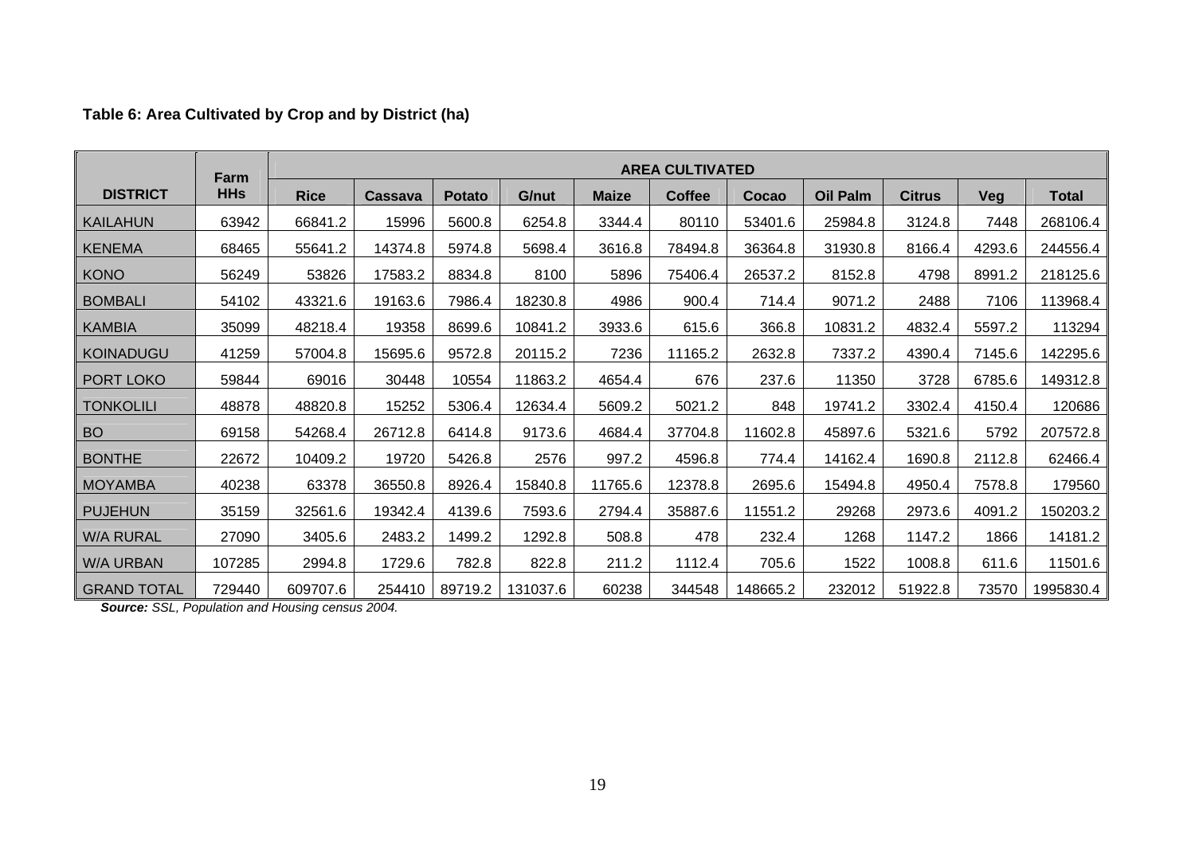**Table 6: Area Cultivated by Crop and by District (ha)**

| DISTRICT | Farm HHs | AREA CULTIVATED | | | | | | | | | | |
|---|---|---|---|---|---|---|---|---|---|---|---|---|
| | | Rice | Cassava | Potato | G/nut | Maize | Coffee | Cocao | Oil Palm | Citrus | Veg | Total |
| KAILAHUN | 63942 | 66841.2 | 15996 | 5600.8 | 6254.8 | 3344.4 | 80110 | 53401.6 | 25984.8 | 3124.8 | 7448 | 268106.4 |
| KENEMA | 68465 | 55641.2 | 14374.8 | 5974.8 | 5698.4 | 3616.8 | 78494.8 | 36364.8 | 31930.8 | 8166.4 | 4293.6 | 244556.4 |
| KONO | 56249 | 53826 | 17583.2 | 8834.8 | 8100 | 5896 | 75406.4 | 26537.2 | 8152.8 | 4798 | 8991.2 | 218125.6 |
| BOMBALI | 54102 | 43321.6 | 19163.6 | 7986.4 | 18230.8 | 4986 | 900.4 | 714.4 | 9071.2 | 2488 | 7106 | 113968.4 |
| KAMBIA | 35099 | 48218.4 | 19358 | 8699.6 | 10841.2 | 3933.6 | 615.6 | 366.8 | 10831.2 | 4832.4 | 5597.2 | 113294 |
| KOINADUGU | 41259 | 57004.8 | 15695.6 | 9572.8 | 20115.2 | 7236 | 11165.2 | 2632.8 | 7337.2 | 4390.4 | 7145.6 | 142295.6 |
| PORT LOKO | 59844 | 69016 | 30448 | 10554 | 11863.2 | 4654.4 | 676 | 237.6 | 11350 | 3728 | 6785.6 | 149312.8 |
| TONKOLILI | 48878 | 48820.8 | 15252 | 5306.4 | 12634.4 | 5609.2 | 5021.2 | 848 | 19741.2 | 3302.4 | 4150.4 | 120686 |
| BO | 69158 | 54268.4 | 26712.8 | 6414.8 | 9173.6 | 4684.4 | 37704.8 | 11602.8 | 45897.6 | 5321.6 | 5792 | 207572.8 |
| BONTHE | 22672 | 10409.2 | 19720 | 5426.8 | 2576 | 997.2 | 4596.8 | 774.4 | 14162.4 | 1690.8 | 2112.8 | 62466.4 |
| MOYAMBA | 40238 | 63378 | 36550.8 | 8926.4 | 15840.8 | 11765.6 | 12378.8 | 2695.6 | 15494.8 | 4950.4 | 7578.8 | 179560 |
| PUJEHUN | 35159 | 32561.6 | 19342.4 | 4139.6 | 7593.6 | 2794.4 | 35887.6 | 11551.2 | 29268 | 2973.6 | 4091.2 | 150203.2 |
| W/A RURAL | 27090 | 3405.6 | 2483.2 | 1499.2 | 1292.8 | 508.8 | 478 | 232.4 | 1268 | 1147.2 | 1866 | 14181.2 |
| W/A URBAN | 107285 | 2994.8 | 1729.6 | 782.8 | 822.8 | 211.2 | 1112.4 | 705.6 | 1522 | 1008.8 | 611.6 | 11501.6 |
| GRAND TOTAL | 729440 | 609707.6 | 254410 | 89719.2 | 131037.6 | 60238 | 344548 | 148665.2 | 232012 | 51922.8 | 73570 | 1995830.4 |

***Source:*** *SSL, Population and Housing census 2004.*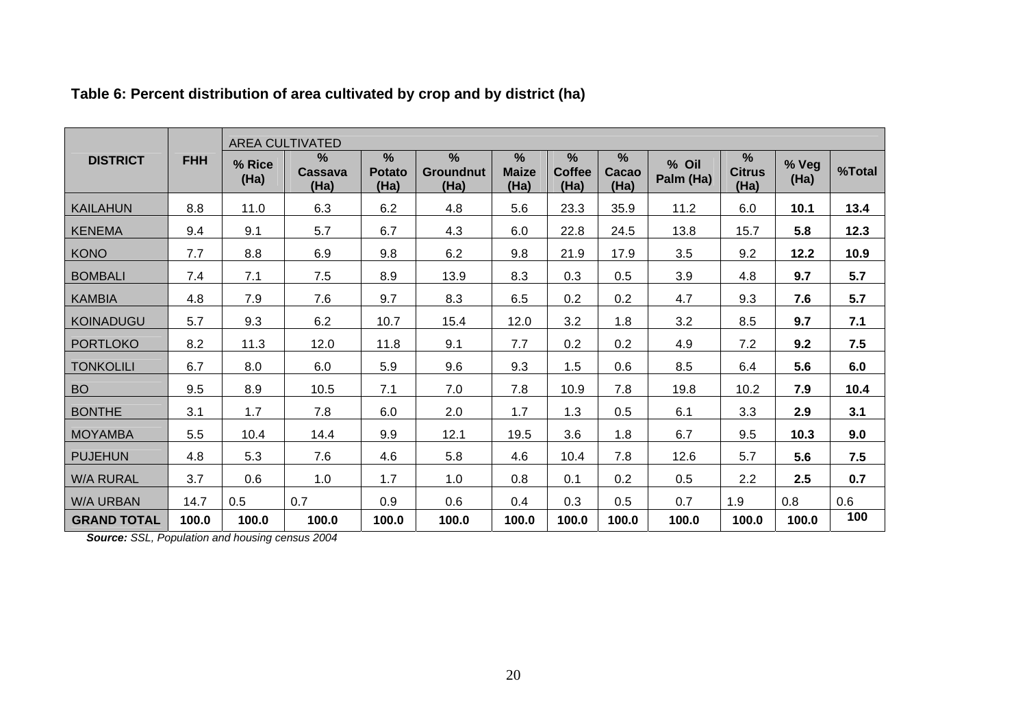**Table 6: Percent distribution of area cultivated by crop and by district (ha)**

| DISTRICT | FHH | AREA CULTIVATED | | | | | | | | | | |
|---|---|---|---|---|---|---|---|---|---|---|---|---|
| | | % Rice (Ha) | % Cassava (Ha) | % Potato (Ha) | % Groundnut (Ha) | % Maize (Ha) | % Coffee (Ha) | % Cacao (Ha) | % Oil Palm (Ha) | % Citrus (Ha) | % Veg (Ha) | %Total |
| KAILAHUN | 8.8 | 11.0 | 6.3 | 6.2 | 4.8 | 5.6 | 23.3 | 35.9 | 11.2 | 6.0 | **10.1** | **13.4** |
| KENEMA | 9.4 | 9.1 | 5.7 | 6.7 | 4.3 | 6.0 | 22.8 | 24.5 | 13.8 | 15.7 | **5.8** | **12.3** |
| KONO | 7.7 | 8.8 | 6.9 | 9.8 | 6.2 | 9.8 | 21.9 | 17.9 | 3.5 | 9.2 | **12.2** | **10.9** |
| BOMBALI | 7.4 | 7.1 | 7.5 | 8.9 | 13.9 | 8.3 | 0.3 | 0.5 | 3.9 | 4.8 | **9.7** | **5.7** |
| KAMBIA | 4.8 | 7.9 | 7.6 | 9.7 | 8.3 | 6.5 | 0.2 | 0.2 | 4.7 | 9.3 | **7.6** | **5.7** |
| KOINADUGU | 5.7 | 9.3 | 6.2 | 10.7 | 15.4 | 12.0 | 3.2 | 1.8 | 3.2 | 8.5 | **9.7** | **7.1** |
| PORTLOKO | 8.2 | 11.3 | 12.0 | 11.8 | 9.1 | 7.7 | 0.2 | 0.2 | 4.9 | 7.2 | **9.2** | **7.5** |
| TONKOLILI | 6.7 | 8.0 | 6.0 | 5.9 | 9.6 | 9.3 | 1.5 | 0.6 | 8.5 | 6.4 | **5.6** | **6.0** |
| BO | 9.5 | 8.9 | 10.5 | 7.1 | 7.0 | 7.8 | 10.9 | 7.8 | 19.8 | 10.2 | **7.9** | **10.4** |
| BONTHE | 3.1 | 1.7 | 7.8 | 6.0 | 2.0 | 1.7 | 1.3 | 0.5 | 6.1 | 3.3 | **2.9** | **3.1** |
| MOYAMBA | 5.5 | 10.4 | 14.4 | 9.9 | 12.1 | 19.5 | 3.6 | 1.8 | 6.7 | 9.5 | **10.3** | **9.0** |
| PUJEHUN | 4.8 | 5.3 | 7.6 | 4.6 | 5.8 | 4.6 | 10.4 | 7.8 | 12.6 | 5.7 | **5.6** | **7.5** |
| W/A RURAL | 3.7 | 0.6 | 1.0 | 1.7 | 1.0 | 0.8 | 0.1 | 0.2 | 0.5 | 2.2 | **2.5** | **0.7** |
| W/A URBAN | 14.7 | 0.5 | 0.7 | 0.9 | 0.6 | 0.4 | 0.3 | 0.5 | 0.7 | 1.9 | 0.8 | 0.6 |
| **GRAND TOTAL** | **100.0** | **100.0** | **100.0** | **100.0** | **100.0** | **100.0** | **100.0** | **100.0** | **100.0** | **100.0** | **100.0** | **100** |

***Source:*** *SSL, Population and housing census 2004*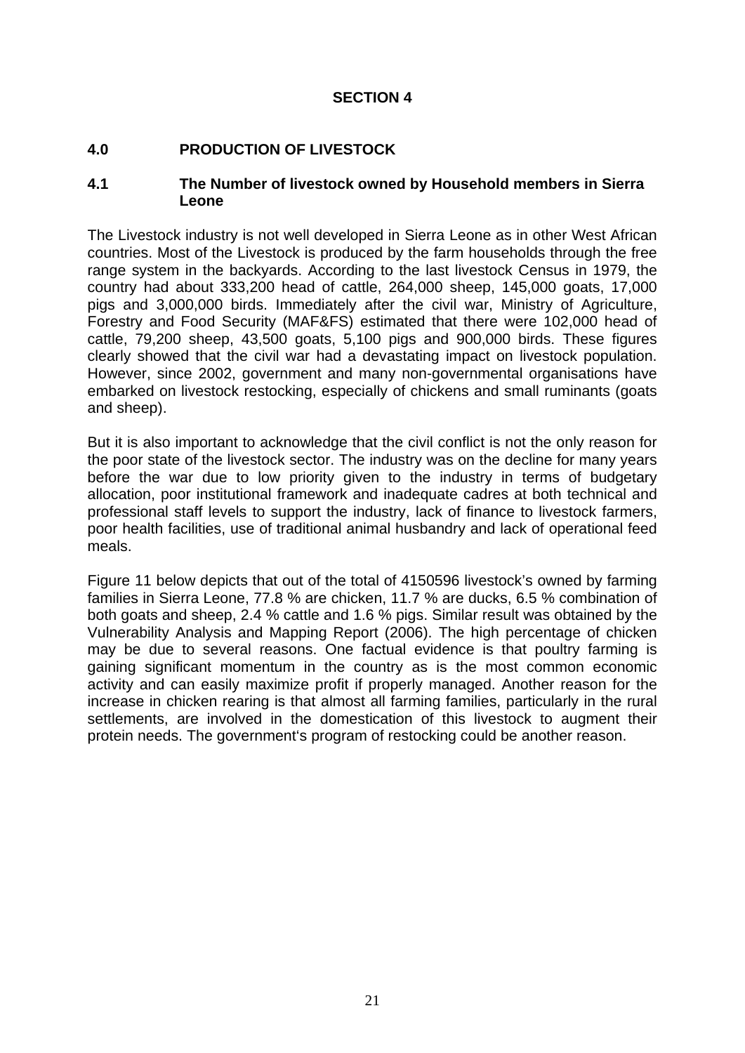# SECTION 4

## 4.0 PRODUCTION OF LIVESTOCK

### 4.1 The Number of livestock owned by Household members in Sierra Leone

The Livestock industry is not well developed in Sierra Leone as in other West African countries. Most of the Livestock is produced by the farm households through the free range system in the backyards. According to the last livestock Census in 1979, the country had about 333,200 head of cattle, 264,000 sheep, 145,000 goats, 17,000 pigs and 3,000,000 birds. Immediately after the civil war, Ministry of Agriculture, Forestry and Food Security (MAF&FS) estimated that there were 102,000 head of cattle, 79,200 sheep, 43,500 goats, 5,100 pigs and 900,000 birds. These figures clearly showed that the civil war had a devastating impact on livestock population. However, since 2002, government and many non-governmental organisations have embarked on livestock restocking, especially of chickens and small ruminants (goats and sheep).

But it is also important to acknowledge that the civil conflict is not the only reason for the poor state of the livestock sector. The industry was on the decline for many years before the war due to low priority given to the industry in terms of budgetary allocation, poor institutional framework and inadequate cadres at both technical and professional staff levels to support the industry, lack of finance to livestock farmers, poor health facilities, use of traditional animal husbandry and lack of operational feed meals.

Figure 11 below depicts that out of the total of 4150596 livestock's owned by farming families in Sierra Leone, 77.8 % are chicken, 11.7 % are ducks, 6.5 % combination of both goats and sheep, 2.4 % cattle and 1.6 % pigs. Similar result was obtained by the Vulnerability Analysis and Mapping Report (2006). The high percentage of chicken may be due to several reasons. One factual evidence is that poultry farming is gaining significant momentum in the country as is the most common economic activity and can easily maximize profit if properly managed. Another reason for the increase in chicken rearing is that almost all farming families, particularly in the rural settlements, are involved in the domestication of this livestock to augment their protein needs. The government's program of restocking could be another reason.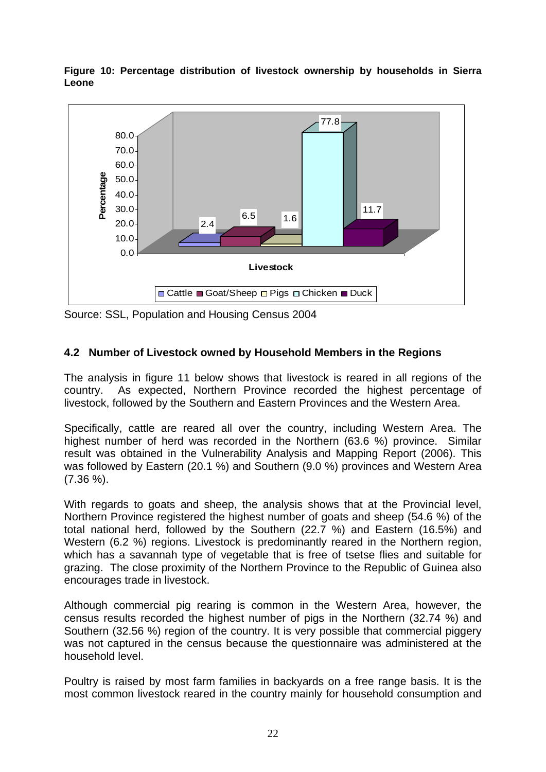**Figure 10: Percentage distribution of livestock ownership by households in Sierra Leone**

Source: SSL, Population and Housing Census 2004

### 4.2 Number of Livestock owned by Household Members in the Regions

The analysis in figure 11 below shows that livestock is reared in all regions of the country. As expected, Northern Province recorded the highest percentage of livestock, followed by the Southern and Eastern Provinces and the Western Area.

Specifically, cattle are reared all over the country, including Western Area. The highest number of herd was recorded in the Northern (63.6 %) province. Similar result was obtained in the Vulnerability Analysis and Mapping Report (2006). This was followed by Eastern (20.1 %) and Southern (9.0 %) provinces and Western Area (7.36 %).

With regards to goats and sheep, the analysis shows that at the Provincial level, Northern Province registered the highest number of goats and sheep (54.6 %) of the total national herd, followed by the Southern (22.7 %) and Eastern (16.5%) and Western (6.2 %) regions. Livestock is predominantly reared in the Northern region, which has a savannah type of vegetable that is free of tsetse flies and suitable for grazing. The close proximity of the Northern Province to the Republic of Guinea also encourages trade in livestock.

Although commercial pig rearing is common in the Western Area, however, the census results recorded the highest number of pigs in the Northern (32.74 %) and Southern (32.56 %) region of the country. It is very possible that commercial piggery was not captured in the census because the questionnaire was administered at the household level.

Poultry is raised by most farm families in backyards on a free range basis. It is the most common livestock reared in the country mainly for household consumption and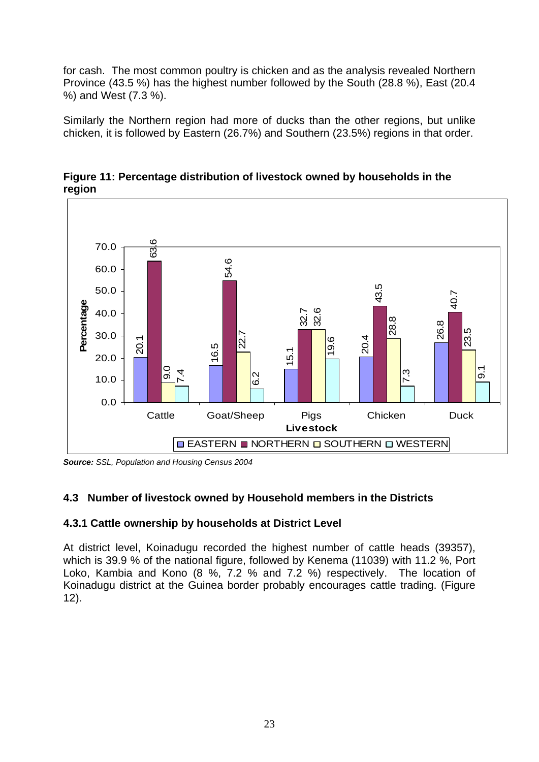for cash. The most common poultry is chicken and as the analysis revealed Northern Province (43.5 %) has the highest number followed by the South (28.8 %), East (20.4 %) and West (7.3 %).

Similarly the Northern region had more of ducks than the other regions, but unlike chicken, it is followed by Eastern (26.7%) and Southern (23.5%) regions in that order.

**Figure 11: Percentage distribution of livestock owned by households in the region**

| Livestock | EASTERN | NORTHERN | SOUTHERN | WESTERN |
|---|---|---|---|---|
| Cattle | 20.1 | 63.6 | 9.0 | 7.4 |
| Goat/Sheep | 16.5 | 54.6 | 22.7 | 6.2 |
| Pigs | 15.1 | 32.7 | 32.6 | 19.6 |
| Chicken | 20.4 | 43.5 | 28.8 | 7.3 |
| Duck | 26.8 | 40.7 | 23.5 | 9.1 |

***Source:*** *SSL, Population and Housing Census 2004*

### 4.3 Number of livestock owned by Household members in the Districts

#### 4.3.1 Cattle ownership by households at District Level

At district level, Koinadugu recorded the highest number of cattle heads (39357), which is 39.9 % of the national figure, followed by Kenema (11039) with 11.2 %, Port Loko, Kambia and Kono (8 %, 7.2 % and 7.2 %) respectively. The location of Koinadugu district at the Guinea border probably encourages cattle trading. (Figure 12).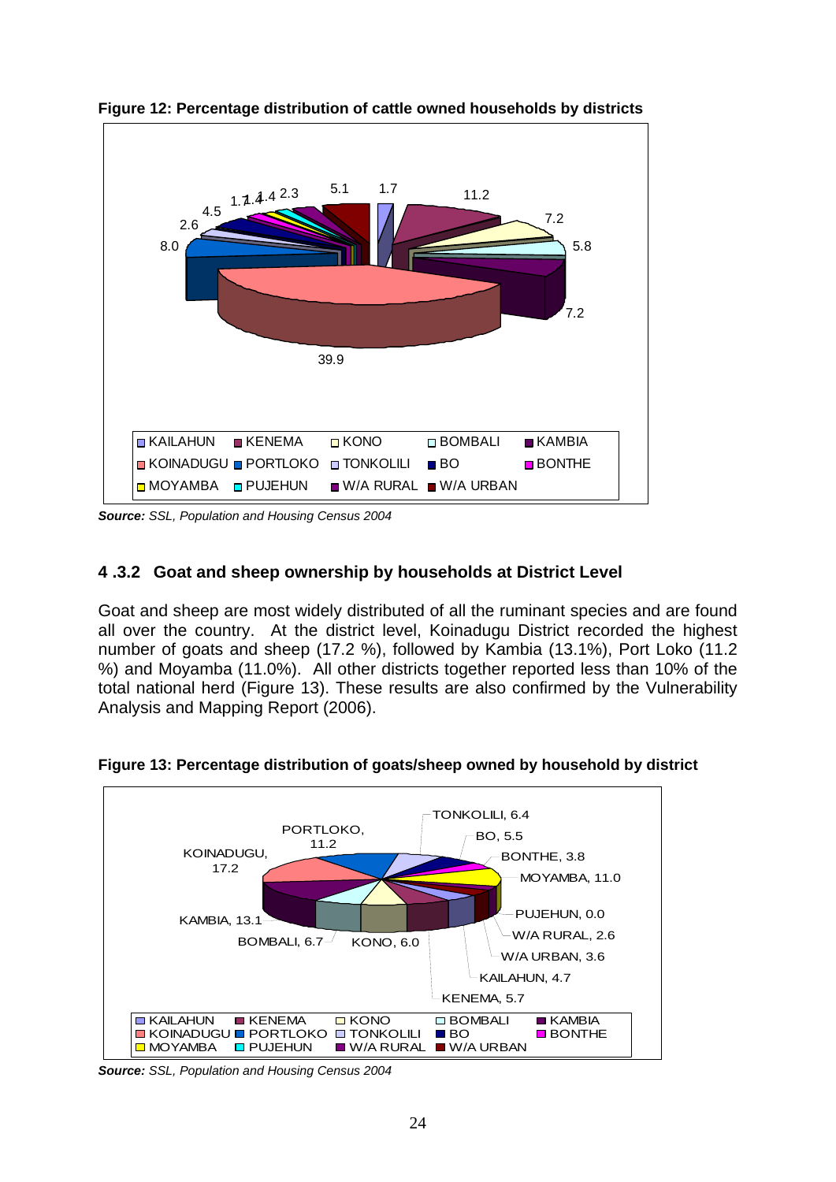**Figure 12: Percentage distribution of cattle owned households by districts**

*Source:* SSL, Population and Housing Census 2004

### 4 .3.2 Goat and sheep ownership by households at District Level

Goat and sheep are most widely distributed of all the ruminant species and are found all over the country. At the district level, Koinadugu District recorded the highest number of goats and sheep (17.2 %), followed by Kambia (13.1%), Port Loko (11.2 %) and Moyamba (11.0%). All other districts together reported less than 10% of the total national herd (Figure 13). These results are also confirmed by the Vulnerability Analysis and Mapping Report (2006).

**Figure 13: Percentage distribution of goats/sheep owned by household by district**

*Source:* SSL, Population and Housing Census 2004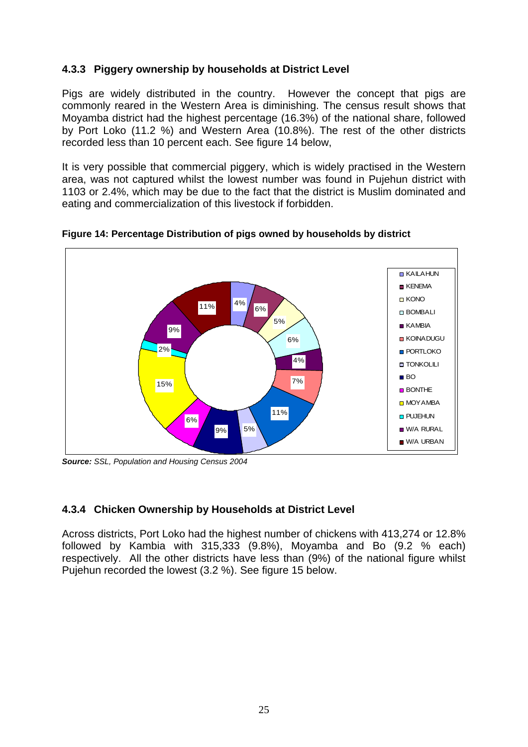### 4.3.3 Piggery ownership by households at District Level

Pigs are widely distributed in the country. However the concept that pigs are commonly reared in the Western Area is diminishing. The census result shows that Moyamba district had the highest percentage (16.3%) of the national share, followed by Port Loko (11.2 %) and Western Area (10.8%). The rest of the other districts recorded less than 10 percent each. See figure 14 below,

It is very possible that commercial piggery, which is widely practised in the Western area, was not captured whilst the lowest number was found in Pujehun district with 1103 or 2.4%, which may be due to the fact that the district is Muslim dominated and eating and commercialization of this livestock if forbidden.

**Figure 14: Percentage Distribution of pigs owned by households by district**

| District | Percentage |
|---|---|
| KAILAHUN | 4% |
| KENEMA | 6% |
| KONO | 5% |
| BOMBALI | 6% |
| KAMBIA | 4% |
| KOINADUGU | 7% |
| PORTLOKO | 11% |
| TONKOLILI | 5% |
| BO | 9% |
| BONTHE | 6% |
| MOYAMBA | 15% |
| PUJEHUN | 2% |
| W/A RURAL | 9% |
| W/A URBAN | 11% |

***Source:*** *SSL, Population and Housing Census 2004*

### 4.3.4 Chicken Ownership by Households at District Level

Across districts, Port Loko had the highest number of chickens with 413,274 or 12.8% followed by Kambia with 315,333 (9.8%), Moyamba and Bo (9.2 % each) respectively. All the other districts have less than (9%) of the national figure whilst Pujehun recorded the lowest (3.2 %). See figure 15 below.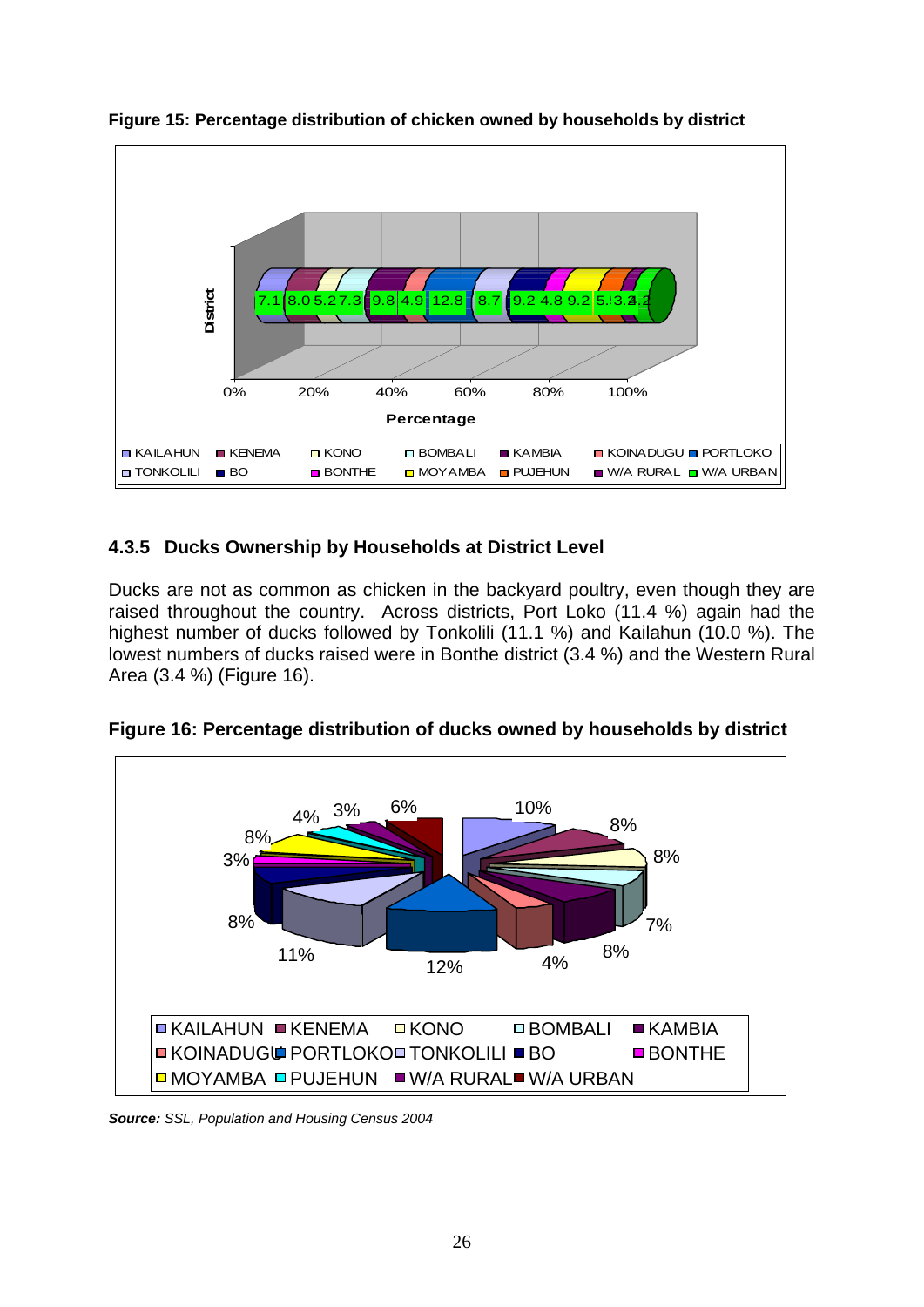**Figure 15: Percentage distribution of chicken owned by households by district**

### 4.3.5 Ducks Ownership by Households at District Level

Ducks are not as common as chicken in the backyard poultry, even though they are raised throughout the country. Across districts, Port Loko (11.4 %) again had the highest number of ducks followed by Tonkolili (11.1 %) and Kailahun (10.0 %). The lowest numbers of ducks raised were in Bonthe district (3.4 %) and the Western Rural Area (3.4 %) (Figure 16).

**Figure 16: Percentage distribution of ducks owned by households by district**

***Source:*** *SSL, Population and Housing Census 2004*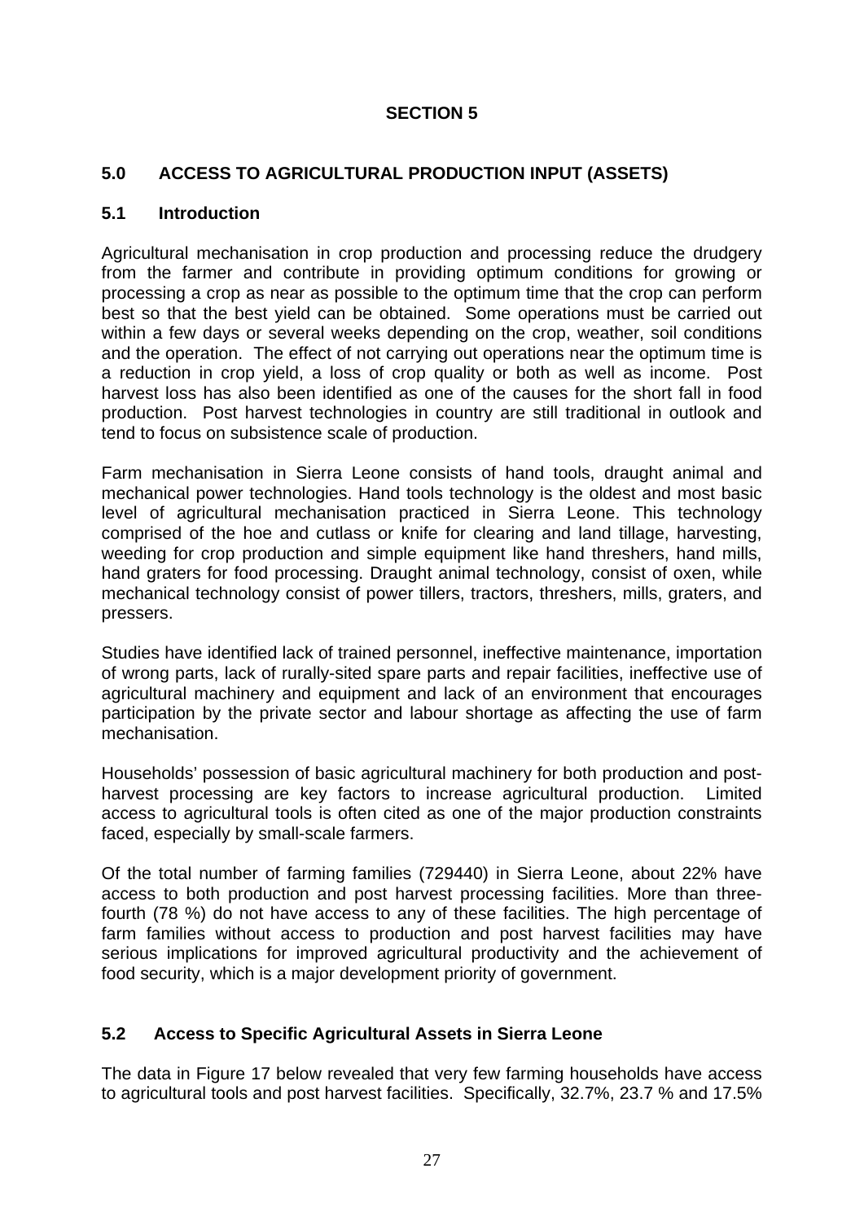## SECTION 5

## 5.0 ACCESS TO AGRICULTURAL PRODUCTION INPUT (ASSETS)

### 5.1 Introduction

Agricultural mechanisation in crop production and processing reduce the drudgery from the farmer and contribute in providing optimum conditions for growing or processing a crop as near as possible to the optimum time that the crop can perform best so that the best yield can be obtained. Some operations must be carried out within a few days or several weeks depending on the crop, weather, soil conditions and the operation. The effect of not carrying out operations near the optimum time is a reduction in crop yield, a loss of crop quality or both as well as income. Post harvest loss has also been identified as one of the causes for the short fall in food production. Post harvest technologies in country are still traditional in outlook and tend to focus on subsistence scale of production.

Farm mechanisation in Sierra Leone consists of hand tools, draught animal and mechanical power technologies. Hand tools technology is the oldest and most basic level of agricultural mechanisation practiced in Sierra Leone. This technology comprised of the hoe and cutlass or knife for clearing and land tillage, harvesting, weeding for crop production and simple equipment like hand threshers, hand mills, hand graters for food processing. Draught animal technology, consist of oxen, while mechanical technology consist of power tillers, tractors, threshers, mills, graters, and pressers.

Studies have identified lack of trained personnel, ineffective maintenance, importation of wrong parts, lack of rurally-sited spare parts and repair facilities, ineffective use of agricultural machinery and equipment and lack of an environment that encourages participation by the private sector and labour shortage as affecting the use of farm mechanisation.

Households' possession of basic agricultural machinery for both production and post-harvest processing are key factors to increase agricultural production. Limited access to agricultural tools is often cited as one of the major production constraints faced, especially by small-scale farmers.

Of the total number of farming families (729440) in Sierra Leone, about 22% have access to both production and post harvest processing facilities. More than three-fourth (78 %) do not have access to any of these facilities. The high percentage of farm families without access to production and post harvest facilities may have serious implications for improved agricultural productivity and the achievement of food security, which is a major development priority of government.

### 5.2 Access to Specific Agricultural Assets in Sierra Leone

The data in Figure 17 below revealed that very few farming households have access to agricultural tools and post harvest facilities. Specifically, 32.7%, 23.7 % and 17.5%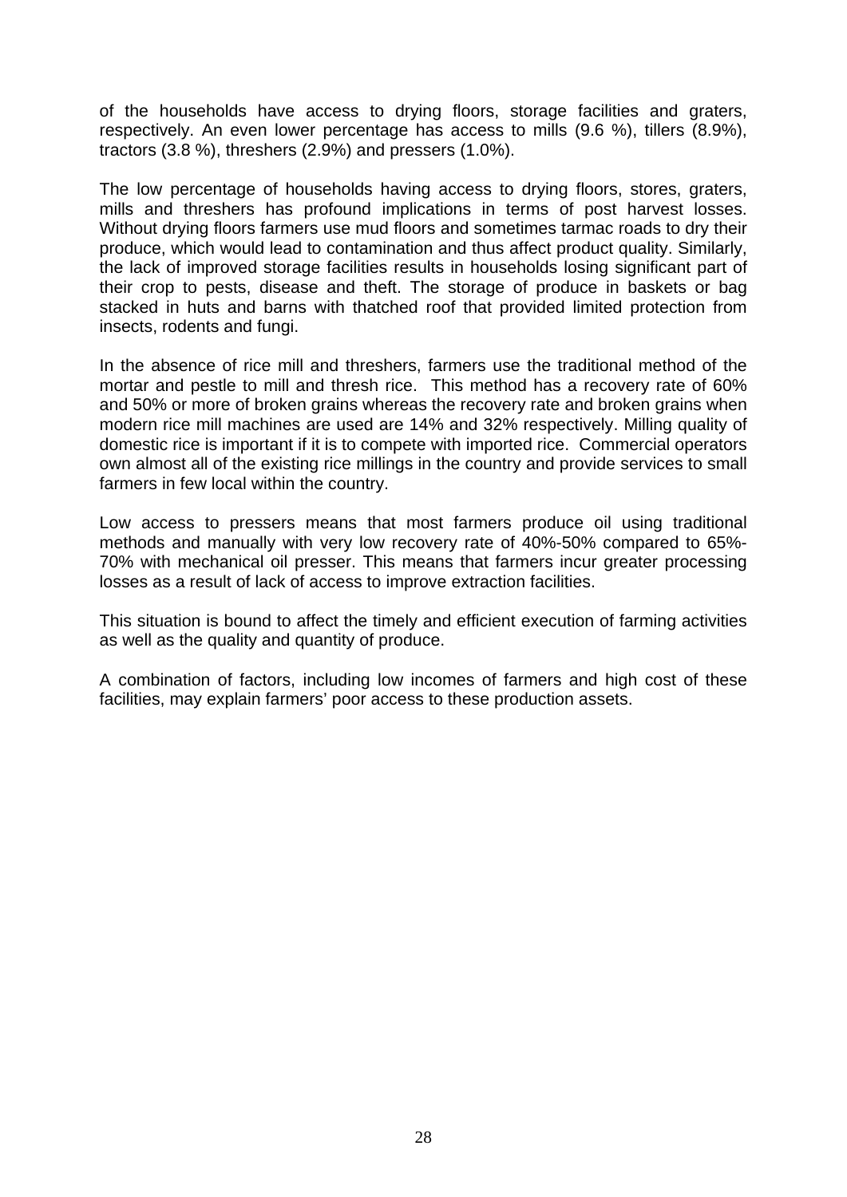of the households have access to drying floors, storage facilities and graters, respectively. An even lower percentage has access to mills (9.6 %), tillers (8.9%), tractors (3.8 %), threshers (2.9%) and pressers (1.0%).

The low percentage of households having access to drying floors, stores, graters, mills and threshers has profound implications in terms of post harvest losses. Without drying floors farmers use mud floors and sometimes tarmac roads to dry their produce, which would lead to contamination and thus affect product quality. Similarly, the lack of improved storage facilities results in households losing significant part of their crop to pests, disease and theft. The storage of produce in baskets or bag stacked in huts and barns with thatched roof that provided limited protection from insects, rodents and fungi.

In the absence of rice mill and threshers, farmers use the traditional method of the mortar and pestle to mill and thresh rice. This method has a recovery rate of 60% and 50% or more of broken grains whereas the recovery rate and broken grains when modern rice mill machines are used are 14% and 32% respectively. Milling quality of domestic rice is important if it is to compete with imported rice. Commercial operators own almost all of the existing rice millings in the country and provide services to small farmers in few local within the country.

Low access to pressers means that most farmers produce oil using traditional methods and manually with very low recovery rate of 40%-50% compared to 65%-70% with mechanical oil presser. This means that farmers incur greater processing losses as a result of lack of access to improve extraction facilities.

This situation is bound to affect the timely and efficient execution of farming activities as well as the quality and quantity of produce.

A combination of factors, including low incomes of farmers and high cost of these facilities, may explain farmers' poor access to these production assets.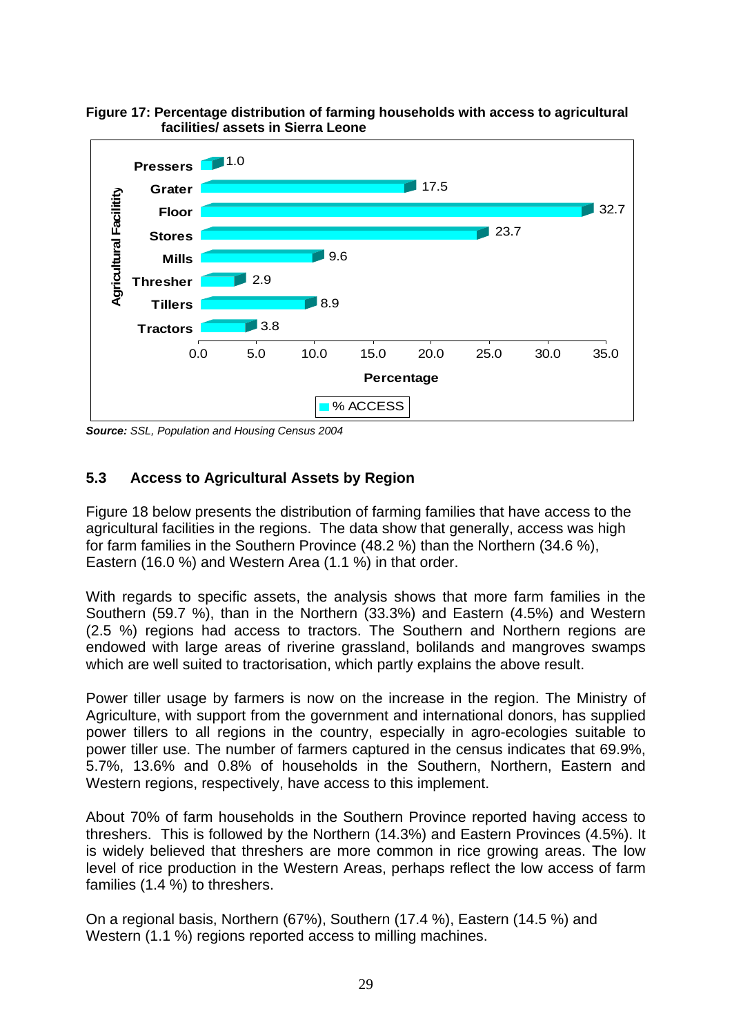**Figure 17: Percentage distribution of farming households with access to agricultural facilities/ assets in Sierra Leone**

| Agricultural Facility | % ACCESS |
|---|---|
| Pressers | 1.0 |
| Grater | 17.5 |
| Floor | 32.7 |
| Stores | 23.7 |
| Mills | 9.6 |
| Thresher | 2.9 |
| Tillers | 8.9 |
| Tractors | 3.8 |

***Source:*** *SSL, Population and Housing Census 2004*

## 5.3 Access to Agricultural Assets by Region

Figure 18 below presents the distribution of farming families that have access to the agricultural facilities in the regions. The data show that generally, access was high for farm families in the Southern Province (48.2 %) than the Northern (34.6 %), Eastern (16.0 %) and Western Area (1.1 %) in that order.

With regards to specific assets, the analysis shows that more farm families in the Southern (59.7 %), than in the Northern (33.3%) and Eastern (4.5%) and Western (2.5 %) regions had access to tractors. The Southern and Northern regions are endowed with large areas of riverine grassland, bolilands and mangroves swamps which are well suited to tractorisation, which partly explains the above result.

Power tiller usage by farmers is now on the increase in the region. The Ministry of Agriculture, with support from the government and international donors, has supplied power tillers to all regions in the country, especially in agro-ecologies suitable to power tiller use. The number of farmers captured in the census indicates that 69.9%, 5.7%, 13.6% and 0.8% of households in the Southern, Northern, Eastern and Western regions, respectively, have access to this implement.

About 70% of farm households in the Southern Province reported having access to threshers. This is followed by the Northern (14.3%) and Eastern Provinces (4.5%). It is widely believed that threshers are more common in rice growing areas. The low level of rice production in the Western Areas, perhaps reflect the low access of farm families (1.4 %) to threshers.

On a regional basis, Northern (67%), Southern (17.4 %), Eastern (14.5 %) and Western (1.1 %) regions reported access to milling machines.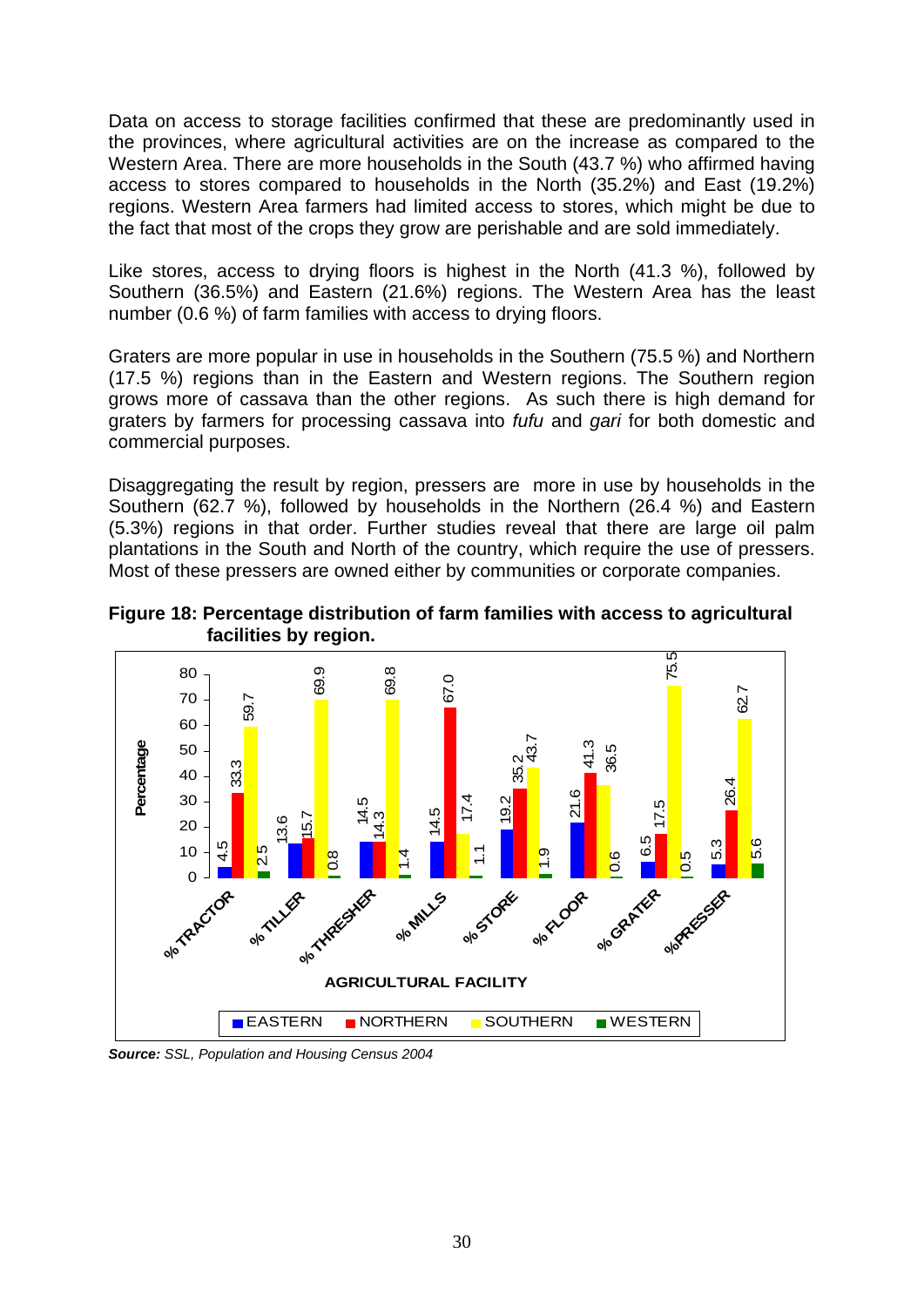Data on access to storage facilities confirmed that these are predominantly used in the provinces, where agricultural activities are on the increase as compared to the Western Area. There are more households in the South (43.7 %) who affirmed having access to stores compared to households in the North (35.2%) and East (19.2%) regions. Western Area farmers had limited access to stores, which might be due to the fact that most of the crops they grow are perishable and are sold immediately.

Like stores, access to drying floors is highest in the North (41.3 %), followed by Southern (36.5%) and Eastern (21.6%) regions. The Western Area has the least number (0.6 %) of farm families with access to drying floors.

Graters are more popular in use in households in the Southern (75.5 %) and Northern (17.5 %) regions than in the Eastern and Western regions. The Southern region grows more of cassava than the other regions. As such there is high demand for graters by farmers for processing cassava into *fufu* and *gari* for both domestic and commercial purposes.

Disaggregating the result by region, pressers are more in use by households in the Southern (62.7 %), followed by households in the Northern (26.4 %) and Eastern (5.3%) regions in that order. Further studies reveal that there are large oil palm plantations in the South and North of the country, which require the use of pressers. Most of these pressers are owned either by communities or corporate companies.

**Figure 18: Percentage distribution of farm families with access to agricultural facilities by region.**

| AGRICULTURAL FACILITY | EASTERN | NORTHERN | SOUTHERN | WESTERN |
|---|---|---|---|---|
| % TRACTOR | 4.5 | 33.3 | 59.7 | 2.5 |
| % TILLER | 13.6 | 15.7 | 69.9 | 0.8 |
| % THRESHER | 14.5 | 14.3 | 69.8 | 1.4 |
| % MILLS | 14.5 | 67.0 | 17.4 | 1.1 |
| % STORE | 19.2 | 35.2 | 43.7 | 1.9 |
| % FLOOR | 21.6 | 41.3 | 36.5 | 0.6 |
| % GRATER | 6.5 | 17.5 | 75.5 | 0.5 |
| % PRESSER | 5.3 | 26.4 | 62.7 | 5.6 |

***Source:*** *SSL, Population and Housing Census 2004*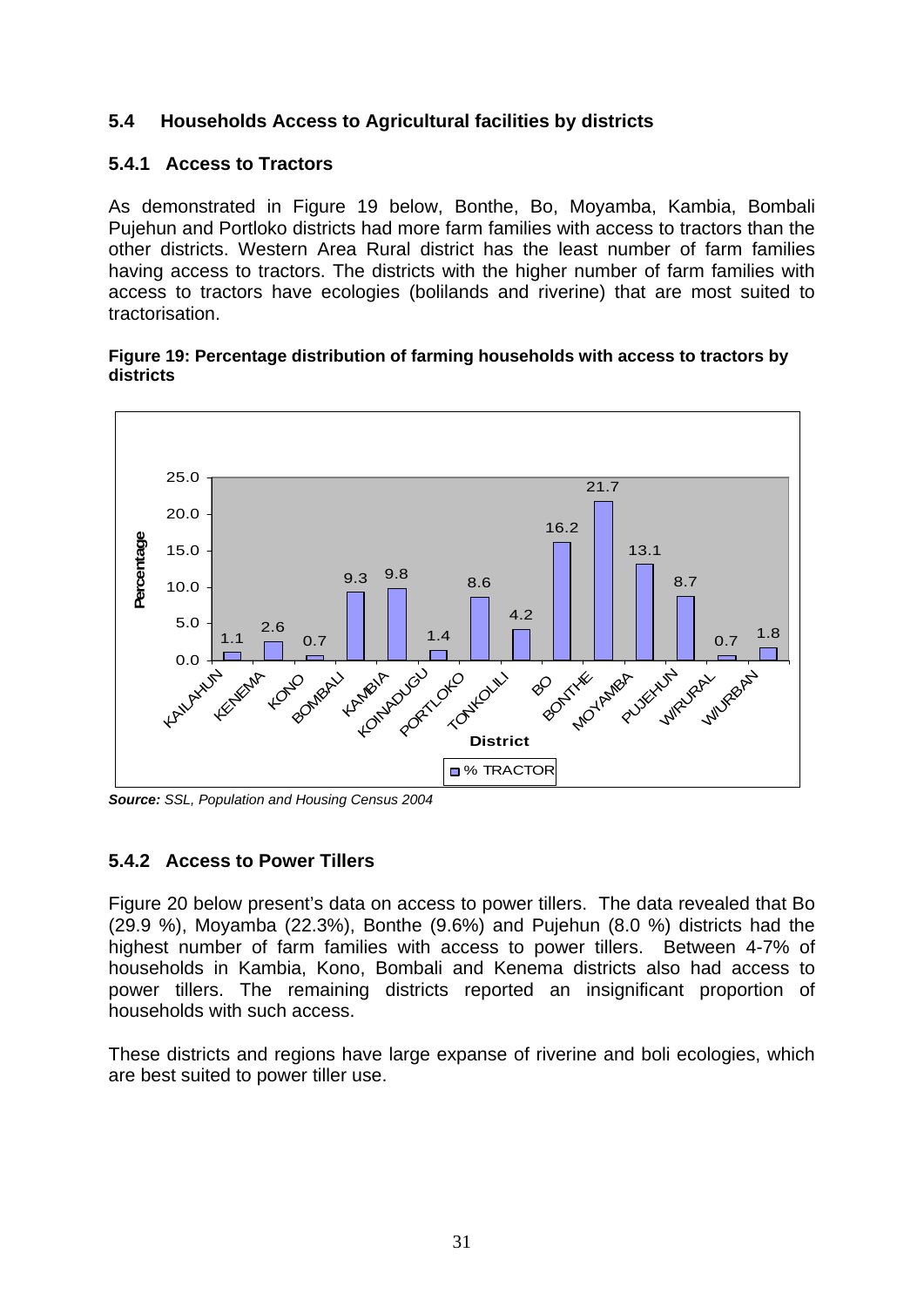## 5.4 Households Access to Agricultural facilities by districts

### 5.4.1 Access to Tractors

As demonstrated in Figure 19 below, Bonthe, Bo, Moyamba, Kambia, Bombali Pujehun and Portloko districts had more farm families with access to tractors than the other districts. Western Area Rural district has the least number of farm families having access to tractors. The districts with the higher number of farm families with access to tractors have ecologies (bolilands and riverine) that are most suited to tractorisation.

**Figure 19: Percentage distribution of farming households with access to tractors by districts**

| District | % TRACTOR |
|---|---|
| KAILAHUN | 1.1 |
| KENEMA | 2.6 |
| KONO | 0.7 |
| BOMBALI | 9.3 |
| KAMBIA | 9.8 |
| KOINADUGU | 1.4 |
| PORTLOKO | 8.6 |
| TONKOLILI | 4.2 |
| BO | 16.2 |
| BONTHE | 21.7 |
| MOYAMBA | 13.1 |
| PUJEHUN | 8.7 |
| W/RURAL | 0.7 |
| W/URBAN | 1.8 |

***Source:*** *SSL, Population and Housing Census 2004*

### 5.4.2 Access to Power Tillers

Figure 20 below present's data on access to power tillers. The data revealed that Bo (29.9 %), Moyamba (22.3%), Bonthe (9.6%) and Pujehun (8.0 %) districts had the highest number of farm families with access to power tillers. Between 4-7% of households in Kambia, Kono, Bombali and Kenema districts also had access to power tillers. The remaining districts reported an insignificant proportion of households with such access.

These districts and regions have large expanse of riverine and boli ecologies, which are best suited to power tiller use.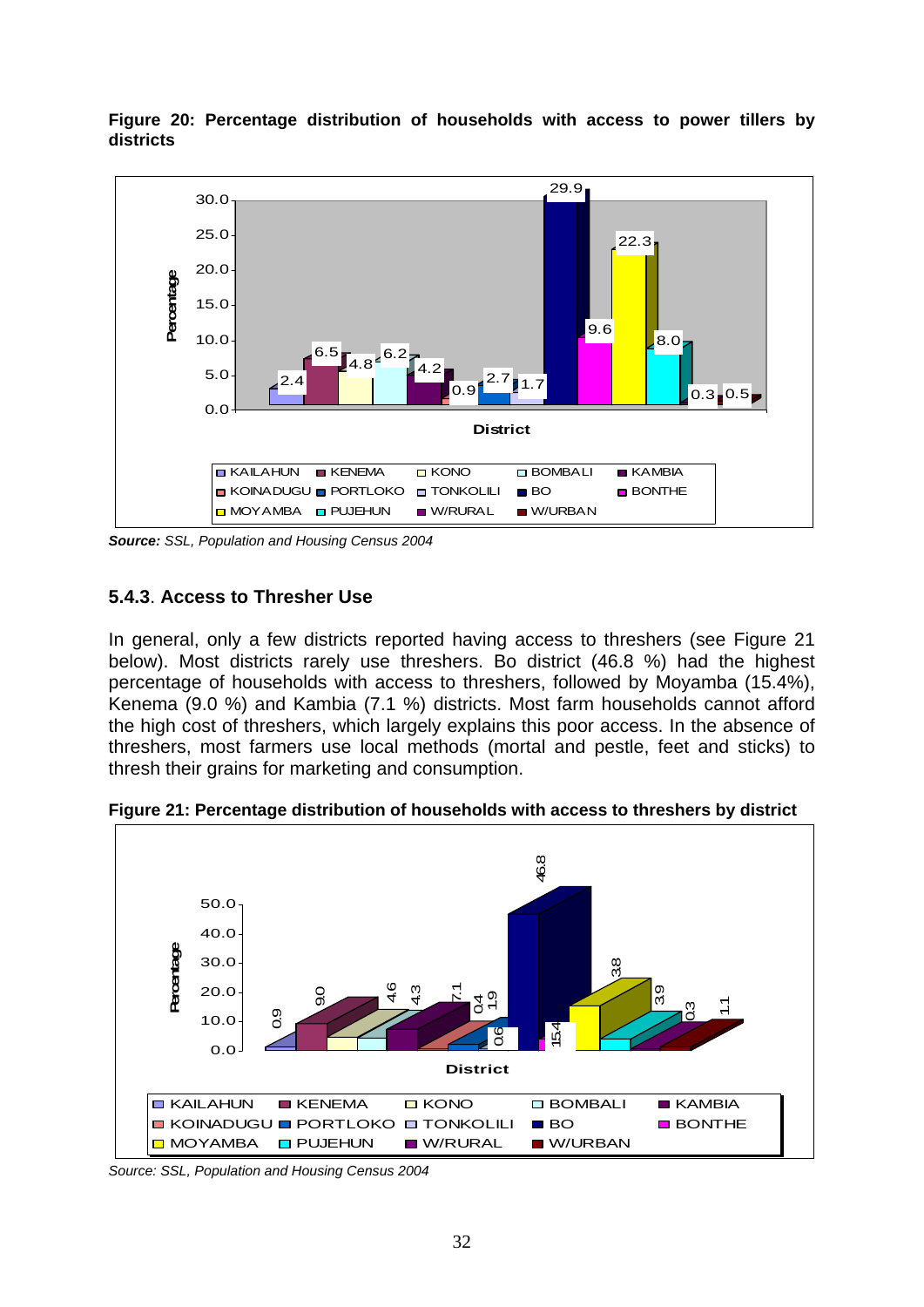**Figure 20: Percentage distribution of households with access to power tillers by districts**

*Source: SSL, Population and Housing Census 2004*

### 5.4.3. Access to Thresher Use

In general, only a few districts reported having access to threshers (see Figure 21 below). Most districts rarely use threshers. Bo district (46.8 %) had the highest percentage of households with access to threshers, followed by Moyamba (15.4%), Kenema (9.0 %) and Kambia (7.1 %) districts. Most farm households cannot afford the high cost of threshers, which largely explains this poor access. In the absence of threshers, most farmers use local methods (mortal and pestle, feet and sticks) to thresh their grains for marketing and consumption.

**Figure 21: Percentage distribution of households with access to threshers by district**

*Source: SSL, Population and Housing Census 2004*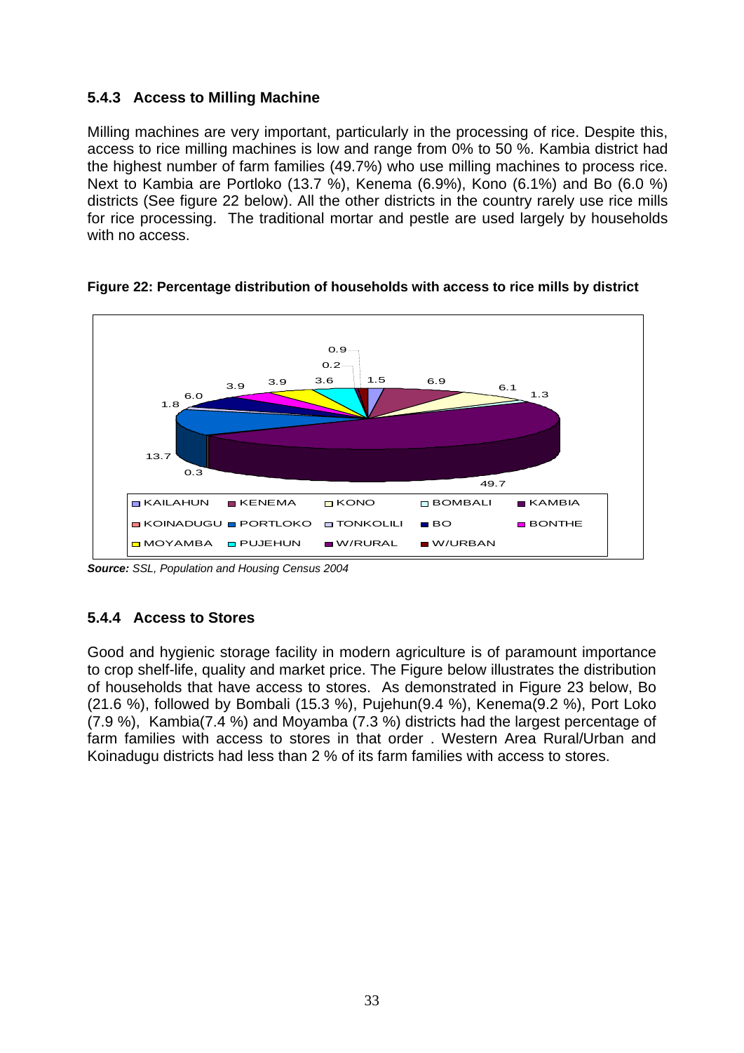### 5.4.3 Access to Milling Machine

Milling machines are very important, particularly in the processing of rice. Despite this, access to rice milling machines is low and range from 0% to 50 %. Kambia district had the highest number of farm families (49.7%) who use milling machines to process rice. Next to Kambia are Portloko (13.7 %), Kenema (6.9%), Kono (6.1%) and Bo (6.0 %) districts (See figure 22 below). All the other districts in the country rarely use rice mills for rice processing. The traditional mortar and pestle are used largely by households with no access.

**Figure 22: Percentage distribution of households with access to rice mills by district**

***Source:*** *SSL, Population and Housing Census 2004*

### 5.4.4 Access to Stores

Good and hygienic storage facility in modern agriculture is of paramount importance to crop shelf-life, quality and market price. The Figure below illustrates the distribution of households that have access to stores. As demonstrated in Figure 23 below, Bo (21.6 %), followed by Bombali (15.3 %), Pujehun(9.4 %), Kenema(9.2 %), Port Loko (7.9 %), Kambia(7.4 %) and Moyamba (7.3 %) districts had the largest percentage of farm families with access to stores in that order . Western Area Rural/Urban and Koinadugu districts had less than 2 % of its farm families with access to stores.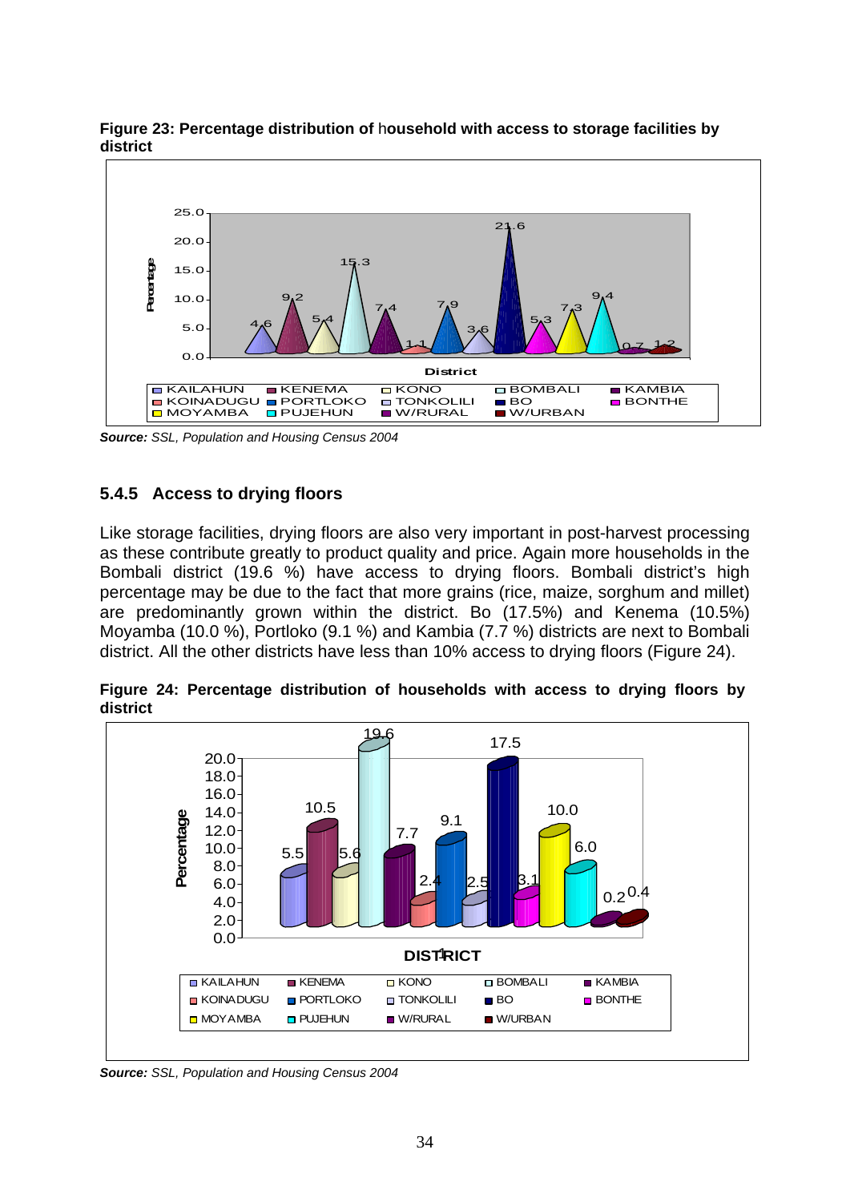**Figure 23: Percentage distribution of household with access to storage facilities by district**

| District | Percentage |
|---|---|
| KAILAHUN | 4.6 |
| KENEMA | 9.2 |
| KONO | 5.4 |
| BOMBALI | 15.3 |
| KAMBIA | 7.4 |
| KOINADUGU | 1.1 |
| PORTLOKO | 7.9 |
| TONKOLILI | 3.6 |
| BO | 21.6 |
| BONTHE | 5.3 |
| MOYAMBA | 7.3 |
| PUJEHUN | 9.4 |
| W/RURAL | 0.7 |
| W/URBAN | 1.2 |

***Source:*** *SSL, Population and Housing Census 2004*

### 5.4.5 Access to drying floors

Like storage facilities, drying floors are also very important in post-harvest processing as these contribute greatly to product quality and price. Again more households in the Bombali district (19.6 %) have access to drying floors. Bombali district's high percentage may be due to the fact that more grains (rice, maize, sorghum and millet) are predominantly grown within the district. Bo (17.5%) and Kenema (10.5%) Moyamba (10.0 %), Portloko (9.1 %) and Kambia (7.7 %) districts are next to Bombali district. All the other districts have less than 10% access to drying floors (Figure 24).

**Figure 24: Percentage distribution of households with access to drying floors by district**

| District | Percentage |
|---|---|
| KAILAHUN | 5.5 |
| KENEMA | 10.5 |
| KONO | 5.6 |
| BOMBALI | 19.6 |
| KAMBIA | 7.7 |
| KOINADUGU | 2.4 |
| PORTLOKO | 9.1 |
| TONKOLILI | 2.5 |
| BO | 17.5 |
| BONTHE | 3.1 |
| MOYAMBA | 10.0 |
| PUJEHUN | 6.0 |
| W/RURAL | 0.2 |
| W/URBAN | 0.4 |

***Source:*** *SSL, Population and Housing Census 2004*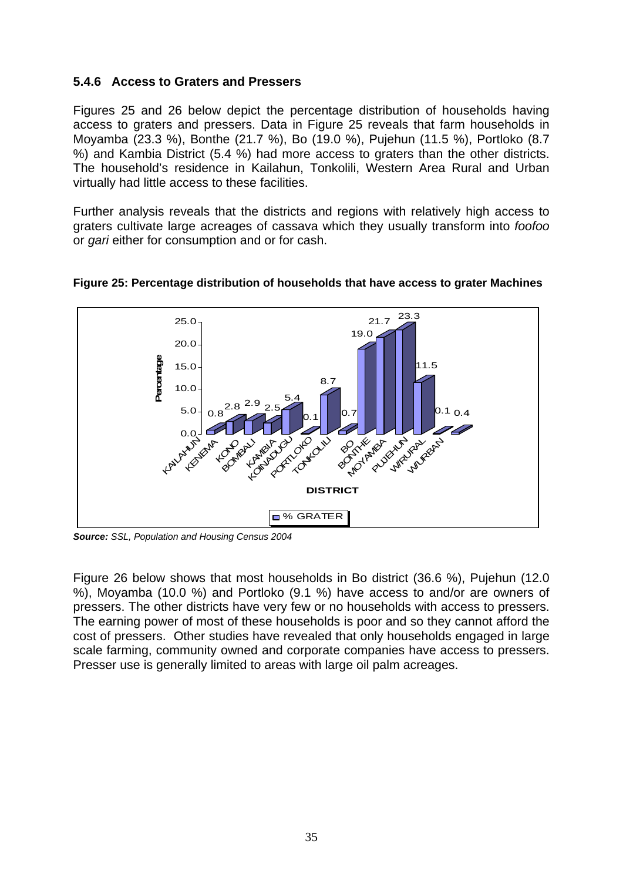### 5.4.6 Access to Graters and Pressers

Figures 25 and 26 below depict the percentage distribution of households having access to graters and pressers. Data in Figure 25 reveals that farm households in Moyamba (23.3 %), Bonthe (21.7 %), Bo (19.0 %), Pujehun (11.5 %), Portloko (8.7 %) and Kambia District (5.4 %) had more access to graters than the other districts. The household's residence in Kailahun, Tonkolili, Western Area Rural and Urban virtually had little access to these facilities.

Further analysis reveals that the districts and regions with relatively high access to graters cultivate large acreages of cassava which they usually transform into *foofoo* or *gari* either for consumption and or for cash.

**Figure 25: Percentage distribution of households that have access to grater Machines**

| DISTRICT | % GRATER |
|---|---|
| KAILAHUN | 0.8 |
| KENEMA | 2.8 |
| KONO | 2.9 |
| BOMBALI | 2.5 |
| KAMBIA | 5.4 |
| KOINADUGU | 0.1 |
| PORTLOKO | 8.7 |
| TONKOLILI | 0.7 |
| BO | 19.0 |
| BONTHE | 21.7 |
| MOYAMBA | 23.3 |
| PUJEHUN | 11.5 |
| W/RURAL | 0.1 |
| W/URBAN | 0.4 |

***Source:*** *SSL, Population and Housing Census 2004*

Figure 26 below shows that most households in Bo district (36.6 %), Pujehun (12.0 %), Moyamba (10.0 %) and Portloko (9.1 %) have access to and/or are owners of pressers. The other districts have very few or no households with access to pressers. The earning power of most of these households is poor and so they cannot afford the cost of pressers. Other studies have revealed that only households engaged in large scale farming, community owned and corporate companies have access to pressers. Presser use is generally limited to areas with large oil palm acreages.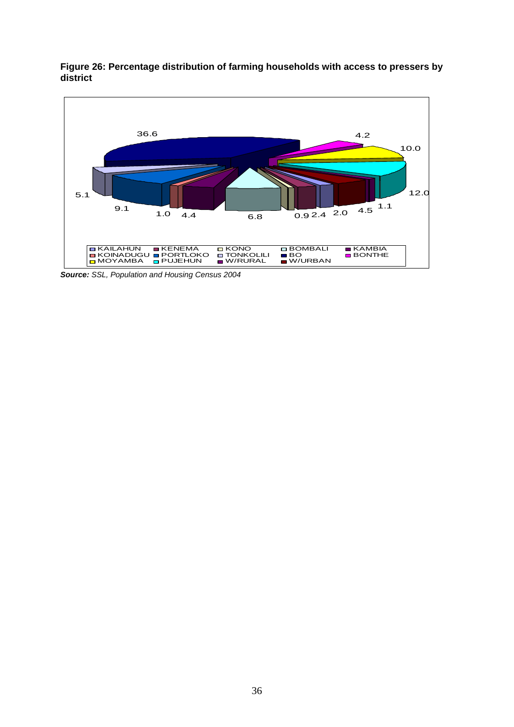**Figure 26: Percentage distribution of farming households with access to pressers by district**

*Source:* *SSL, Population and Housing Census 2004*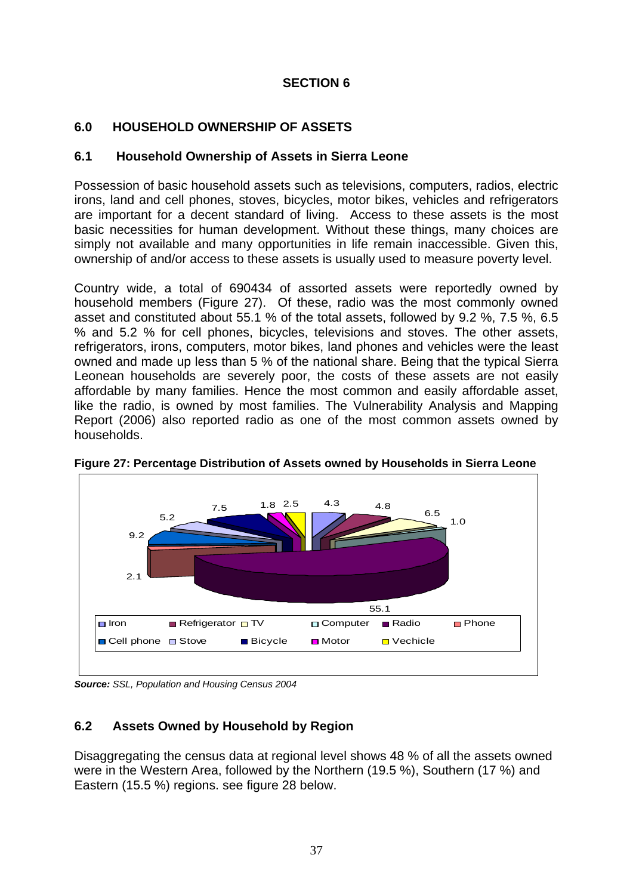## SECTION 6

## 6.0 HOUSEHOLD OWNERSHIP OF ASSETS

### 6.1 Household Ownership of Assets in Sierra Leone

Possession of basic household assets such as televisions, computers, radios, electric irons, land and cell phones, stoves, bicycles, motor bikes, vehicles and refrigerators are important for a decent standard of living. Access to these assets is the most basic necessities for human development. Without these things, many choices are simply not available and many opportunities in life remain inaccessible. Given this, ownership of and/or access to these assets is usually used to measure poverty level.

Country wide, a total of 690434 of assorted assets were reportedly owned by household members (Figure 27). Of these, radio was the most commonly owned asset and constituted about 55.1 % of the total assets, followed by 9.2 %, 7.5 %, 6.5 % and 5.2 % for cell phones, bicycles, televisions and stoves. The other assets, refrigerators, irons, computers, motor bikes, land phones and vehicles were the least owned and made up less than 5 % of the national share. Being that the typical Sierra Leonean households are severely poor, the costs of these assets are not easily affordable by many families. Hence the most common and easily affordable asset, like the radio, is owned by most families. The Vulnerability Analysis and Mapping Report (2006) also reported radio as one of the most common assets owned by households.

**Figure 27: Percentage Distribution of Assets owned by Households in Sierra Leone**

| Asset | Percentage |
|---|---|
| Iron | 4.3 |
| Refrigerator | 4.8 |
| TV | 6.5 |
| Computer | 1.0 |
| Radio | 55.1 |
| Phone | 2.1 |
| Cell phone | 9.2 |
| Stove | 5.2 |
| Bicycle | 7.5 |
| Motor | 1.8 |
| Vechicle | 2.5 |

***Source:*** *SSL, Population and Housing Census 2004*

### 6.2 Assets Owned by Household by Region

Disaggregating the census data at regional level shows 48 % of all the assets owned were in the Western Area, followed by the Northern (19.5 %), Southern (17 %) and Eastern (15.5 %) regions. see figure 28 below.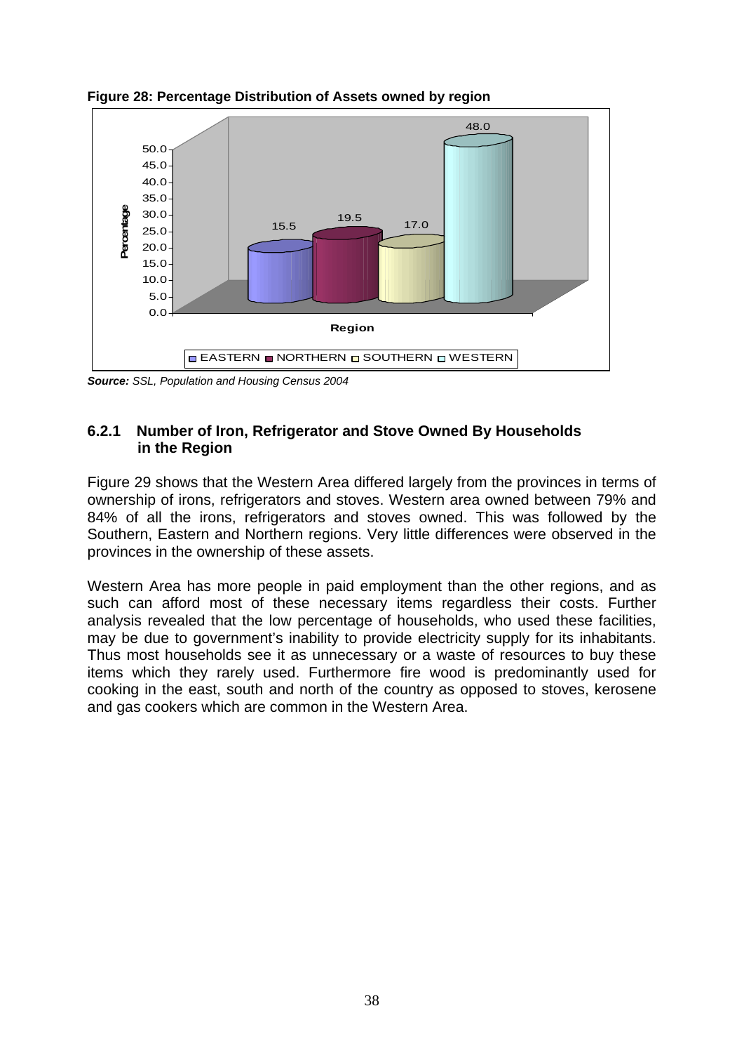**Figure 28: Percentage Distribution of Assets owned by region**

| Region | Percentage |
|---|---|
| EASTERN | 15.5 |
| NORTHERN | 19.5 |
| SOUTHERN | 17.0 |
| WESTERN | 48.0 |

***Source:*** *SSL, Population and Housing Census 2004*

### 6.2.1 Number of Iron, Refrigerator and Stove Owned By Households in the Region

Figure 29 shows that the Western Area differed largely from the provinces in terms of ownership of irons, refrigerators and stoves. Western area owned between 79% and 84% of all the irons, refrigerators and stoves owned. This was followed by the Southern, Eastern and Northern regions. Very little differences were observed in the provinces in the ownership of these assets.

Western Area has more people in paid employment than the other regions, and as such can afford most of these necessary items regardless their costs. Further analysis revealed that the low percentage of households, who used these facilities, may be due to government's inability to provide electricity supply for its inhabitants. Thus most households see it as unnecessary or a waste of resources to buy these items which they rarely used. Furthermore fire wood is predominantly used for cooking in the east, south and north of the country as opposed to stoves, kerosene and gas cookers which are common in the Western Area.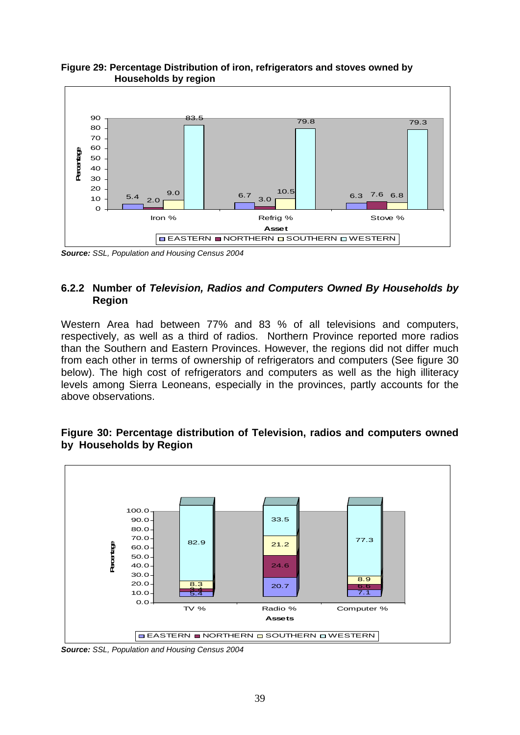**Figure 29: Percentage Distribution of iron, refrigerators and stoves owned by Households by region**

*Source: SSL, Population and Housing Census 2004*

### 6.2.2 Number of *Television, Radios and Computers Owned By Households by* Region

Western Area had between 77% and 83 % of all televisions and computers, respectively, as well as a third of radios. Northern Province reported more radios than the Southern and Eastern Provinces. However, the regions did not differ much from each other in terms of ownership of refrigerators and computers (See figure 30 below). The high cost of refrigerators and computers as well as the high illiteracy levels among Sierra Leoneans, especially in the provinces, partly accounts for the above observations.

**Figure 30: Percentage distribution of Television, radios and computers owned by Households by Region**

*Source: SSL, Population and Housing Census 2004*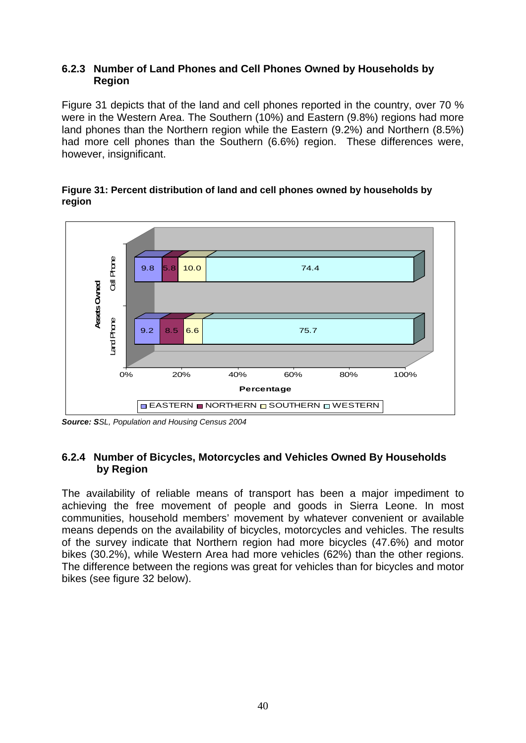### 6.2.3 Number of Land Phones and Cell Phones Owned by Households by Region

Figure 31 depicts that of the land and cell phones reported in the country, over 70 % were in the Western Area. The Southern (10%) and Eastern (9.8%) regions had more land phones than the Northern region while the Eastern (9.2%) and Northern (8.5%) had more cell phones than the Southern (6.6%) region. These differences were, however, insignificant.

**Figure 31: Percent distribution of land and cell phones owned by households by region**

| Assets Owned | EASTERN | NORTHERN | SOUTHERN | WESTERN |
|---|---|---|---|---|
| Cell Phone | 9.8 | 5.8 | 10.0 | 74.4 |
| Land Phone | 9.2 | 8.5 | 6.6 | 75.7 |

***Source: S****SL, Population and Housing Census 2004*

### 6.2.4 Number of Bicycles, Motorcycles and Vehicles Owned By Households by Region

The availability of reliable means of transport has been a major impediment to achieving the free movement of people and goods in Sierra Leone. In most communities, household members' movement by whatever convenient or available means depends on the availability of bicycles, motorcycles and vehicles. The results of the survey indicate that Northern region had more bicycles (47.6%) and motor bikes (30.2%), while Western Area had more vehicles (62%) than the other regions. The difference between the regions was great for vehicles than for bicycles and motor bikes (see figure 32 below).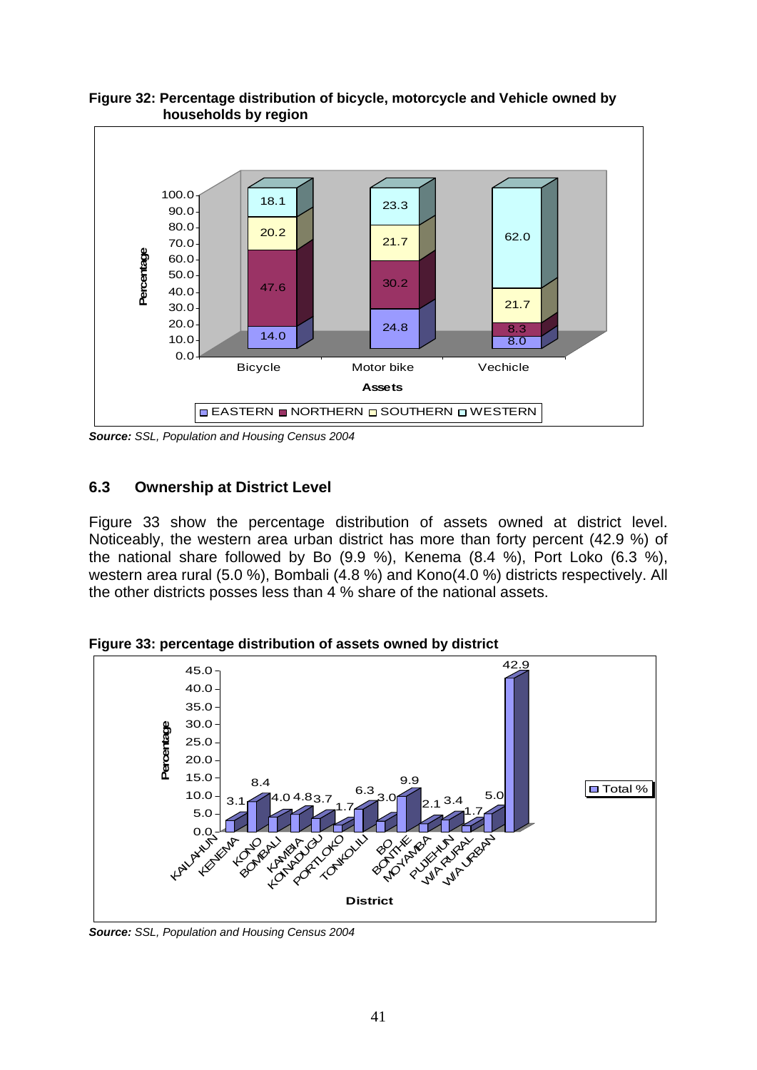**Figure 32: Percentage distribution of bicycle, motorcycle and Vehicle owned by households by region**

*Source:* *SSL, Population and Housing Census 2004*

## 6.3 Ownership at District Level

Figure 33 show the percentage distribution of assets owned at district level. Noticeably, the western area urban district has more than forty percent (42.9 %) of the national share followed by Bo (9.9 %), Kenema (8.4 %), Port Loko (6.3 %), western area rural (5.0 %), Bombali (4.8 %) and Kono(4.0 %) districts respectively. All the other districts posses less than 4 % share of the national assets.

**Figure 33: percentage distribution of assets owned by district**

*Source:* *SSL, Population and Housing Census 2004*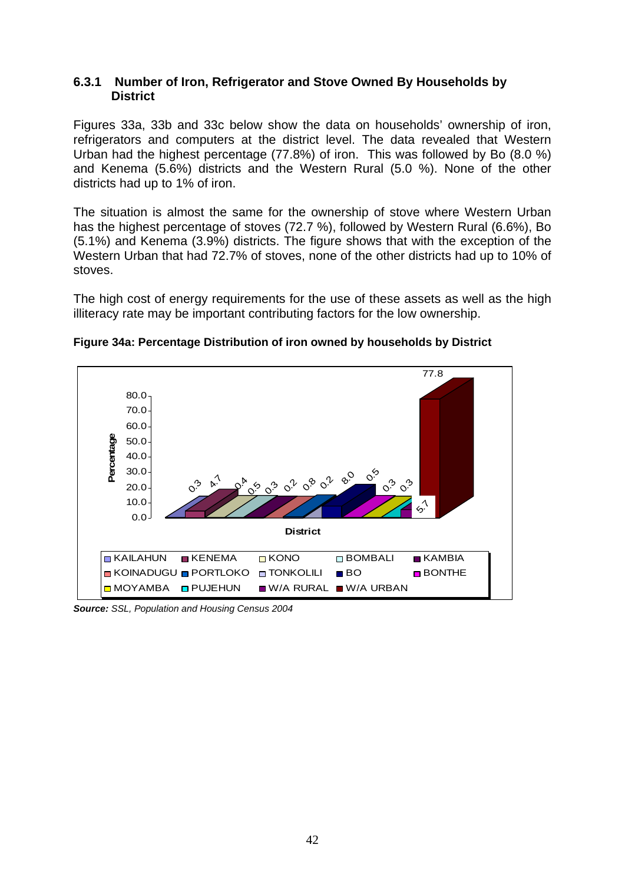### 6.3.1 Number of Iron, Refrigerator and Stove Owned By Households by District

Figures 33a, 33b and 33c below show the data on households' ownership of iron, refrigerators and computers at the district level. The data revealed that Western Urban had the highest percentage (77.8%) of iron. This was followed by Bo (8.0 %) and Kenema (5.6%) districts and the Western Rural (5.0 %). None of the other districts had up to 1% of iron.

The situation is almost the same for the ownership of stove where Western Urban has the highest percentage of stoves (72.7 %), followed by Western Rural (6.6%), Bo (5.1%) and Kenema (3.9%) districts. The figure shows that with the exception of the Western Urban that had 72.7% of stoves, none of the other districts had up to 10% of stoves.

The high cost of energy requirements for the use of these assets as well as the high illiteracy rate may be important contributing factors for the low ownership.

**Figure 34a: Percentage Distribution of iron owned by households by District**

| District | Percentage |
|---|---|
| KAILAHUN | 0.3 |
| KENEMA | 4.7 |
| KONO | 0.4 |
| BOMBALI | 0.5 |
| KAMBIA | 0.3 |
| KOINADUGU | 0.2 |
| PORTLOKO | 0.8 |
| TONKOLILI | 0.2 |
| BO | 8.0 |
| BONTHE | 0.5 |
| MOYAMBA | 0.3 |
| PUJEHUN | 0.3 |
| W/A RURAL | 5.7 |
| W/A URBAN | 77.8 |

***Source:*** *SSL, Population and Housing Census 2004*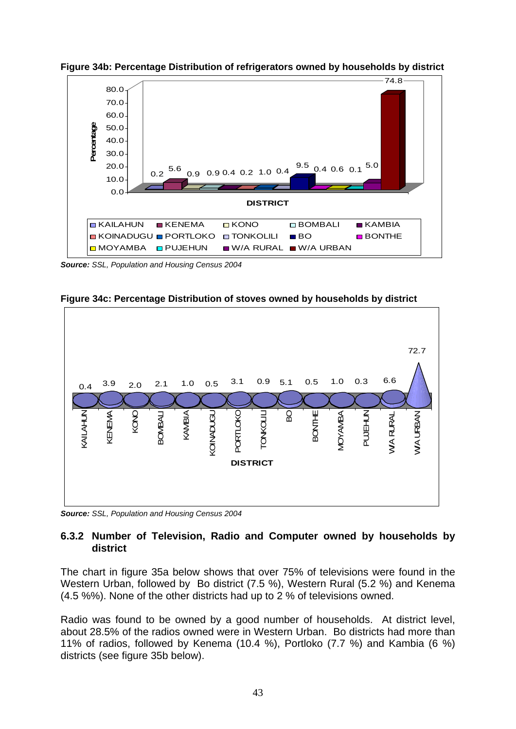**Figure 34b: Percentage Distribution of refrigerators owned by households by district**

| District | Percentage |
|---|---|
| KAILAHUN | 0.2 |
| KENEMA | 5.6 |
| KONO | 0.9 |
| BOMBALI | 0.9 |
| KAMBIA | 0.4 |
| KOINADUGU | 0.2 |
| PORTLOKO | 1.0 |
| TONKOLILI | 0.4 |
| BO | 9.5 |
| BONTHE | 0.4 |
| MOYAMBA | 0.6 |
| PUJEHUN | 0.1 |
| W/A RURAL | 5.0 |
| W/A URBAN | 74.8 |

***Source:*** *SSL, Population and Housing Census 2004*

**Figure 34c: Percentage Distribution of stoves owned by households by district**

| District | Percentage |
|---|---|
| KAILAHUN | 0.4 |
| KENEMA | 3.9 |
| KONO | 2.0 |
| BOMBALI | 2.1 |
| KAMBIA | 1.0 |
| KOINADUGU | 0.5 |
| PORTLOKO | 3.1 |
| TONKOLILI | 0.9 |
| BO | 5.1 |
| BONTHE | 0.5 |
| MOYAMBA | 1.0 |
| PUJEHUN | 0.3 |
| W/A RURAL | 6.6 |
| W/A URBAN | 72.7 |

***Source:*** *SSL, Population and Housing Census 2004*

### 6.3.2 Number of Television, Radio and Computer owned by households by district

The chart in figure 35a below shows that over 75% of televisions were found in the Western Urban, followed by Bo district (7.5 %), Western Rural (5.2 %) and Kenema (4.5 %%). None of the other districts had up to 2 % of televisions owned.

Radio was found to be owned by a good number of households. At district level, about 28.5% of the radios owned were in Western Urban. Bo districts had more than 11% of radios, followed by Kenema (10.4 %), Portloko (7.7 %) and Kambia (6 %) districts (see figure 35b below).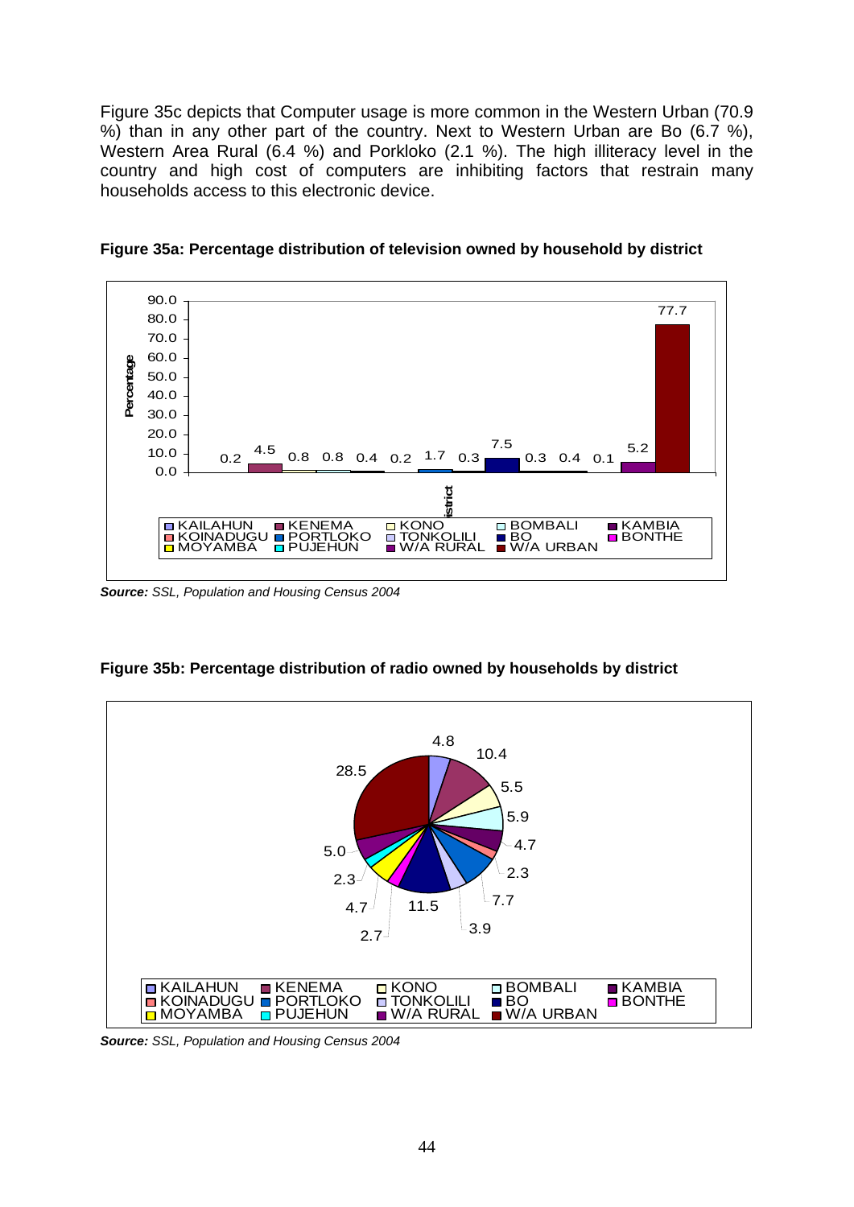Figure 35c depicts that Computer usage is more common in the Western Urban (70.9 %) than in any other part of the country. Next to Western Urban are Bo (6.7 %), Western Area Rural (6.4 %) and Porkloko (2.1 %). The high illiteracy level in the country and high cost of computers are inhibiting factors that restrain many households access to this electronic device.

**Figure 35a: Percentage distribution of television owned by household by district**

***Source:*** *SSL, Population and Housing Census 2004*

**Figure 35b: Percentage distribution of radio owned by households by district**

***Source:*** *SSL, Population and Housing Census 2004*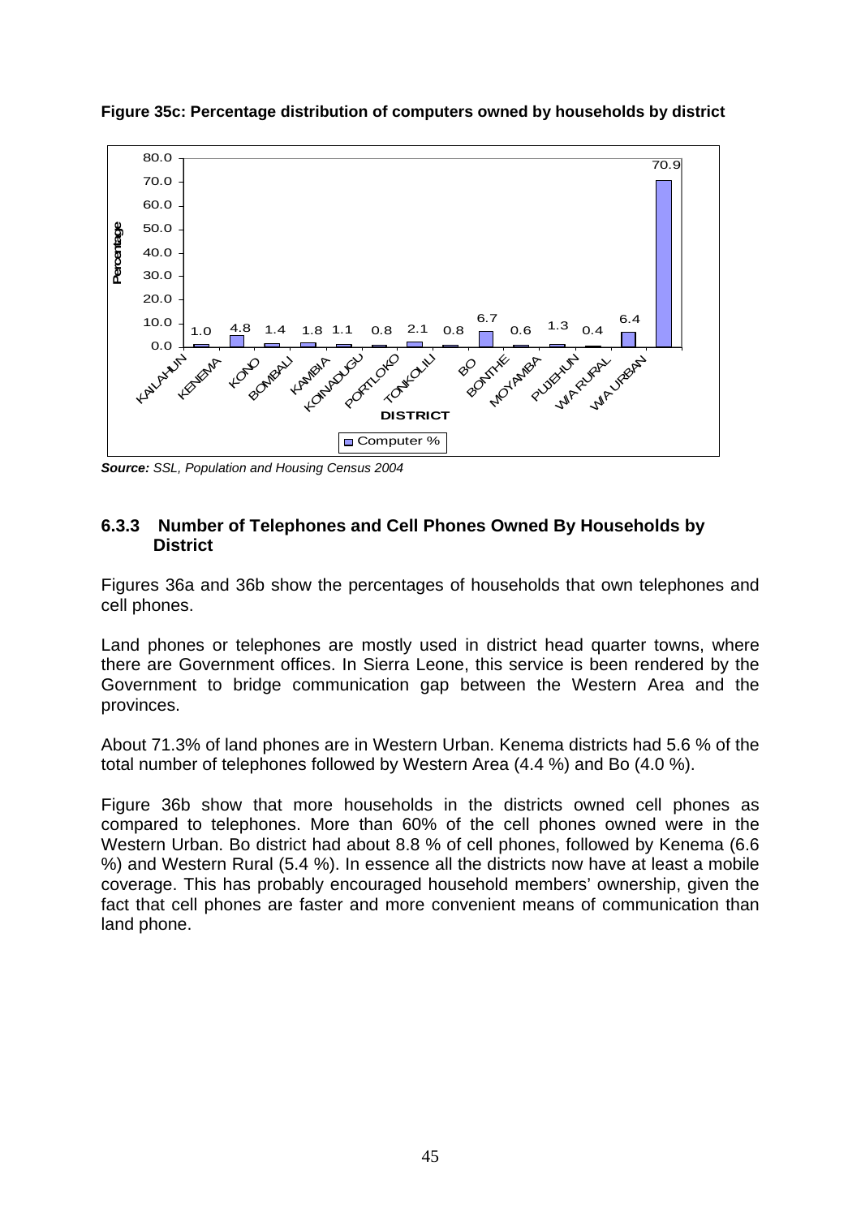**Figure 35c: Percentage distribution of computers owned by households by district**

| DISTRICT | Computer % |
|---|---|
| KAILAHUN | 1.0 |
| KENEMA | 4.8 |
| KONO | 1.4 |
| BOMBALI | 1.8 |
| KAMBIA | 1.1 |
| KOINADUGU | 0.8 |
| PORTLOKO | 2.1 |
| TONKOLILI | 0.8 |
| BO | 6.7 |
| BONTHE | 0.6 |
| MOYAMBA | 1.3 |
| PUJEHUN | 0.4 |
| W/A RURAL | 6.4 |
| W/A URBAN | 70.9 |

***Source:*** *SSL, Population and Housing Census 2004*

### 6.3.3 Number of Telephones and Cell Phones Owned By Households by District

Figures 36a and 36b show the percentages of households that own telephones and cell phones.

Land phones or telephones are mostly used in district head quarter towns, where there are Government offices. In Sierra Leone, this service is been rendered by the Government to bridge communication gap between the Western Area and the provinces.

About 71.3% of land phones are in Western Urban. Kenema districts had 5.6 % of the total number of telephones followed by Western Area (4.4 %) and Bo (4.0 %).

Figure 36b show that more households in the districts owned cell phones as compared to telephones. More than 60% of the cell phones owned were in the Western Urban. Bo district had about 8.8 % of cell phones, followed by Kenema (6.6 %) and Western Rural (5.4 %). In essence all the districts now have at least a mobile coverage. This has probably encouraged household members' ownership, given the fact that cell phones are faster and more convenient means of communication than land phone.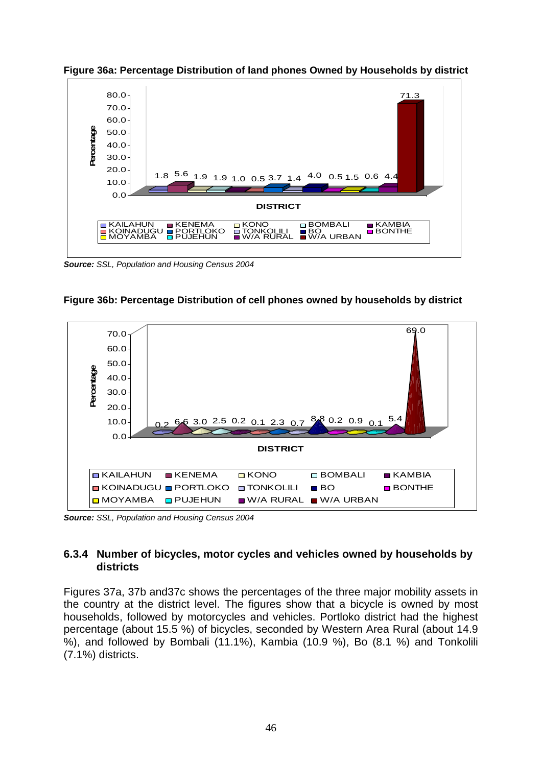**Figure 36a: Percentage Distribution of land phones Owned by Households by district**

| District | Percentage |
|---|---|
| KAILAHUN | 1.8 |
| KENEMA | 5.6 |
| KONO | 1.9 |
| BOMBALI | 1.9 |
| KAMBIA | 1.0 |
| KOINADUGU | 0.5 |
| PORTLOKO | 3.7 |
| TONKOLILI | 1.4 |
| BO | 4.0 |
| BONTHE | 0.5 |
| MOYAMBA | 1.5 |
| PUJEHUN | 0.6 |
| W/A RURAL | 4.4 |
| W/A URBAN | 71.3 |

***Source:*** *SSL, Population and Housing Census 2004*

**Figure 36b: Percentage Distribution of cell phones owned by households by district**

| District | Percentage |
|---|---|
| KAILAHUN | 0.2 |
| KENEMA | 6.6 |
| KONO | 3.0 |
| BOMBALI | 2.5 |
| KAMBIA | 0.2 |
| KOINADUGU | 0.1 |
| PORTLOKO | 2.3 |
| TONKOLILI | 0.7 |
| BO | 8.8 |
| BONTHE | 0.2 |
| MOYAMBA | 0.9 |
| PUJEHUN | 0.1 |
| W/A RURAL | 5.4 |
| W/A URBAN | 69.0 |

***Source:*** *SSL, Population and Housing Census 2004*

### 6.3.4 Number of bicycles, motor cycles and vehicles owned by households by districts

Figures 37a, 37b and37c shows the percentages of the three major mobility assets in the country at the district level. The figures show that a bicycle is owned by most households, followed by motorcycles and vehicles. Portloko district had the highest percentage (about 15.5 %) of bicycles, seconded by Western Area Rural (about 14.9 %), and followed by Bombali (11.1%), Kambia (10.9 %), Bo (8.1 %) and Tonkolili (7.1%) districts.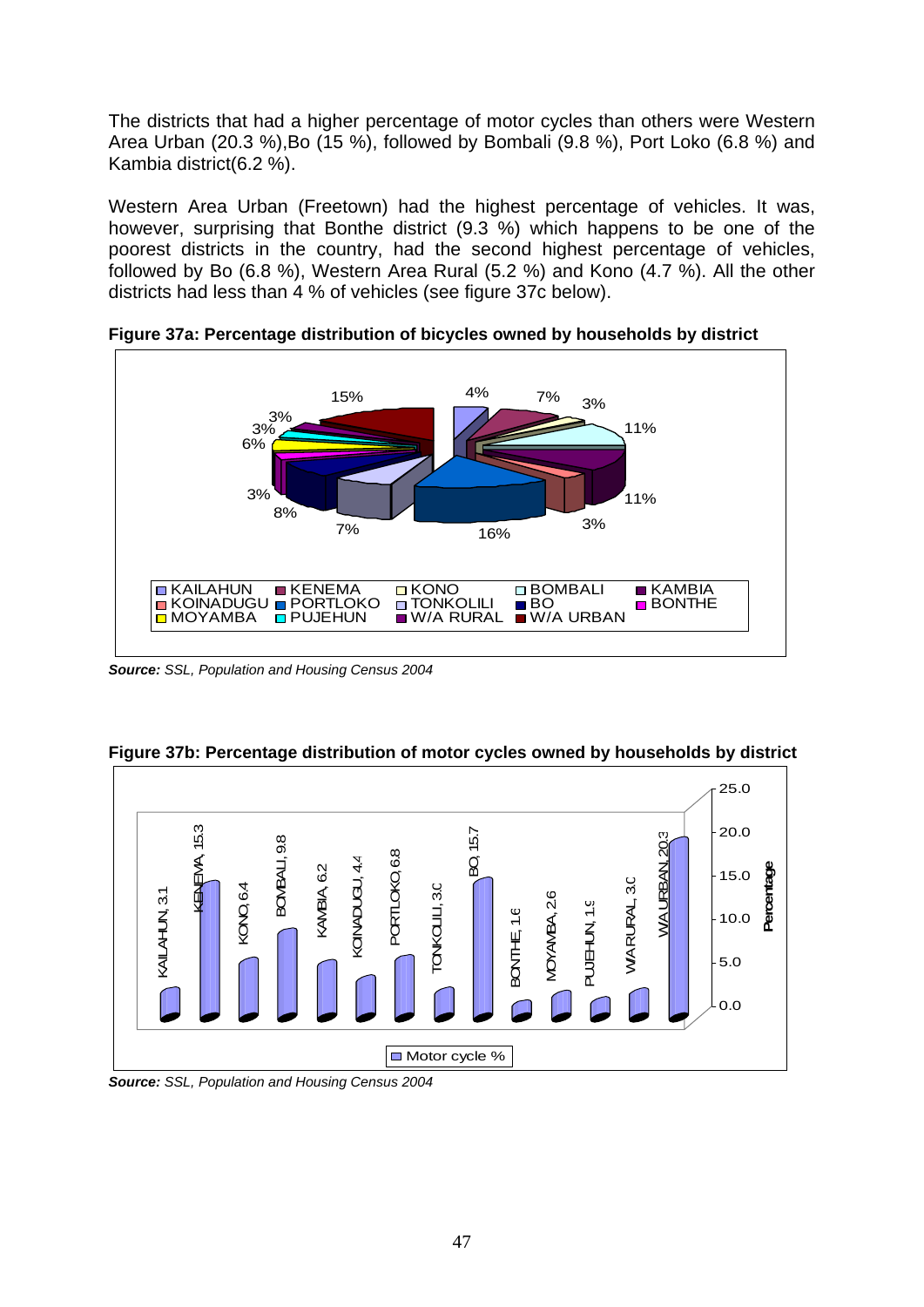The districts that had a higher percentage of motor cycles than others were Western Area Urban (20.3 %),Bo (15 %), followed by Bombali (9.8 %), Port Loko (6.8 %) and Kambia district(6.2 %).

Western Area Urban (Freetown) had the highest percentage of vehicles. It was, however, surprising that Bonthe district (9.3 %) which happens to be one of the poorest districts in the country, had the second highest percentage of vehicles, followed by Bo (6.8 %), Western Area Rural (5.2 %) and Kono (4.7 %). All the other districts had less than 4 % of vehicles (see figure 37c below).

**Figure 37a: Percentage distribution of bicycles owned by households by district**

***Source:*** *SSL, Population and Housing Census 2004*

**Figure 37b: Percentage distribution of motor cycles owned by households by district**

***Source:*** *SSL, Population and Housing Census 2004*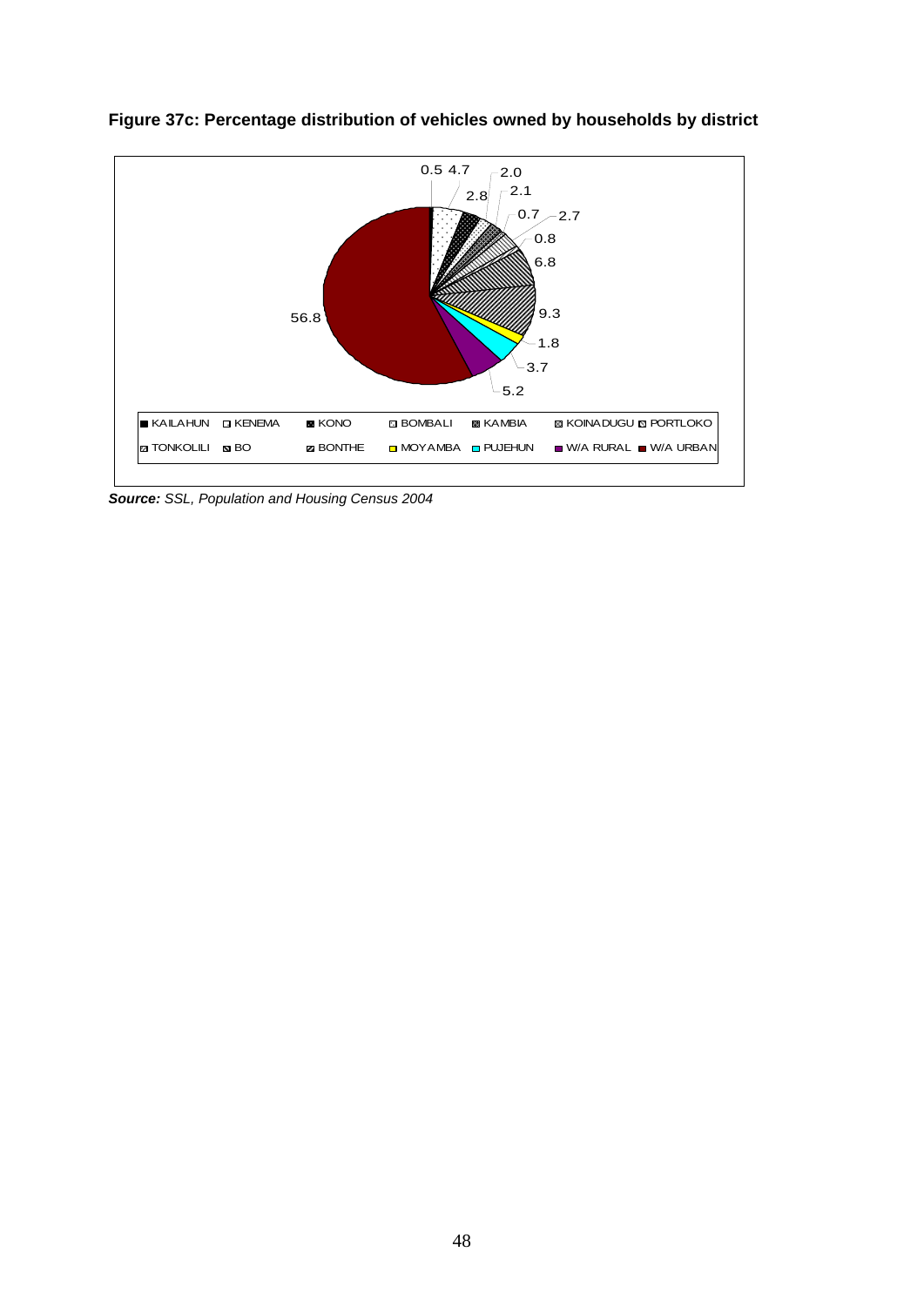**Figure 37c: Percentage distribution of vehicles owned by households by district**

| District | Percentage |
|---|---|
| KAILAHUN | 0.5 |
| KENEMA | 4.7 |
| KONO | 2.8 |
| BOMBALI | 2.0 |
| KAMBIA | 2.1 |
| KOINADUGU | 0.7 |
| PORTLOKO | 2.7 |
| TONKOLILI | 0.8 |
| BO | 6.8 |
| BONTHE | 9.3 |
| MOYAMBA | 1.8 |
| PUJEHUN | 3.7 |
| W/A RURAL | 5.2 |
| W/A URBAN | 56.8 |

***Source:*** *SSL, Population and Housing Census 2004*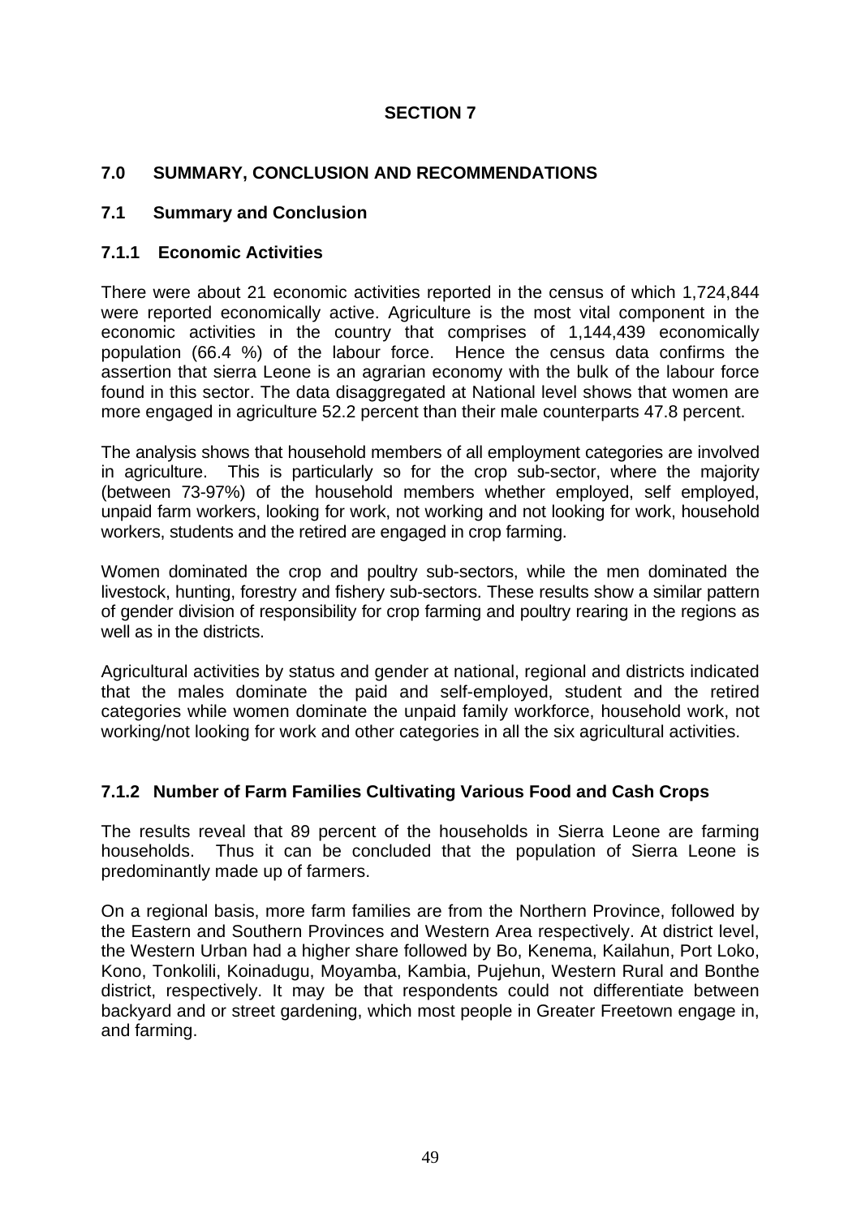# SECTION 7

## 7.0 SUMMARY, CONCLUSION AND RECOMMENDATIONS

### 7.1 Summary and Conclusion

#### 7.1.1 Economic Activities

There were about 21 economic activities reported in the census of which 1,724,844 were reported economically active. Agriculture is the most vital component in the economic activities in the country that comprises of 1,144,439 economically population (66.4 %) of the labour force. Hence the census data confirms the assertion that sierra Leone is an agrarian economy with the bulk of the labour force found in this sector. The data disaggregated at National level shows that women are more engaged in agriculture 52.2 percent than their male counterparts 47.8 percent.

The analysis shows that household members of all employment categories are involved in agriculture. This is particularly so for the crop sub-sector, where the majority (between 73-97%) of the household members whether employed, self employed, unpaid farm workers, looking for work, not working and not looking for work, household workers, students and the retired are engaged in crop farming.

Women dominated the crop and poultry sub-sectors, while the men dominated the livestock, hunting, forestry and fishery sub-sectors. These results show a similar pattern of gender division of responsibility for crop farming and poultry rearing in the regions as well as in the districts.

Agricultural activities by status and gender at national, regional and districts indicated that the males dominate the paid and self-employed, student and the retired categories while women dominate the unpaid family workforce, household work, not working/not looking for work and other categories in all the six agricultural activities.

#### 7.1.2 Number of Farm Families Cultivating Various Food and Cash Crops

The results reveal that 89 percent of the households in Sierra Leone are farming households. Thus it can be concluded that the population of Sierra Leone is predominantly made up of farmers.

On a regional basis, more farm families are from the Northern Province, followed by the Eastern and Southern Provinces and Western Area respectively. At district level, the Western Urban had a higher share followed by Bo, Kenema, Kailahun, Port Loko, Kono, Tonkolili, Koinadugu, Moyamba, Kambia, Pujehun, Western Rural and Bonthe district, respectively. It may be that respondents could not differentiate between backyard and or street gardening, which most people in Greater Freetown engage in, and farming.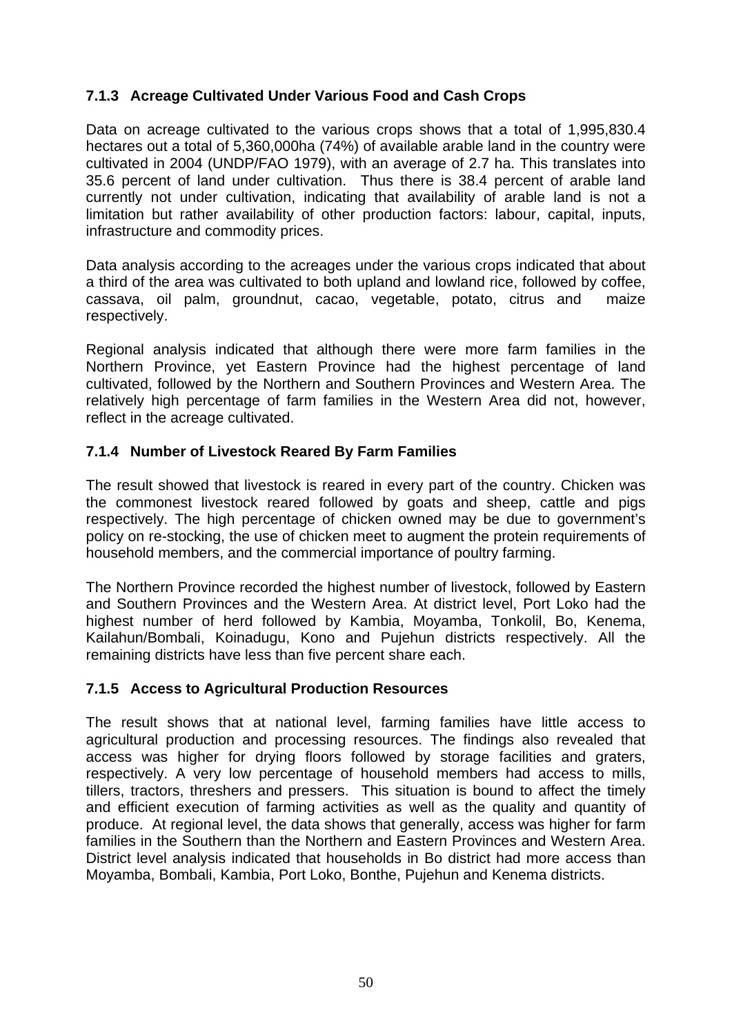### 7.1.3 Acreage Cultivated Under Various Food and Cash Crops

Data on acreage cultivated to the various crops shows that a total of 1,995,830.4 hectares out a total of 5,360,000ha (74%) of available arable land in the country were cultivated in 2004 (UNDP/FAO 1979), with an average of 2.7 ha. This translates into 35.6 percent of land under cultivation. Thus there is 38.4 percent of arable land currently not under cultivation, indicating that availability of arable land is not a limitation but rather availability of other production factors: labour, capital, inputs, infrastructure and commodity prices.

Data analysis according to the acreages under the various crops indicated that about a third of the area was cultivated to both upland and lowland rice, followed by coffee, cassava, oil palm, groundnut, cacao, vegetable, potato, citrus and maize respectively.

Regional analysis indicated that although there were more farm families in the Northern Province, yet Eastern Province had the highest percentage of land cultivated, followed by the Northern and Southern Provinces and Western Area. The relatively high percentage of farm families in the Western Area did not, however, reflect in the acreage cultivated.

### 7.1.4 Number of Livestock Reared By Farm Families

The result showed that livestock is reared in every part of the country. Chicken was the commonest livestock reared followed by goats and sheep, cattle and pigs respectively. The high percentage of chicken owned may be due to government's policy on re-stocking, the use of chicken meet to augment the protein requirements of household members, and the commercial importance of poultry farming.

The Northern Province recorded the highest number of livestock, followed by Eastern and Southern Provinces and the Western Area. At district level, Port Loko had the highest number of herd followed by Kambia, Moyamba, Tonkolil, Bo, Kenema, Kailahun/Bombali, Koinadugu, Kono and Pujehun districts respectively. All the remaining districts have less than five percent share each.

### 7.1.5 Access to Agricultural Production Resources

The result shows that at national level, farming families have little access to agricultural production and processing resources. The findings also revealed that access was higher for drying floors followed by storage facilities and graters, respectively. A very low percentage of household members had access to mills, tillers, tractors, threshers and pressers. This situation is bound to affect the timely and efficient execution of farming activities as well as the quality and quantity of produce. At regional level, the data shows that generally, access was higher for farm families in the Southern than the Northern and Eastern Provinces and Western Area. District level analysis indicated that households in Bo district had more access than Moyamba, Bombali, Kambia, Port Loko, Bonthe, Pujehun and Kenema districts.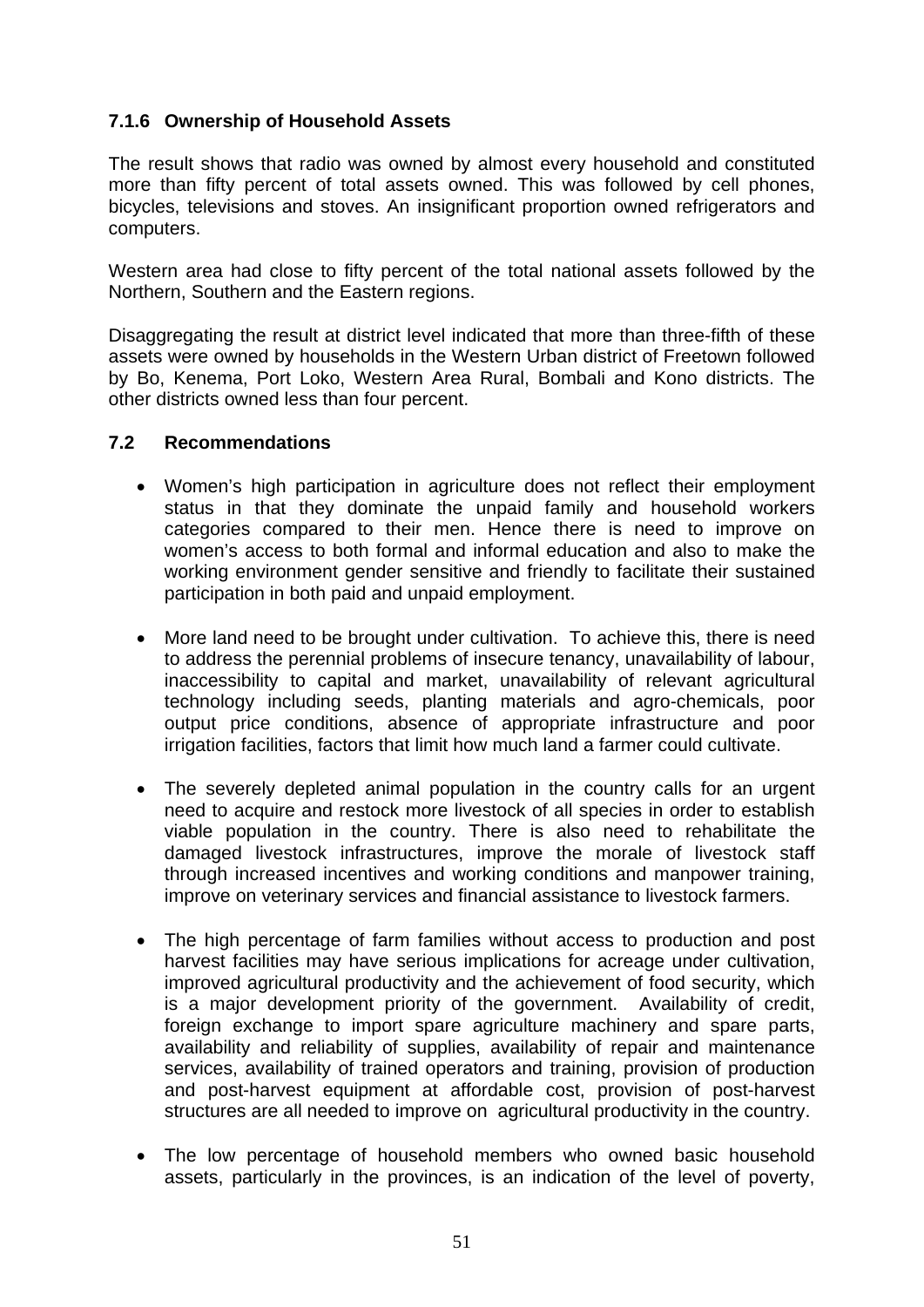### 7.1.6 Ownership of Household Assets

The result shows that radio was owned by almost every household and constituted more than fifty percent of total assets owned. This was followed by cell phones, bicycles, televisions and stoves. An insignificant proportion owned refrigerators and computers.

Western area had close to fifty percent of the total national assets followed by the Northern, Southern and the Eastern regions.

Disaggregating the result at district level indicated that more than three-fifth of these assets were owned by households in the Western Urban district of Freetown followed by Bo, Kenema, Port Loko, Western Area Rural, Bombali and Kono districts. The other districts owned less than four percent.

## 7.2 Recommendations

- Women's high participation in agriculture does not reflect their employment status in that they dominate the unpaid family and household workers categories compared to their men. Hence there is need to improve on women's access to both formal and informal education and also to make the working environment gender sensitive and friendly to facilitate their sustained participation in both paid and unpaid employment.

- More land need to be brought under cultivation. To achieve this, there is need to address the perennial problems of insecure tenancy, unavailability of labour, inaccessibility to capital and market, unavailability of relevant agricultural technology including seeds, planting materials and agro-chemicals, poor output price conditions, absence of appropriate infrastructure and poor irrigation facilities, factors that limit how much land a farmer could cultivate.

- The severely depleted animal population in the country calls for an urgent need to acquire and restock more livestock of all species in order to establish viable population in the country. There is also need to rehabilitate the damaged livestock infrastructures, improve the morale of livestock staff through increased incentives and working conditions and manpower training, improve on veterinary services and financial assistance to livestock farmers.

- The high percentage of farm families without access to production and post harvest facilities may have serious implications for acreage under cultivation, improved agricultural productivity and the achievement of food security, which is a major development priority of the government. Availability of credit, foreign exchange to import spare agriculture machinery and spare parts, availability and reliability of supplies, availability of repair and maintenance services, availability of trained operators and training, provision of production and post-harvest equipment at affordable cost, provision of post-harvest structures are all needed to improve on agricultural productivity in the country.

- The low percentage of household members who owned basic household assets, particularly in the provinces, is an indication of the level of poverty,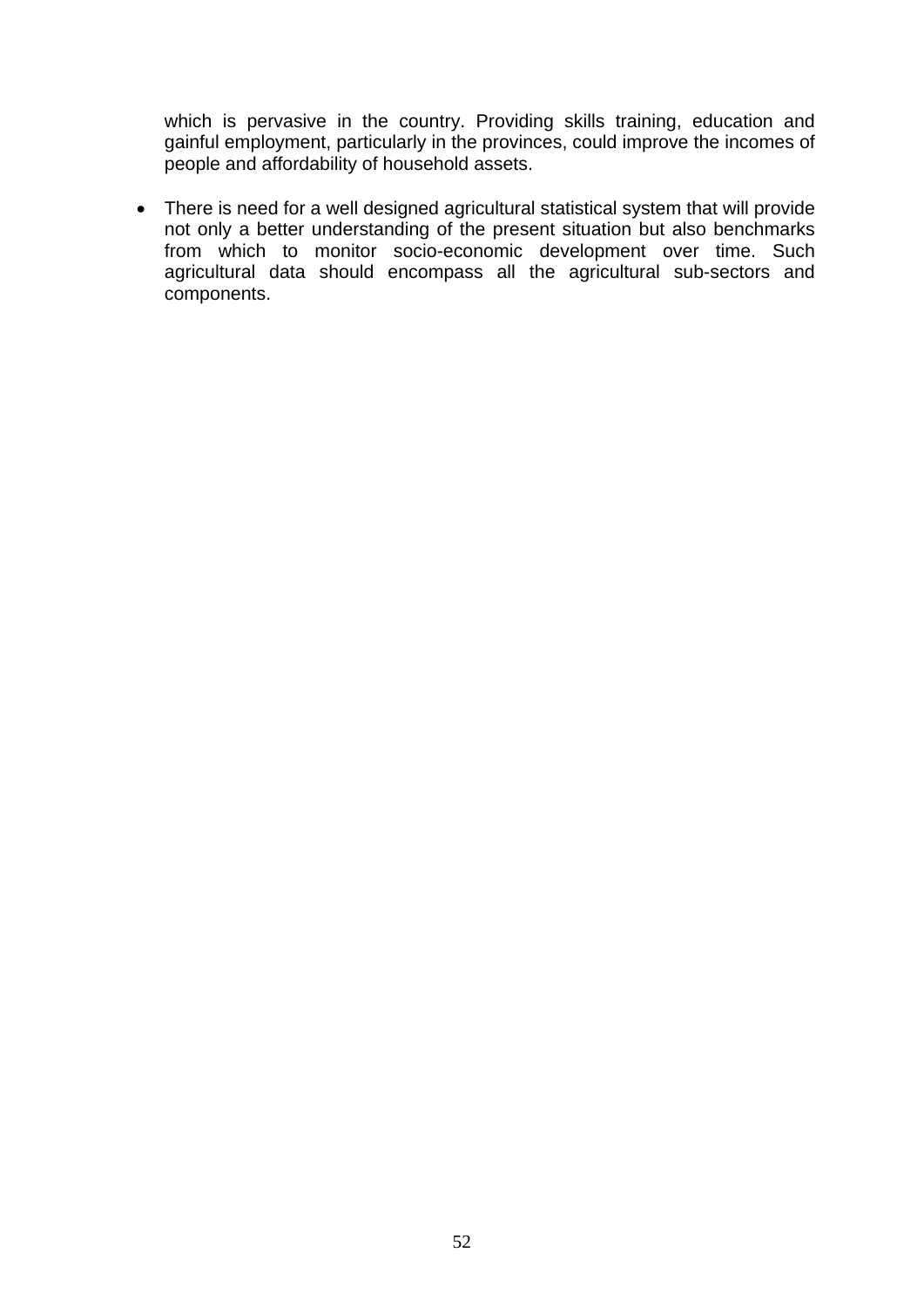which is pervasive in the country. Providing skills training, education and gainful employment, particularly in the provinces, could improve the incomes of people and affordability of household assets.

- There is need for a well designed agricultural statistical system that will provide not only a better understanding of the present situation but also benchmarks from which to monitor socio-economic development over time. Such agricultural data should encompass all the agricultural sub-sectors and components.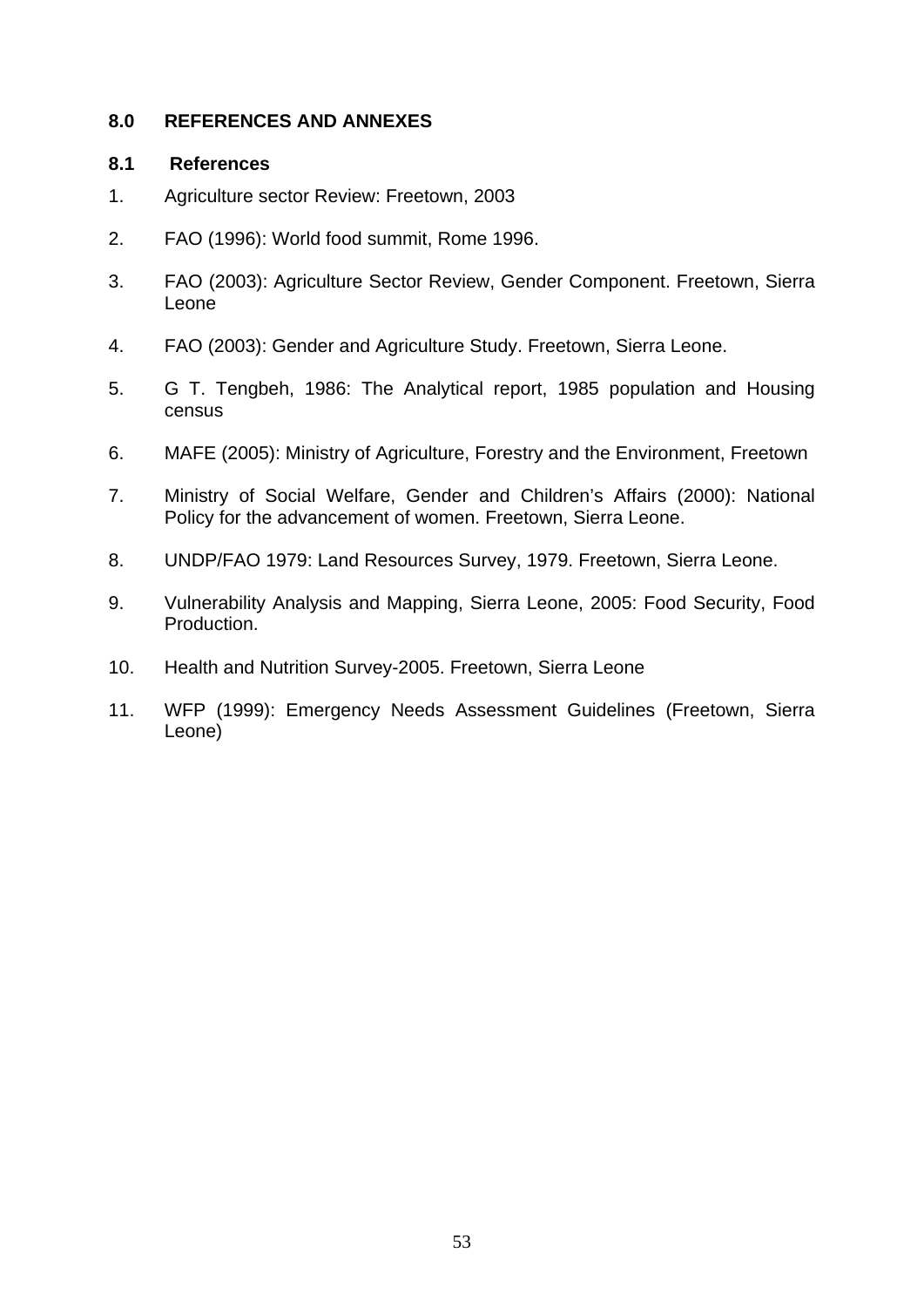## 8.0 REFERENCES AND ANNEXES

### 8.1 References

1. Agriculture sector Review: Freetown, 2003
2. FAO (1996): World food summit, Rome 1996.
3. FAO (2003): Agriculture Sector Review, Gender Component. Freetown, Sierra Leone
4. FAO (2003): Gender and Agriculture Study. Freetown, Sierra Leone.
5. G T. Tengbeh, 1986: The Analytical report, 1985 population and Housing census
6. MAFE (2005): Ministry of Agriculture, Forestry and the Environment, Freetown
7. Ministry of Social Welfare, Gender and Children's Affairs (2000): National Policy for the advancement of women. Freetown, Sierra Leone.
8. UNDP/FAO 1979: Land Resources Survey, 1979. Freetown, Sierra Leone.
9. Vulnerability Analysis and Mapping, Sierra Leone, 2005: Food Security, Food Production.
10. Health and Nutrition Survey-2005. Freetown, Sierra Leone
11. WFP (1999): Emergency Needs Assessment Guidelines (Freetown, Sierra Leone)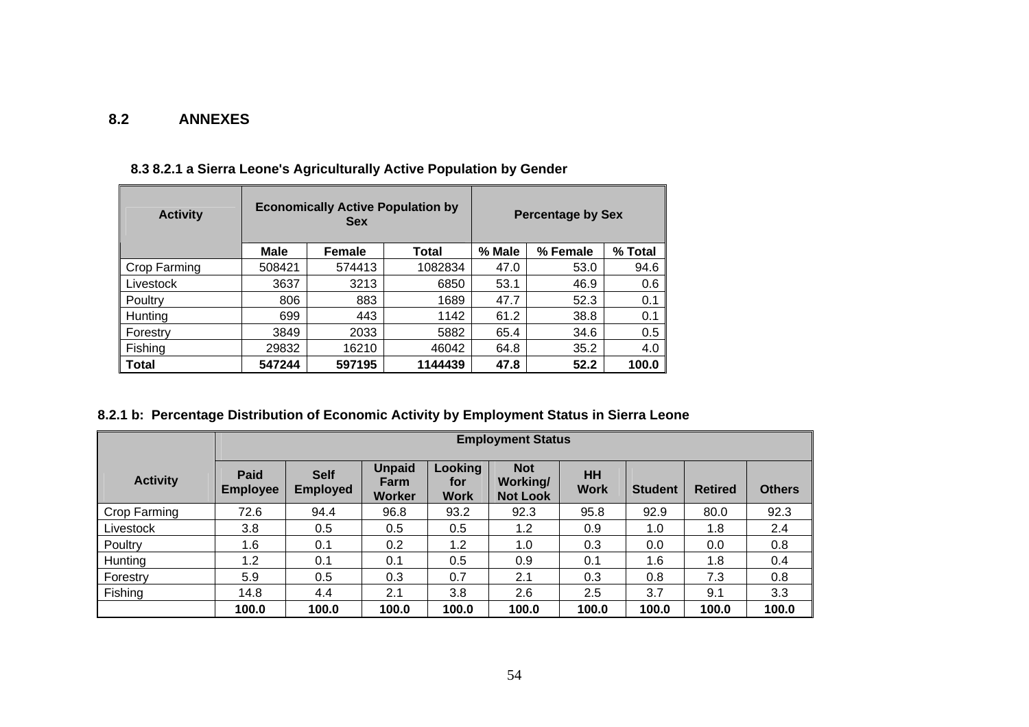## 8.2 ANNEXES

### 8.3 8.2.1 a Sierra Leone's Agriculturally Active Population by Gender

| Activity | Economically Active Population by Sex | | | Percentage by Sex | | |
|---|---|---|---|---|---|---|
| | Male | Female | Total | % Male | % Female | % Total |
| Crop Farming | 508421 | 574413 | 1082834 | 47.0 | 53.0 | 94.6 |
| Livestock | 3637 | 3213 | 6850 | 53.1 | 46.9 | 0.6 |
| Poultry | 806 | 883 | 1689 | 47.7 | 52.3 | 0.1 |
| Hunting | 699 | 443 | 1142 | 61.2 | 38.8 | 0.1 |
| Forestry | 3849 | 2033 | 5882 | 65.4 | 34.6 | 0.5 |
| Fishing | 29832 | 16210 | 46042 | 64.8 | 35.2 | 4.0 |
| **Total** | **547244** | **597195** | **1144439** | **47.8** | **52.2** | **100.0** |

### 8.2.1 b: Percentage Distribution of Economic Activity by Employment Status in Sierra Leone

| Activity | Employment Status | | | | | | | | |
|---|---|---|---|---|---|---|---|---|---|
| | Paid Employee | Self Employed | Unpaid Farm Worker | Looking for Work | Not Working/ Not Look | HH Work | Student | Retired | Others |
| Crop Farming | 72.6 | 94.4 | 96.8 | 93.2 | 92.3 | 95.8 | 92.9 | 80.0 | 92.3 |
| Livestock | 3.8 | 0.5 | 0.5 | 0.5 | 1.2 | 0.9 | 1.0 | 1.8 | 2.4 |
| Poultry | 1.6 | 0.1 | 0.2 | 1.2 | 1.0 | 0.3 | 0.0 | 0.0 | 0.8 |
| Hunting | 1.2 | 0.1 | 0.1 | 0.5 | 0.9 | 0.1 | 1.6 | 1.8 | 0.4 |
| Forestry | 5.9 | 0.5 | 0.3 | 0.7 | 2.1 | 0.3 | 0.8 | 7.3 | 0.8 |
| Fishing | 14.8 | 4.4 | 2.1 | 3.8 | 2.6 | 2.5 | 3.7 | 9.1 | 3.3 |
| | **100.0** | **100.0** | **100.0** | **100.0** | **100.0** | **100.0** | **100.0** | **100.0** | **100.0** |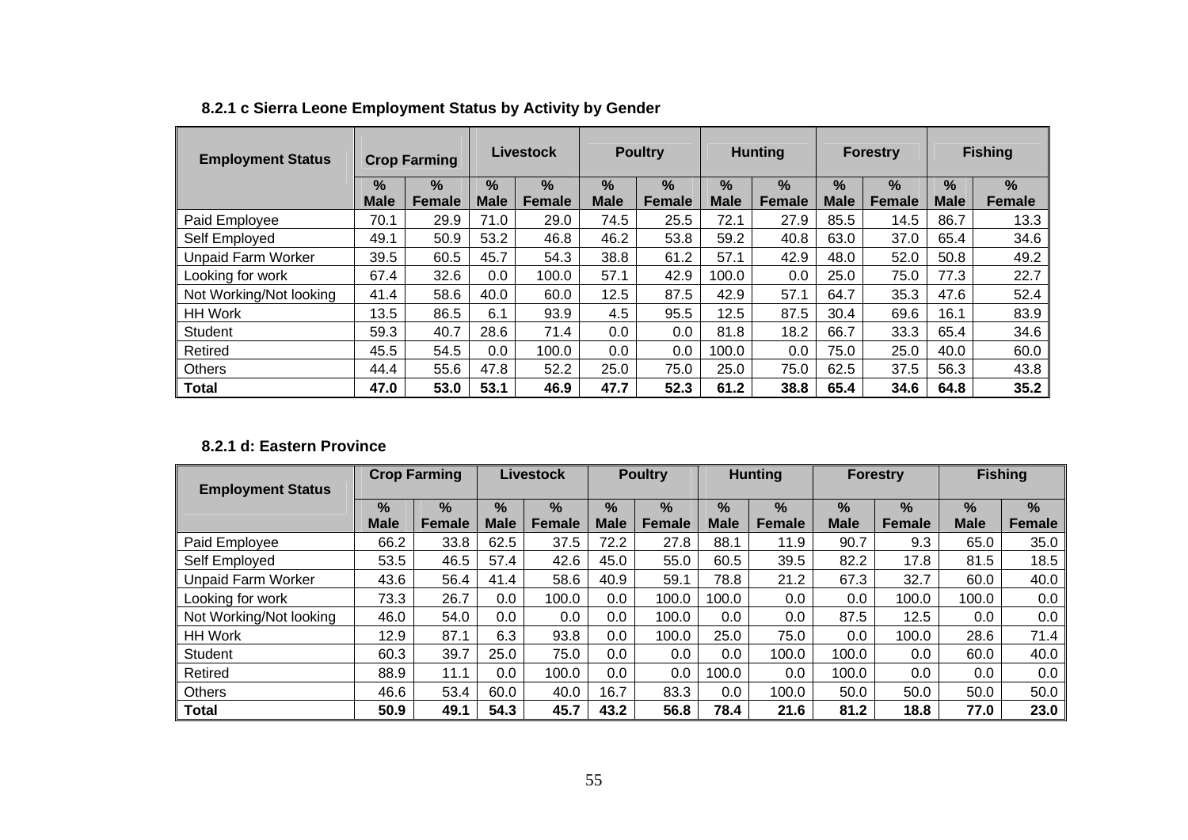### 8.2.1 c Sierra Leone Employment Status by Activity by Gender

| Employment Status | Crop Farming | | Livestock | | Poultry | | Hunting | | Forestry | | Fishing | |
|---|---|---|---|---|---|---|---|---|---|---|---|---|
| | % Male | % Female | % Male | % Female | % Male | % Female | % Male | % Female | % Male | % Female | % Male | % Female |
| Paid Employee | 70.1 | 29.9 | 71.0 | 29.0 | 74.5 | 25.5 | 72.1 | 27.9 | 85.5 | 14.5 | 86.7 | 13.3 |
| Self Employed | 49.1 | 50.9 | 53.2 | 46.8 | 46.2 | 53.8 | 59.2 | 40.8 | 63.0 | 37.0 | 65.4 | 34.6 |
| Unpaid Farm Worker | 39.5 | 60.5 | 45.7 | 54.3 | 38.8 | 61.2 | 57.1 | 42.9 | 48.0 | 52.0 | 50.8 | 49.2 |
| Looking for work | 67.4 | 32.6 | 0.0 | 100.0 | 57.1 | 42.9 | 100.0 | 0.0 | 25.0 | 75.0 | 77.3 | 22.7 |
| Not Working/Not looking | 41.4 | 58.6 | 40.0 | 60.0 | 12.5 | 87.5 | 42.9 | 57.1 | 64.7 | 35.3 | 47.6 | 52.4 |
| HH Work | 13.5 | 86.5 | 6.1 | 93.9 | 4.5 | 95.5 | 12.5 | 87.5 | 30.4 | 69.6 | 16.1 | 83.9 |
| Student | 59.3 | 40.7 | 28.6 | 71.4 | 0.0 | 0.0 | 81.8 | 18.2 | 66.7 | 33.3 | 65.4 | 34.6 |
| Retired | 45.5 | 54.5 | 0.0 | 100.0 | 0.0 | 0.0 | 100.0 | 0.0 | 75.0 | 25.0 | 40.0 | 60.0 |
| Others | 44.4 | 55.6 | 47.8 | 52.2 | 25.0 | 75.0 | 25.0 | 75.0 | 62.5 | 37.5 | 56.3 | 43.8 |
| **Total** | **47.0** | **53.0** | **53.1** | **46.9** | **47.7** | **52.3** | **61.2** | **38.8** | **65.4** | **34.6** | **64.8** | **35.2** |

### 8.2.1 d: Eastern Province

| Employment Status | Crop Farming | | Livestock | | Poultry | | Hunting | | Forestry | | Fishing | |
|---|---|---|---|---|---|---|---|---|---|---|---|---|
| | % Male | % Female | % Male | % Female | % Male | % Female | % Male | % Female | % Male | % Female | % Male | % Female |
| Paid Employee | 66.2 | 33.8 | 62.5 | 37.5 | 72.2 | 27.8 | 88.1 | 11.9 | 90.7 | 9.3 | 65.0 | 35.0 |
| Self Employed | 53.5 | 46.5 | 57.4 | 42.6 | 45.0 | 55.0 | 60.5 | 39.5 | 82.2 | 17.8 | 81.5 | 18.5 |
| Unpaid Farm Worker | 43.6 | 56.4 | 41.4 | 58.6 | 40.9 | 59.1 | 78.8 | 21.2 | 67.3 | 32.7 | 60.0 | 40.0 |
| Looking for work | 73.3 | 26.7 | 0.0 | 100.0 | 0.0 | 100.0 | 100.0 | 0.0 | 0.0 | 100.0 | 100.0 | 0.0 |
| Not Working/Not looking | 46.0 | 54.0 | 0.0 | 0.0 | 0.0 | 100.0 | 0.0 | 0.0 | 87.5 | 12.5 | 0.0 | 0.0 |
| HH Work | 12.9 | 87.1 | 6.3 | 93.8 | 0.0 | 100.0 | 25.0 | 75.0 | 0.0 | 100.0 | 28.6 | 71.4 |
| Student | 60.3 | 39.7 | 25.0 | 75.0 | 0.0 | 0.0 | 0.0 | 100.0 | 100.0 | 0.0 | 60.0 | 40.0 |
| Retired | 88.9 | 11.1 | 0.0 | 100.0 | 0.0 | 0.0 | 100.0 | 0.0 | 100.0 | 0.0 | 0.0 | 0.0 |
| Others | 46.6 | 53.4 | 60.0 | 40.0 | 16.7 | 83.3 | 0.0 | 100.0 | 50.0 | 50.0 | 50.0 | 50.0 |
| **Total** | **50.9** | **49.1** | **54.3** | **45.7** | **43.2** | **56.8** | **78.4** | **21.6** | **81.2** | **18.8** | **77.0** | **23.0** |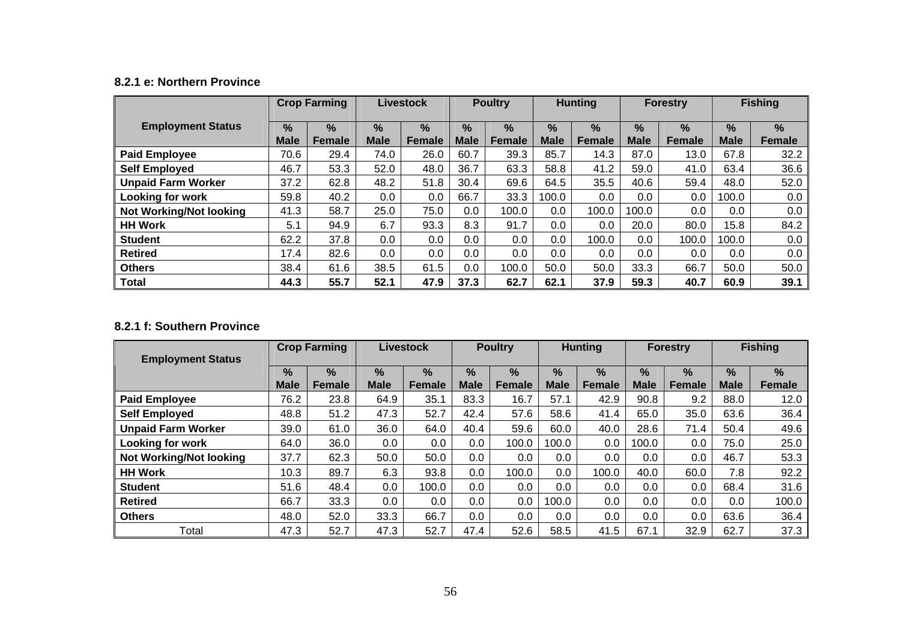**8.2.1 e: Northern Province**

| Employment Status | Crop Farming | | Livestock | | Poultry | | Hunting | | Forestry | | Fishing | |
|---|---|---|---|---|---|---|---|---|---|---|---|---|
| | % Male | % Female | % Male | % Female | % Male | % Female | % Male | % Female | % Male | % Female | % Male | % Female |
| **Paid Employee** | 70.6 | 29.4 | 74.0 | 26.0 | 60.7 | 39.3 | 85.7 | 14.3 | 87.0 | 13.0 | 67.8 | 32.2 |
| **Self Employed** | 46.7 | 53.3 | 52.0 | 48.0 | 36.7 | 63.3 | 58.8 | 41.2 | 59.0 | 41.0 | 63.4 | 36.6 |
| **Unpaid Farm Worker** | 37.2 | 62.8 | 48.2 | 51.8 | 30.4 | 69.6 | 64.5 | 35.5 | 40.6 | 59.4 | 48.0 | 52.0 |
| **Looking for work** | 59.8 | 40.2 | 0.0 | 0.0 | 66.7 | 33.3 | 100.0 | 0.0 | 0.0 | 0.0 | 100.0 | 0.0 |
| **Not Working/Not looking** | 41.3 | 58.7 | 25.0 | 75.0 | 0.0 | 100.0 | 0.0 | 100.0 | 100.0 | 0.0 | 0.0 | 0.0 |
| **HH Work** | 5.1 | 94.9 | 6.7 | 93.3 | 8.3 | 91.7 | 0.0 | 0.0 | 20.0 | 80.0 | 15.8 | 84.2 |
| **Student** | 62.2 | 37.8 | 0.0 | 0.0 | 0.0 | 0.0 | 0.0 | 100.0 | 0.0 | 100.0 | 100.0 | 0.0 |
| **Retired** | 17.4 | 82.6 | 0.0 | 0.0 | 0.0 | 0.0 | 0.0 | 0.0 | 0.0 | 0.0 | 0.0 | 0.0 |
| **Others** | 38.4 | 61.6 | 38.5 | 61.5 | 0.0 | 100.0 | 50.0 | 50.0 | 33.3 | 66.7 | 50.0 | 50.0 |
| **Total** | **44.3** | **55.7** | **52.1** | **47.9** | **37.3** | **62.7** | **62.1** | **37.9** | **59.3** | **40.7** | **60.9** | **39.1** |

**8.2.1 f: Southern Province**

| Employment Status | Crop Farming | | Livestock | | Poultry | | Hunting | | Forestry | | Fishing | |
|---|---|---|---|---|---|---|---|---|---|---|---|---|
| | % Male | % Female | % Male | % Female | % Male | % Female | % Male | % Female | % Male | % Female | % Male | % Female |
| **Paid Employee** | 76.2 | 23.8 | 64.9 | 35.1 | 83.3 | 16.7 | 57.1 | 42.9 | 90.8 | 9.2 | 88.0 | 12.0 |
| **Self Employed** | 48.8 | 51.2 | 47.3 | 52.7 | 42.4 | 57.6 | 58.6 | 41.4 | 65.0 | 35.0 | 63.6 | 36.4 |
| **Unpaid Farm Worker** | 39.0 | 61.0 | 36.0 | 64.0 | 40.4 | 59.6 | 60.0 | 40.0 | 28.6 | 71.4 | 50.4 | 49.6 |
| **Looking for work** | 64.0 | 36.0 | 0.0 | 0.0 | 0.0 | 100.0 | 100.0 | 0.0 | 100.0 | 0.0 | 75.0 | 25.0 |
| **Not Working/Not looking** | 37.7 | 62.3 | 50.0 | 50.0 | 0.0 | 0.0 | 0.0 | 0.0 | 0.0 | 0.0 | 46.7 | 53.3 |
| **HH Work** | 10.3 | 89.7 | 6.3 | 93.8 | 0.0 | 100.0 | 0.0 | 100.0 | 40.0 | 60.0 | 7.8 | 92.2 |
| **Student** | 51.6 | 48.4 | 0.0 | 100.0 | 0.0 | 0.0 | 0.0 | 0.0 | 0.0 | 0.0 | 68.4 | 31.6 |
| **Retired** | 66.7 | 33.3 | 0.0 | 0.0 | 0.0 | 0.0 | 100.0 | 0.0 | 0.0 | 0.0 | 0.0 | 100.0 |
| **Others** | 48.0 | 52.0 | 33.3 | 66.7 | 0.0 | 0.0 | 0.0 | 0.0 | 0.0 | 0.0 | 63.6 | 36.4 |
| Total | 47.3 | 52.7 | 47.3 | 52.7 | 47.4 | 52.6 | 58.5 | 41.5 | 67.1 | 32.9 | 62.7 | 37.3 |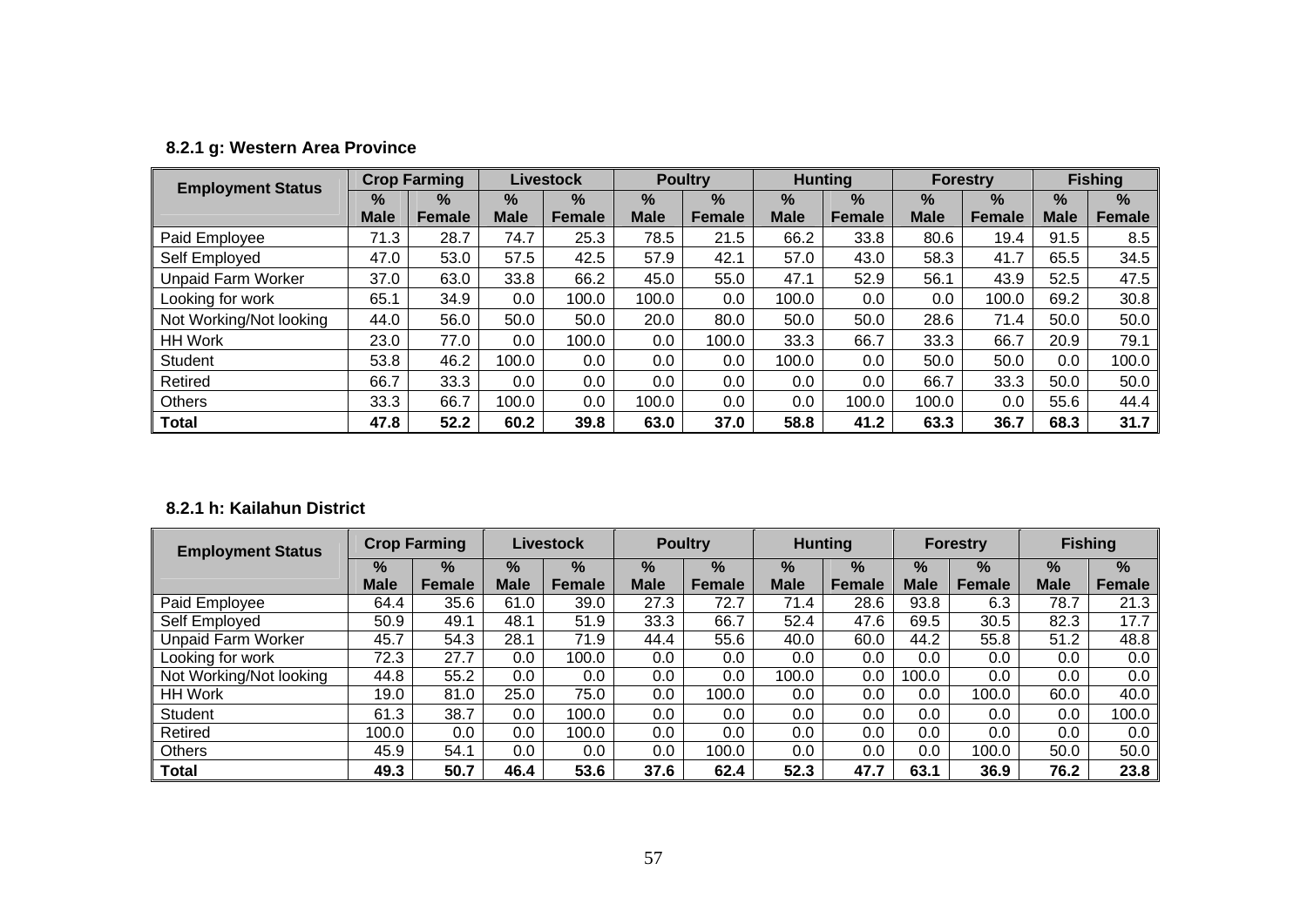### 8.2.1 g: Western Area Province

| Employment Status | Crop Farming | | Livestock | | Poultry | | Hunting | | Forestry | | Fishing | |
|---|---|---|---|---|---|---|---|---|---|---|---|---|
| | % Male | % Female | % Male | % Female | % Male | % Female | % Male | % Female | % Male | % Female | % Male | % Female |
| Paid Employee | 71.3 | 28.7 | 74.7 | 25.3 | 78.5 | 21.5 | 66.2 | 33.8 | 80.6 | 19.4 | 91.5 | 8.5 |
| Self Employed | 47.0 | 53.0 | 57.5 | 42.5 | 57.9 | 42.1 | 57.0 | 43.0 | 58.3 | 41.7 | 65.5 | 34.5 |
| Unpaid Farm Worker | 37.0 | 63.0 | 33.8 | 66.2 | 45.0 | 55.0 | 47.1 | 52.9 | 56.1 | 43.9 | 52.5 | 47.5 |
| Looking for work | 65.1 | 34.9 | 0.0 | 100.0 | 100.0 | 0.0 | 100.0 | 0.0 | 0.0 | 100.0 | 69.2 | 30.8 |
| Not Working/Not looking | 44.0 | 56.0 | 50.0 | 50.0 | 20.0 | 80.0 | 50.0 | 50.0 | 28.6 | 71.4 | 50.0 | 50.0 |
| HH Work | 23.0 | 77.0 | 0.0 | 100.0 | 0.0 | 100.0 | 33.3 | 66.7 | 33.3 | 66.7 | 20.9 | 79.1 |
| Student | 53.8 | 46.2 | 100.0 | 0.0 | 0.0 | 0.0 | 100.0 | 0.0 | 50.0 | 50.0 | 0.0 | 100.0 |
| Retired | 66.7 | 33.3 | 0.0 | 0.0 | 0.0 | 0.0 | 0.0 | 0.0 | 66.7 | 33.3 | 50.0 | 50.0 |
| Others | 33.3 | 66.7 | 100.0 | 0.0 | 100.0 | 0.0 | 0.0 | 100.0 | 100.0 | 0.0 | 55.6 | 44.4 |
| **Total** | **47.8** | **52.2** | **60.2** | **39.8** | **63.0** | **37.0** | **58.8** | **41.2** | **63.3** | **36.7** | **68.3** | **31.7** |

### 8.2.1 h: Kailahun District

| Employment Status | Crop Farming | | Livestock | | Poultry | | Hunting | | Forestry | | Fishing | |
|---|---|---|---|---|---|---|---|---|---|---|---|---|
| | % Male | % Female | % Male | % Female | % Male | % Female | % Male | % Female | % Male | % Female | % Male | % Female |
| Paid Employee | 64.4 | 35.6 | 61.0 | 39.0 | 27.3 | 72.7 | 71.4 | 28.6 | 93.8 | 6.3 | 78.7 | 21.3 |
| Self Employed | 50.9 | 49.1 | 48.1 | 51.9 | 33.3 | 66.7 | 52.4 | 47.6 | 69.5 | 30.5 | 82.3 | 17.7 |
| Unpaid Farm Worker | 45.7 | 54.3 | 28.1 | 71.9 | 44.4 | 55.6 | 40.0 | 60.0 | 44.2 | 55.8 | 51.2 | 48.8 |
| Looking for work | 72.3 | 27.7 | 0.0 | 100.0 | 0.0 | 0.0 | 0.0 | 0.0 | 0.0 | 0.0 | 0.0 | 0.0 |
| Not Working/Not looking | 44.8 | 55.2 | 0.0 | 0.0 | 0.0 | 0.0 | 100.0 | 0.0 | 100.0 | 0.0 | 0.0 | 0.0 |
| HH Work | 19.0 | 81.0 | 25.0 | 75.0 | 0.0 | 100.0 | 0.0 | 0.0 | 0.0 | 100.0 | 60.0 | 40.0 |
| Student | 61.3 | 38.7 | 0.0 | 100.0 | 0.0 | 0.0 | 0.0 | 0.0 | 0.0 | 0.0 | 0.0 | 100.0 |
| Retired | 100.0 | 0.0 | 0.0 | 100.0 | 0.0 | 0.0 | 0.0 | 0.0 | 0.0 | 0.0 | 0.0 | 0.0 |
| Others | 45.9 | 54.1 | 0.0 | 0.0 | 0.0 | 100.0 | 0.0 | 0.0 | 0.0 | 100.0 | 50.0 | 50.0 |
| **Total** | **49.3** | **50.7** | **46.4** | **53.6** | **37.6** | **62.4** | **52.3** | **47.7** | **63.1** | **36.9** | **76.2** | **23.8** |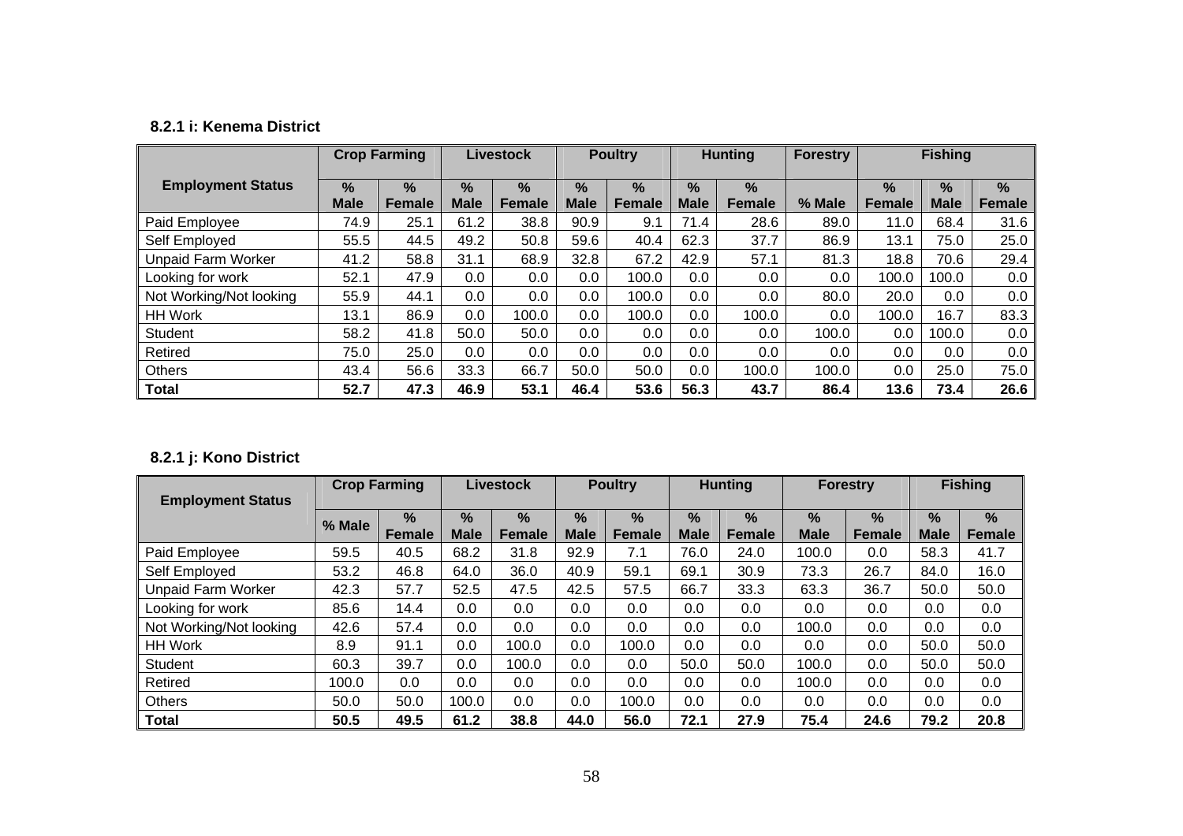**8.2.1 i: Kenema District**

| Employment Status | Crop Farming | | Livestock | | Poultry | | Hunting | | Forestry | Fishing | | |
|---|---|---|---|---|---|---|---|---|---|---|---|---|
| | % Male | % Female | % Male | % Female | % Male | % Female | % Male | % Female | % Male | % Female | % Male | % Female |
| Paid Employee | 74.9 | 25.1 | 61.2 | 38.8 | 90.9 | 9.1 | 71.4 | 28.6 | 89.0 | 11.0 | 68.4 | 31.6 |
| Self Employed | 55.5 | 44.5 | 49.2 | 50.8 | 59.6 | 40.4 | 62.3 | 37.7 | 86.9 | 13.1 | 75.0 | 25.0 |
| Unpaid Farm Worker | 41.2 | 58.8 | 31.1 | 68.9 | 32.8 | 67.2 | 42.9 | 57.1 | 81.3 | 18.8 | 70.6 | 29.4 |
| Looking for work | 52.1 | 47.9 | 0.0 | 0.0 | 0.0 | 100.0 | 0.0 | 0.0 | 0.0 | 100.0 | 100.0 | 0.0 |
| Not Working/Not looking | 55.9 | 44.1 | 0.0 | 0.0 | 0.0 | 100.0 | 0.0 | 0.0 | 80.0 | 20.0 | 0.0 | 0.0 |
| HH Work | 13.1 | 86.9 | 0.0 | 100.0 | 0.0 | 100.0 | 0.0 | 100.0 | 0.0 | 100.0 | 16.7 | 83.3 |
| Student | 58.2 | 41.8 | 50.0 | 50.0 | 0.0 | 0.0 | 0.0 | 0.0 | 100.0 | 0.0 | 100.0 | 0.0 |
| Retired | 75.0 | 25.0 | 0.0 | 0.0 | 0.0 | 0.0 | 0.0 | 0.0 | 0.0 | 0.0 | 0.0 | 0.0 |
| Others | 43.4 | 56.6 | 33.3 | 66.7 | 50.0 | 50.0 | 0.0 | 100.0 | 100.0 | 0.0 | 25.0 | 75.0 |
| **Total** | **52.7** | **47.3** | **46.9** | **53.1** | **46.4** | **53.6** | **56.3** | **43.7** | **86.4** | **13.6** | **73.4** | **26.6** |

**8.2.1 j: Kono District**

| Employment Status | Crop Farming | | Livestock | | Poultry | | Hunting | | Forestry | | Fishing | |
|---|---|---|---|---|---|---|---|---|---|---|---|---|
| | % Male | % Female | % Male | % Female | % Male | % Female | % Male | % Female | % Male | % Female | % Male | % Female |
| Paid Employee | 59.5 | 40.5 | 68.2 | 31.8 | 92.9 | 7.1 | 76.0 | 24.0 | 100.0 | 0.0 | 58.3 | 41.7 |
| Self Employed | 53.2 | 46.8 | 64.0 | 36.0 | 40.9 | 59.1 | 69.1 | 30.9 | 73.3 | 26.7 | 84.0 | 16.0 |
| Unpaid Farm Worker | 42.3 | 57.7 | 52.5 | 47.5 | 42.5 | 57.5 | 66.7 | 33.3 | 63.3 | 36.7 | 50.0 | 50.0 |
| Looking for work | 85.6 | 14.4 | 0.0 | 0.0 | 0.0 | 0.0 | 0.0 | 0.0 | 0.0 | 0.0 | 0.0 | 0.0 |
| Not Working/Not looking | 42.6 | 57.4 | 0.0 | 0.0 | 0.0 | 0.0 | 0.0 | 0.0 | 100.0 | 0.0 | 0.0 | 0.0 |
| HH Work | 8.9 | 91.1 | 0.0 | 100.0 | 0.0 | 100.0 | 0.0 | 0.0 | 0.0 | 0.0 | 50.0 | 50.0 |
| Student | 60.3 | 39.7 | 0.0 | 100.0 | 0.0 | 0.0 | 50.0 | 50.0 | 100.0 | 0.0 | 50.0 | 50.0 |
| Retired | 100.0 | 0.0 | 0.0 | 0.0 | 0.0 | 0.0 | 0.0 | 0.0 | 100.0 | 0.0 | 0.0 | 0.0 |
| Others | 50.0 | 50.0 | 100.0 | 0.0 | 0.0 | 100.0 | 0.0 | 0.0 | 0.0 | 0.0 | 0.0 | 0.0 |
| **Total** | **50.5** | **49.5** | **61.2** | **38.8** | **44.0** | **56.0** | **72.1** | **27.9** | **75.4** | **24.6** | **79.2** | **20.8** |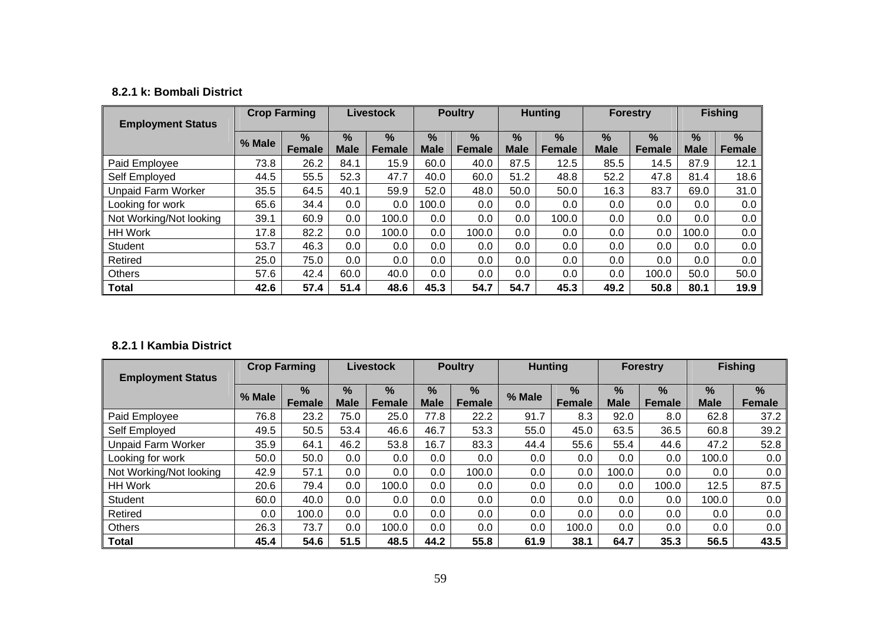**8.2.1 k: Bombali District**

| Employment Status | Crop Farming | | Livestock | | Poultry | | Hunting | | Forestry | | Fishing | |
|---|---|---|---|---|---|---|---|---|---|---|---|---|
| | % Male | % Female | % Male | % Female | % Male | % Female | % Male | % Female | % Male | % Female | % Male | % Female |
| Paid Employee | 73.8 | 26.2 | 84.1 | 15.9 | 60.0 | 40.0 | 87.5 | 12.5 | 85.5 | 14.5 | 87.9 | 12.1 |
| Self Employed | 44.5 | 55.5 | 52.3 | 47.7 | 40.0 | 60.0 | 51.2 | 48.8 | 52.2 | 47.8 | 81.4 | 18.6 |
| Unpaid Farm Worker | 35.5 | 64.5 | 40.1 | 59.9 | 52.0 | 48.0 | 50.0 | 50.0 | 16.3 | 83.7 | 69.0 | 31.0 |
| Looking for work | 65.6 | 34.4 | 0.0 | 0.0 | 100.0 | 0.0 | 0.0 | 0.0 | 0.0 | 0.0 | 0.0 | 0.0 |
| Not Working/Not looking | 39.1 | 60.9 | 0.0 | 100.0 | 0.0 | 0.0 | 0.0 | 100.0 | 0.0 | 0.0 | 0.0 | 0.0 |
| HH Work | 17.8 | 82.2 | 0.0 | 100.0 | 0.0 | 100.0 | 0.0 | 0.0 | 0.0 | 0.0 | 100.0 | 0.0 |
| Student | 53.7 | 46.3 | 0.0 | 0.0 | 0.0 | 0.0 | 0.0 | 0.0 | 0.0 | 0.0 | 0.0 | 0.0 |
| Retired | 25.0 | 75.0 | 0.0 | 0.0 | 0.0 | 0.0 | 0.0 | 0.0 | 0.0 | 0.0 | 0.0 | 0.0 |
| Others | 57.6 | 42.4 | 60.0 | 40.0 | 0.0 | 0.0 | 0.0 | 0.0 | 0.0 | 100.0 | 50.0 | 50.0 |
| **Total** | **42.6** | **57.4** | **51.4** | **48.6** | **45.3** | **54.7** | **54.7** | **45.3** | **49.2** | **50.8** | **80.1** | **19.9** |

**8.2.1 l Kambia District**

| Employment Status | Crop Farming | | Livestock | | Poultry | | Hunting | | Forestry | | Fishing | |
|---|---|---|---|---|---|---|---|---|---|---|---|---|
| | % Male | % Female | % Male | % Female | % Male | % Female | % Male | % Female | % Male | % Female | % Male | % Female |
| Paid Employee | 76.8 | 23.2 | 75.0 | 25.0 | 77.8 | 22.2 | 91.7 | 8.3 | 92.0 | 8.0 | 62.8 | 37.2 |
| Self Employed | 49.5 | 50.5 | 53.4 | 46.6 | 46.7 | 53.3 | 55.0 | 45.0 | 63.5 | 36.5 | 60.8 | 39.2 |
| Unpaid Farm Worker | 35.9 | 64.1 | 46.2 | 53.8 | 16.7 | 83.3 | 44.4 | 55.6 | 55.4 | 44.6 | 47.2 | 52.8 |
| Looking for work | 50.0 | 50.0 | 0.0 | 0.0 | 0.0 | 0.0 | 0.0 | 0.0 | 0.0 | 0.0 | 100.0 | 0.0 |
| Not Working/Not looking | 42.9 | 57.1 | 0.0 | 0.0 | 0.0 | 100.0 | 0.0 | 0.0 | 100.0 | 0.0 | 0.0 | 0.0 |
| HH Work | 20.6 | 79.4 | 0.0 | 100.0 | 0.0 | 0.0 | 0.0 | 0.0 | 0.0 | 100.0 | 12.5 | 87.5 |
| Student | 60.0 | 40.0 | 0.0 | 0.0 | 0.0 | 0.0 | 0.0 | 0.0 | 0.0 | 0.0 | 100.0 | 0.0 |
| Retired | 0.0 | 100.0 | 0.0 | 0.0 | 0.0 | 0.0 | 0.0 | 0.0 | 0.0 | 0.0 | 0.0 | 0.0 |
| Others | 26.3 | 73.7 | 0.0 | 100.0 | 0.0 | 0.0 | 0.0 | 100.0 | 0.0 | 0.0 | 0.0 | 0.0 |
| **Total** | **45.4** | **54.6** | **51.5** | **48.5** | **44.2** | **55.8** | **61.9** | **38.1** | **64.7** | **35.3** | **56.5** | **43.5** |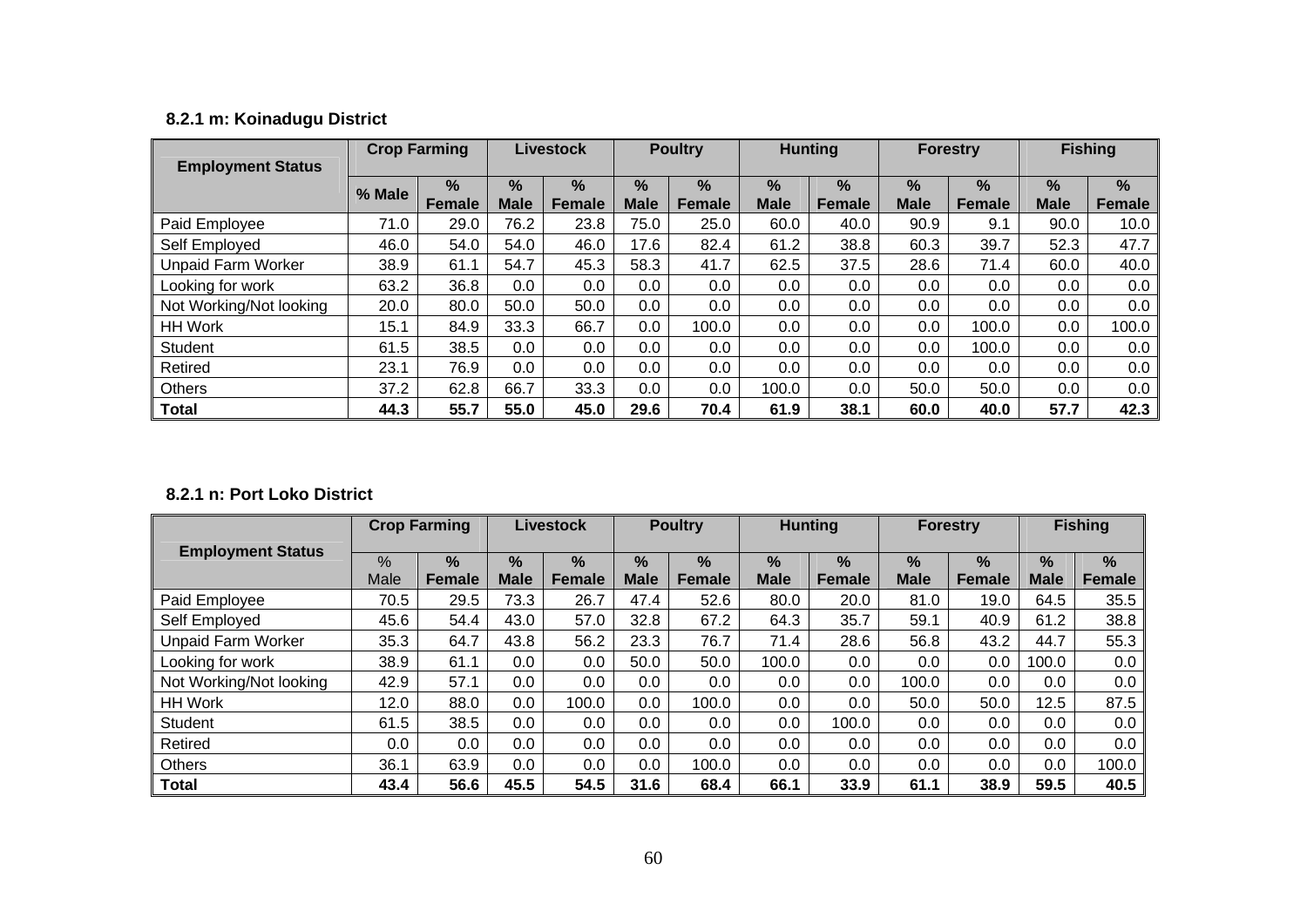**8.2.1 m: Koinadugu District**

| Employment Status | Crop Farming | | Livestock | | Poultry | | Hunting | | Forestry | | Fishing | |
|---|---|---|---|---|---|---|---|---|---|---|---|---|
| | % Male | % Female | % Male | % Female | % Male | % Female | % Male | % Female | % Male | % Female | % Male | % Female |
| Paid Employee | 71.0 | 29.0 | 76.2 | 23.8 | 75.0 | 25.0 | 60.0 | 40.0 | 90.9 | 9.1 | 90.0 | 10.0 |
| Self Employed | 46.0 | 54.0 | 54.0 | 46.0 | 17.6 | 82.4 | 61.2 | 38.8 | 60.3 | 39.7 | 52.3 | 47.7 |
| Unpaid Farm Worker | 38.9 | 61.1 | 54.7 | 45.3 | 58.3 | 41.7 | 62.5 | 37.5 | 28.6 | 71.4 | 60.0 | 40.0 |
| Looking for work | 63.2 | 36.8 | 0.0 | 0.0 | 0.0 | 0.0 | 0.0 | 0.0 | 0.0 | 0.0 | 0.0 | 0.0 |
| Not Working/Not looking | 20.0 | 80.0 | 50.0 | 50.0 | 0.0 | 0.0 | 0.0 | 0.0 | 0.0 | 0.0 | 0.0 | 0.0 |
| HH Work | 15.1 | 84.9 | 33.3 | 66.7 | 0.0 | 100.0 | 0.0 | 0.0 | 0.0 | 100.0 | 0.0 | 100.0 |
| Student | 61.5 | 38.5 | 0.0 | 0.0 | 0.0 | 0.0 | 0.0 | 0.0 | 0.0 | 100.0 | 0.0 | 0.0 |
| Retired | 23.1 | 76.9 | 0.0 | 0.0 | 0.0 | 0.0 | 0.0 | 0.0 | 0.0 | 0.0 | 0.0 | 0.0 |
| Others | 37.2 | 62.8 | 66.7 | 33.3 | 0.0 | 0.0 | 100.0 | 0.0 | 50.0 | 50.0 | 0.0 | 0.0 |
| **Total** | **44.3** | **55.7** | **55.0** | **45.0** | **29.6** | **70.4** | **61.9** | **38.1** | **60.0** | **40.0** | **57.7** | **42.3** |

**8.2.1 n: Port Loko District**

| Employment Status | Crop Farming | | Livestock | | Poultry | | Hunting | | Forestry | | Fishing | |
|---|---|---|---|---|---|---|---|---|---|---|---|---|
| | % Male | % Female | % Male | % Female | % Male | % Female | % Male | % Female | % Male | % Female | % Male | % Female |
| Paid Employee | 70.5 | 29.5 | 73.3 | 26.7 | 47.4 | 52.6 | 80.0 | 20.0 | 81.0 | 19.0 | 64.5 | 35.5 |
| Self Employed | 45.6 | 54.4 | 43.0 | 57.0 | 32.8 | 67.2 | 64.3 | 35.7 | 59.1 | 40.9 | 61.2 | 38.8 |
| Unpaid Farm Worker | 35.3 | 64.7 | 43.8 | 56.2 | 23.3 | 76.7 | 71.4 | 28.6 | 56.8 | 43.2 | 44.7 | 55.3 |
| Looking for work | 38.9 | 61.1 | 0.0 | 0.0 | 50.0 | 50.0 | 100.0 | 0.0 | 0.0 | 0.0 | 100.0 | 0.0 |
| Not Working/Not looking | 42.9 | 57.1 | 0.0 | 0.0 | 0.0 | 0.0 | 0.0 | 0.0 | 100.0 | 0.0 | 0.0 | 0.0 |
| HH Work | 12.0 | 88.0 | 0.0 | 100.0 | 0.0 | 100.0 | 0.0 | 0.0 | 50.0 | 50.0 | 12.5 | 87.5 |
| Student | 61.5 | 38.5 | 0.0 | 0.0 | 0.0 | 0.0 | 0.0 | 100.0 | 0.0 | 0.0 | 0.0 | 0.0 |
| Retired | 0.0 | 0.0 | 0.0 | 0.0 | 0.0 | 0.0 | 0.0 | 0.0 | 0.0 | 0.0 | 0.0 | 0.0 |
| Others | 36.1 | 63.9 | 0.0 | 0.0 | 0.0 | 100.0 | 0.0 | 0.0 | 0.0 | 0.0 | 0.0 | 100.0 |
| **Total** | **43.4** | **56.6** | **45.5** | **54.5** | **31.6** | **68.4** | **66.1** | **33.9** | **61.1** | **38.9** | **59.5** | **40.5** |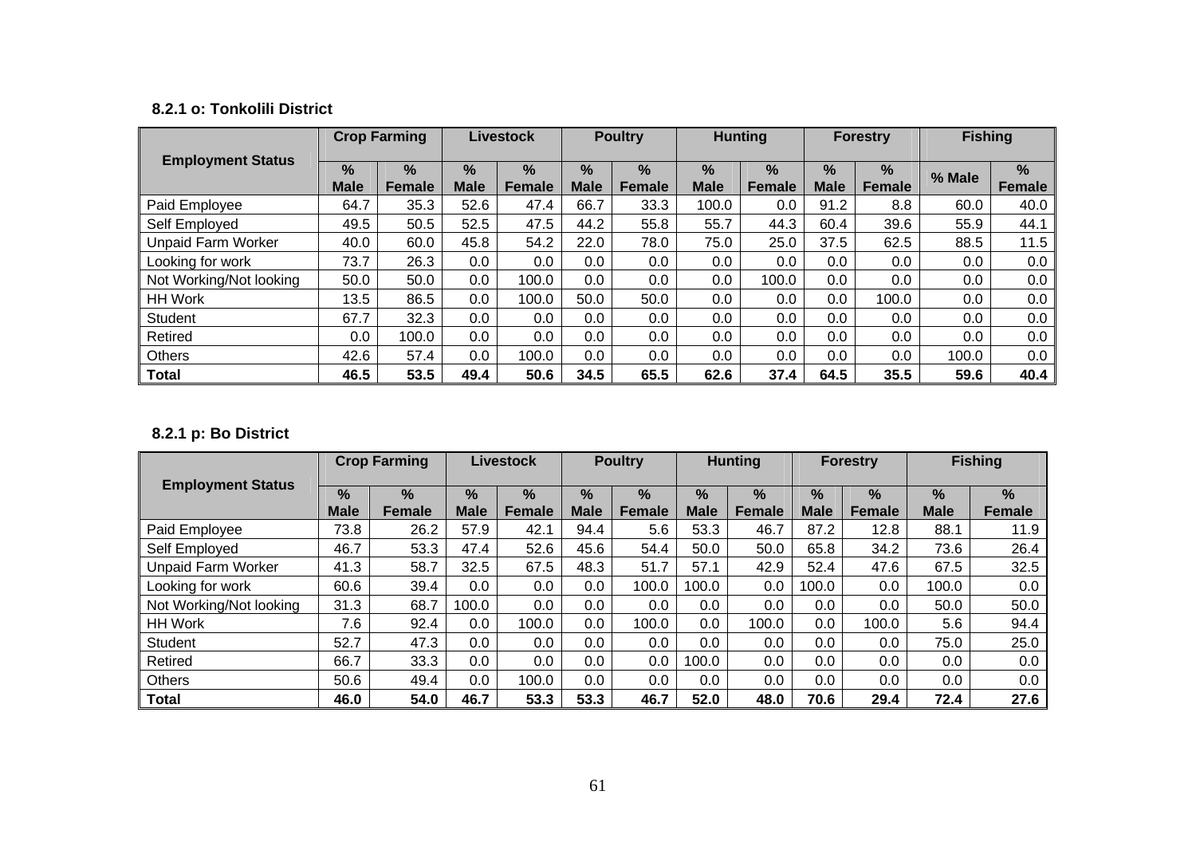#### 8.2.1 o: Tonkolili District

| Employment Status | Crop Farming | | Livestock | | Poultry | | Hunting | | Forestry | | Fishing | |
|---|---|---|---|---|---|---|---|---|---|---|---|---|
| | % Male | % Female | % Male | % Female | % Male | % Female | % Male | % Female | % Male | % Female | % Male | % Female |
| Paid Employee | 64.7 | 35.3 | 52.6 | 47.4 | 66.7 | 33.3 | 100.0 | 0.0 | 91.2 | 8.8 | 60.0 | 40.0 |
| Self Employed | 49.5 | 50.5 | 52.5 | 47.5 | 44.2 | 55.8 | 55.7 | 44.3 | 60.4 | 39.6 | 55.9 | 44.1 |
| Unpaid Farm Worker | 40.0 | 60.0 | 45.8 | 54.2 | 22.0 | 78.0 | 75.0 | 25.0 | 37.5 | 62.5 | 88.5 | 11.5 |
| Looking for work | 73.7 | 26.3 | 0.0 | 0.0 | 0.0 | 0.0 | 0.0 | 0.0 | 0.0 | 0.0 | 0.0 | 0.0 |
| Not Working/Not looking | 50.0 | 50.0 | 0.0 | 100.0 | 0.0 | 0.0 | 0.0 | 100.0 | 0.0 | 0.0 | 0.0 | 0.0 |
| HH Work | 13.5 | 86.5 | 0.0 | 100.0 | 50.0 | 50.0 | 0.0 | 0.0 | 0.0 | 100.0 | 0.0 | 0.0 |
| Student | 67.7 | 32.3 | 0.0 | 0.0 | 0.0 | 0.0 | 0.0 | 0.0 | 0.0 | 0.0 | 0.0 | 0.0 |
| Retired | 0.0 | 100.0 | 0.0 | 0.0 | 0.0 | 0.0 | 0.0 | 0.0 | 0.0 | 0.0 | 0.0 | 0.0 |
| Others | 42.6 | 57.4 | 0.0 | 100.0 | 0.0 | 0.0 | 0.0 | 0.0 | 0.0 | 0.0 | 100.0 | 0.0 |
| **Total** | **46.5** | **53.5** | **49.4** | **50.6** | **34.5** | **65.5** | **62.6** | **37.4** | **64.5** | **35.5** | **59.6** | **40.4** |

#### 8.2.1 p: Bo District

| Employment Status | Crop Farming | | Livestock | | Poultry | | Hunting | | Forestry | | Fishing | |
|---|---|---|---|---|---|---|---|---|---|---|---|---|
| | % Male | % Female | % Male | % Female | % Male | % Female | % Male | % Female | % Male | % Female | % Male | % Female |
| Paid Employee | 73.8 | 26.2 | 57.9 | 42.1 | 94.4 | 5.6 | 53.3 | 46.7 | 87.2 | 12.8 | 88.1 | 11.9 |
| Self Employed | 46.7 | 53.3 | 47.4 | 52.6 | 45.6 | 54.4 | 50.0 | 50.0 | 65.8 | 34.2 | 73.6 | 26.4 |
| Unpaid Farm Worker | 41.3 | 58.7 | 32.5 | 67.5 | 48.3 | 51.7 | 57.1 | 42.9 | 52.4 | 47.6 | 67.5 | 32.5 |
| Looking for work | 60.6 | 39.4 | 0.0 | 0.0 | 0.0 | 100.0 | 100.0 | 0.0 | 100.0 | 0.0 | 100.0 | 0.0 |
| Not Working/Not looking | 31.3 | 68.7 | 100.0 | 0.0 | 0.0 | 0.0 | 0.0 | 0.0 | 0.0 | 0.0 | 50.0 | 50.0 |
| HH Work | 7.6 | 92.4 | 0.0 | 100.0 | 0.0 | 100.0 | 0.0 | 100.0 | 0.0 | 100.0 | 5.6 | 94.4 |
| Student | 52.7 | 47.3 | 0.0 | 0.0 | 0.0 | 0.0 | 0.0 | 0.0 | 0.0 | 0.0 | 75.0 | 25.0 |
| Retired | 66.7 | 33.3 | 0.0 | 0.0 | 0.0 | 0.0 | 100.0 | 0.0 | 0.0 | 0.0 | 0.0 | 0.0 |
| Others | 50.6 | 49.4 | 0.0 | 100.0 | 0.0 | 0.0 | 0.0 | 0.0 | 0.0 | 0.0 | 0.0 | 0.0 |
| **Total** | **46.0** | **54.0** | **46.7** | **53.3** | **53.3** | **46.7** | **52.0** | **48.0** | **70.6** | **29.4** | **72.4** | **27.6** |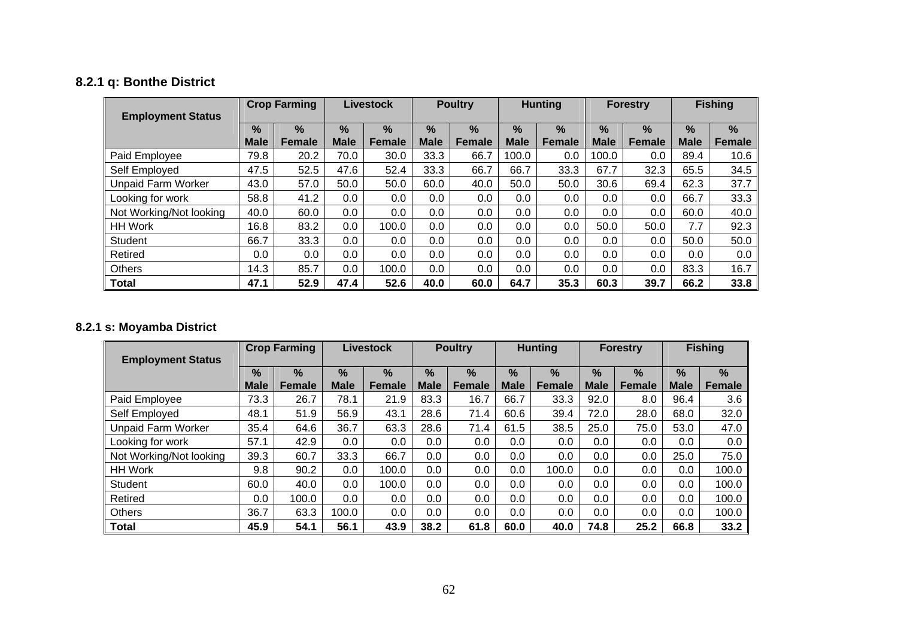#### 8.2.1 q: Bonthe District

| Employment Status | Crop Farming | | Livestock | | Poultry | | Hunting | | Forestry | | Fishing | |
|---|---|---|---|---|---|---|---|---|---|---|---|---|
| | % Male | % Female | % Male | % Female | % Male | % Female | % Male | % Female | % Male | % Female | % Male | % Female |
| Paid Employee | 79.8 | 20.2 | 70.0 | 30.0 | 33.3 | 66.7 | 100.0 | 0.0 | 100.0 | 0.0 | 89.4 | 10.6 |
| Self Employed | 47.5 | 52.5 | 47.6 | 52.4 | 33.3 | 66.7 | 66.7 | 33.3 | 67.7 | 32.3 | 65.5 | 34.5 |
| Unpaid Farm Worker | 43.0 | 57.0 | 50.0 | 50.0 | 60.0 | 40.0 | 50.0 | 50.0 | 30.6 | 69.4 | 62.3 | 37.7 |
| Looking for work | 58.8 | 41.2 | 0.0 | 0.0 | 0.0 | 0.0 | 0.0 | 0.0 | 0.0 | 0.0 | 66.7 | 33.3 |
| Not Working/Not looking | 40.0 | 60.0 | 0.0 | 0.0 | 0.0 | 0.0 | 0.0 | 0.0 | 0.0 | 0.0 | 60.0 | 40.0 |
| HH Work | 16.8 | 83.2 | 0.0 | 100.0 | 0.0 | 0.0 | 0.0 | 0.0 | 50.0 | 50.0 | 7.7 | 92.3 |
| Student | 66.7 | 33.3 | 0.0 | 0.0 | 0.0 | 0.0 | 0.0 | 0.0 | 0.0 | 0.0 | 50.0 | 50.0 |
| Retired | 0.0 | 0.0 | 0.0 | 0.0 | 0.0 | 0.0 | 0.0 | 0.0 | 0.0 | 0.0 | 0.0 | 0.0 |
| Others | 14.3 | 85.7 | 0.0 | 100.0 | 0.0 | 0.0 | 0.0 | 0.0 | 0.0 | 0.0 | 83.3 | 16.7 |
| **Total** | **47.1** | **52.9** | **47.4** | **52.6** | **40.0** | **60.0** | **64.7** | **35.3** | **60.3** | **39.7** | **66.2** | **33.8** |

#### 8.2.1 s: Moyamba District

| Employment Status | Crop Farming | | Livestock | | Poultry | | Hunting | | Forestry | | Fishing | |
|---|---|---|---|---|---|---|---|---|---|---|---|---|
| | % Male | % Female | % Male | % Female | % Male | % Female | % Male | % Female | % Male | % Female | % Male | % Female |
| Paid Employee | 73.3 | 26.7 | 78.1 | 21.9 | 83.3 | 16.7 | 66.7 | 33.3 | 92.0 | 8.0 | 96.4 | 3.6 |
| Self Employed | 48.1 | 51.9 | 56.9 | 43.1 | 28.6 | 71.4 | 60.6 | 39.4 | 72.0 | 28.0 | 68.0 | 32.0 |
| Unpaid Farm Worker | 35.4 | 64.6 | 36.7 | 63.3 | 28.6 | 71.4 | 61.5 | 38.5 | 25.0 | 75.0 | 53.0 | 47.0 |
| Looking for work | 57.1 | 42.9 | 0.0 | 0.0 | 0.0 | 0.0 | 0.0 | 0.0 | 0.0 | 0.0 | 0.0 | 0.0 |
| Not Working/Not looking | 39.3 | 60.7 | 33.3 | 66.7 | 0.0 | 0.0 | 0.0 | 0.0 | 0.0 | 0.0 | 25.0 | 75.0 |
| HH Work | 9.8 | 90.2 | 0.0 | 100.0 | 0.0 | 0.0 | 0.0 | 100.0 | 0.0 | 0.0 | 0.0 | 100.0 |
| Student | 60.0 | 40.0 | 0.0 | 100.0 | 0.0 | 0.0 | 0.0 | 0.0 | 0.0 | 0.0 | 0.0 | 100.0 |
| Retired | 0.0 | 100.0 | 0.0 | 0.0 | 0.0 | 0.0 | 0.0 | 0.0 | 0.0 | 0.0 | 0.0 | 100.0 |
| Others | 36.7 | 63.3 | 100.0 | 0.0 | 0.0 | 0.0 | 0.0 | 0.0 | 0.0 | 0.0 | 0.0 | 100.0 |
| **Total** | **45.9** | **54.1** | **56.1** | **43.9** | **38.2** | **61.8** | **60.0** | **40.0** | **74.8** | **25.2** | **66.8** | **33.2** |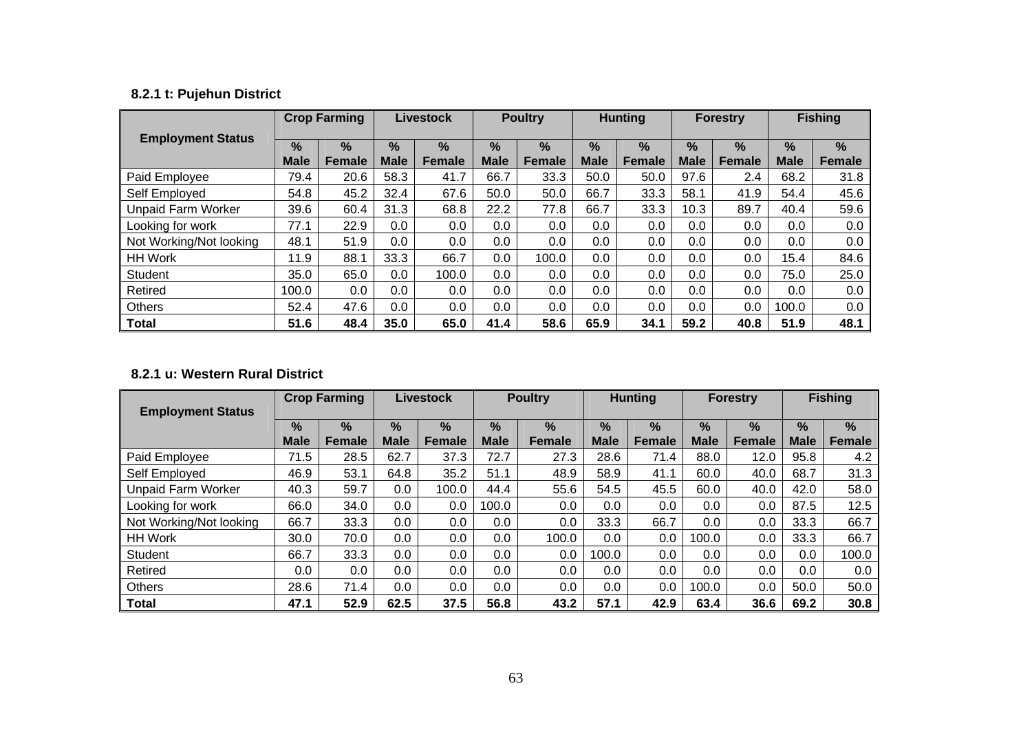### 8.2.1 t: Pujehun District

| Employment Status | Crop Farming | | Livestock | | Poultry | | Hunting | | Forestry | | Fishing | |
|---|---|---|---|---|---|---|---|---|---|---|---|---|
| | % Male | % Female | % Male | % Female | % Male | % Female | % Male | % Female | % Male | % Female | % Male | % Female |
| Paid Employee | 79.4 | 20.6 | 58.3 | 41.7 | 66.7 | 33.3 | 50.0 | 50.0 | 97.6 | 2.4 | 68.2 | 31.8 |
| Self Employed | 54.8 | 45.2 | 32.4 | 67.6 | 50.0 | 50.0 | 66.7 | 33.3 | 58.1 | 41.9 | 54.4 | 45.6 |
| Unpaid Farm Worker | 39.6 | 60.4 | 31.3 | 68.8 | 22.2 | 77.8 | 66.7 | 33.3 | 10.3 | 89.7 | 40.4 | 59.6 |
| Looking for work | 77.1 | 22.9 | 0.0 | 0.0 | 0.0 | 0.0 | 0.0 | 0.0 | 0.0 | 0.0 | 0.0 | 0.0 |
| Not Working/Not looking | 48.1 | 51.9 | 0.0 | 0.0 | 0.0 | 0.0 | 0.0 | 0.0 | 0.0 | 0.0 | 0.0 | 0.0 |
| HH Work | 11.9 | 88.1 | 33.3 | 66.7 | 0.0 | 100.0 | 0.0 | 0.0 | 0.0 | 0.0 | 15.4 | 84.6 |
| Student | 35.0 | 65.0 | 0.0 | 100.0 | 0.0 | 0.0 | 0.0 | 0.0 | 0.0 | 0.0 | 75.0 | 25.0 |
| Retired | 100.0 | 0.0 | 0.0 | 0.0 | 0.0 | 0.0 | 0.0 | 0.0 | 0.0 | 0.0 | 0.0 | 0.0 |
| Others | 52.4 | 47.6 | 0.0 | 0.0 | 0.0 | 0.0 | 0.0 | 0.0 | 0.0 | 0.0 | 100.0 | 0.0 |
| **Total** | **51.6** | **48.4** | **35.0** | **65.0** | **41.4** | **58.6** | **65.9** | **34.1** | **59.2** | **40.8** | **51.9** | **48.1** |

### 8.2.1 u: Western Rural District

| Employment Status | Crop Farming | | Livestock | | Poultry | | Hunting | | Forestry | | Fishing | |
|---|---|---|---|---|---|---|---|---|---|---|---|---|
| | % Male | % Female | % Male | % Female | % Male | % Female | % Male | % Female | % Male | % Female | % Male | % Female |
| Paid Employee | 71.5 | 28.5 | 62.7 | 37.3 | 72.7 | 27.3 | 28.6 | 71.4 | 88.0 | 12.0 | 95.8 | 4.2 |
| Self Employed | 46.9 | 53.1 | 64.8 | 35.2 | 51.1 | 48.9 | 58.9 | 41.1 | 60.0 | 40.0 | 68.7 | 31.3 |
| Unpaid Farm Worker | 40.3 | 59.7 | 0.0 | 100.0 | 44.4 | 55.6 | 54.5 | 45.5 | 60.0 | 40.0 | 42.0 | 58.0 |
| Looking for work | 66.0 | 34.0 | 0.0 | 0.0 | 100.0 | 0.0 | 0.0 | 0.0 | 0.0 | 0.0 | 87.5 | 12.5 |
| Not Working/Not looking | 66.7 | 33.3 | 0.0 | 0.0 | 0.0 | 0.0 | 33.3 | 66.7 | 0.0 | 0.0 | 33.3 | 66.7 |
| HH Work | 30.0 | 70.0 | 0.0 | 0.0 | 0.0 | 100.0 | 0.0 | 0.0 | 100.0 | 0.0 | 33.3 | 66.7 |
| Student | 66.7 | 33.3 | 0.0 | 0.0 | 0.0 | 0.0 | 100.0 | 0.0 | 0.0 | 0.0 | 0.0 | 100.0 |
| Retired | 0.0 | 0.0 | 0.0 | 0.0 | 0.0 | 0.0 | 0.0 | 0.0 | 0.0 | 0.0 | 0.0 | 0.0 |
| Others | 28.6 | 71.4 | 0.0 | 0.0 | 0.0 | 0.0 | 0.0 | 0.0 | 100.0 | 0.0 | 50.0 | 50.0 |
| **Total** | **47.1** | **52.9** | **62.5** | **37.5** | **56.8** | **43.2** | **57.1** | **42.9** | **63.4** | **36.6** | **69.2** | **30.8** |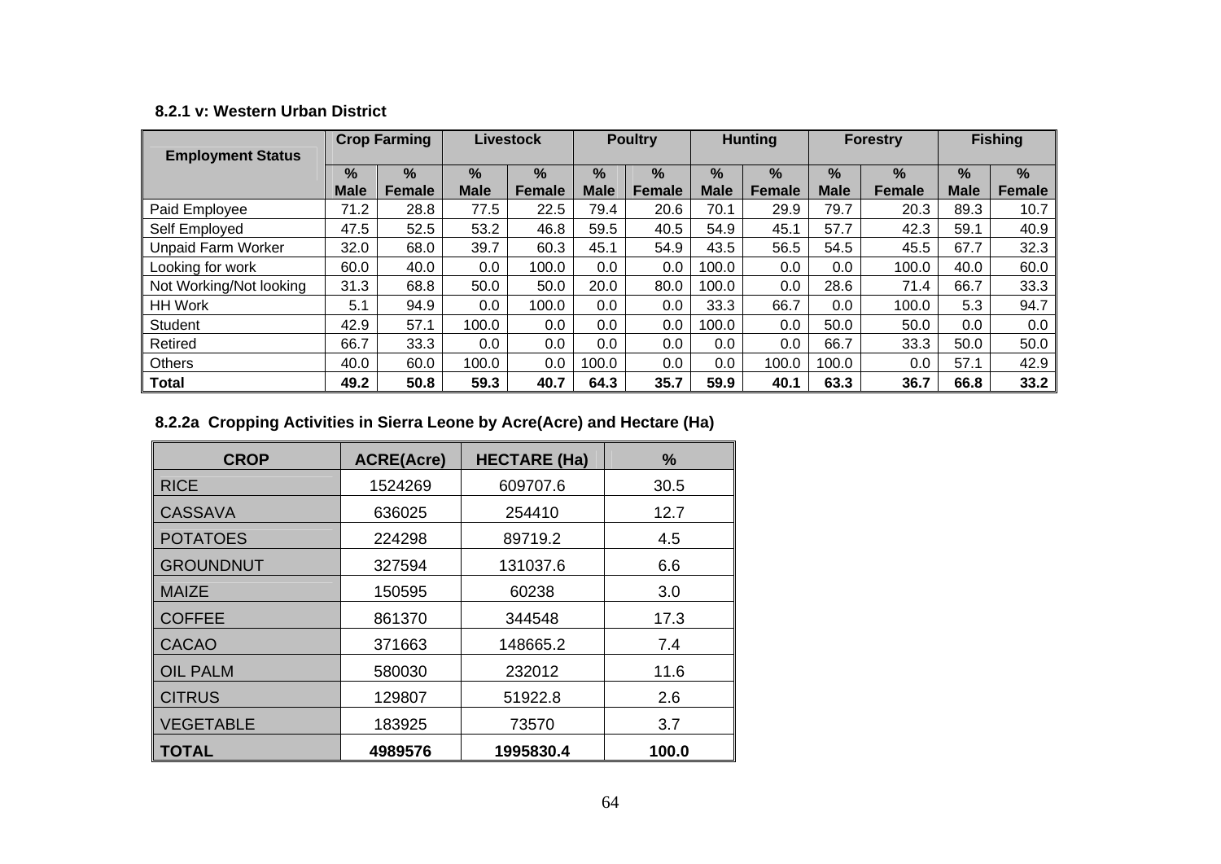**8.2.1 v: Western Urban District**

| Employment Status | Crop Farming | | Livestock | | Poultry | | Hunting | | Forestry | | Fishing | |
|---|---|---|---|---|---|---|---|---|---|---|---|---|
| | % Male | % Female | % Male | % Female | % Male | % Female | % Male | % Female | % Male | % Female | % Male | % Female |
| Paid Employee | 71.2 | 28.8 | 77.5 | 22.5 | 79.4 | 20.6 | 70.1 | 29.9 | 79.7 | 20.3 | 89.3 | 10.7 |
| Self Employed | 47.5 | 52.5 | 53.2 | 46.8 | 59.5 | 40.5 | 54.9 | 45.1 | 57.7 | 42.3 | 59.1 | 40.9 |
| Unpaid Farm Worker | 32.0 | 68.0 | 39.7 | 60.3 | 45.1 | 54.9 | 43.5 | 56.5 | 54.5 | 45.5 | 67.7 | 32.3 |
| Looking for work | 60.0 | 40.0 | 0.0 | 100.0 | 0.0 | 0.0 | 100.0 | 0.0 | 0.0 | 100.0 | 40.0 | 60.0 |
| Not Working/Not looking | 31.3 | 68.8 | 50.0 | 50.0 | 20.0 | 80.0 | 100.0 | 0.0 | 28.6 | 71.4 | 66.7 | 33.3 |
| HH Work | 5.1 | 94.9 | 0.0 | 100.0 | 0.0 | 0.0 | 33.3 | 66.7 | 0.0 | 100.0 | 5.3 | 94.7 |
| Student | 42.9 | 57.1 | 100.0 | 0.0 | 0.0 | 0.0 | 100.0 | 0.0 | 50.0 | 50.0 | 0.0 | 0.0 |
| Retired | 66.7 | 33.3 | 0.0 | 0.0 | 0.0 | 0.0 | 0.0 | 0.0 | 66.7 | 33.3 | 50.0 | 50.0 |
| Others | 40.0 | 60.0 | 100.0 | 0.0 | 100.0 | 0.0 | 0.0 | 100.0 | 100.0 | 0.0 | 57.1 | 42.9 |
| **Total** | **49.2** | **50.8** | **59.3** | **40.7** | **64.3** | **35.7** | **59.9** | **40.1** | **63.3** | **36.7** | **66.8** | **33.2** |

**8.2.2a Cropping Activities in Sierra Leone by Acre(Acre) and Hectare (Ha)**

| CROP | ACRE(Acre) | HECTARE (Ha) | % |
|---|---|---|---|
| RICE | 1524269 | 609707.6 | 30.5 |
| CASSAVA | 636025 | 254410 | 12.7 |
| POTATOES | 224298 | 89719.2 | 4.5 |
| GROUNDNUT | 327594 | 131037.6 | 6.6 |
| MAIZE | 150595 | 60238 | 3.0 |
| COFFEE | 861370 | 344548 | 17.3 |
| CACAO | 371663 | 148665.2 | 7.4 |
| OIL PALM | 580030 | 232012 | 11.6 |
| CITRUS | 129807 | 51922.8 | 2.6 |
| VEGETABLE | 183925 | 73570 | 3.7 |
| **TOTAL** | **4989576** | **1995830.4** | **100.0** |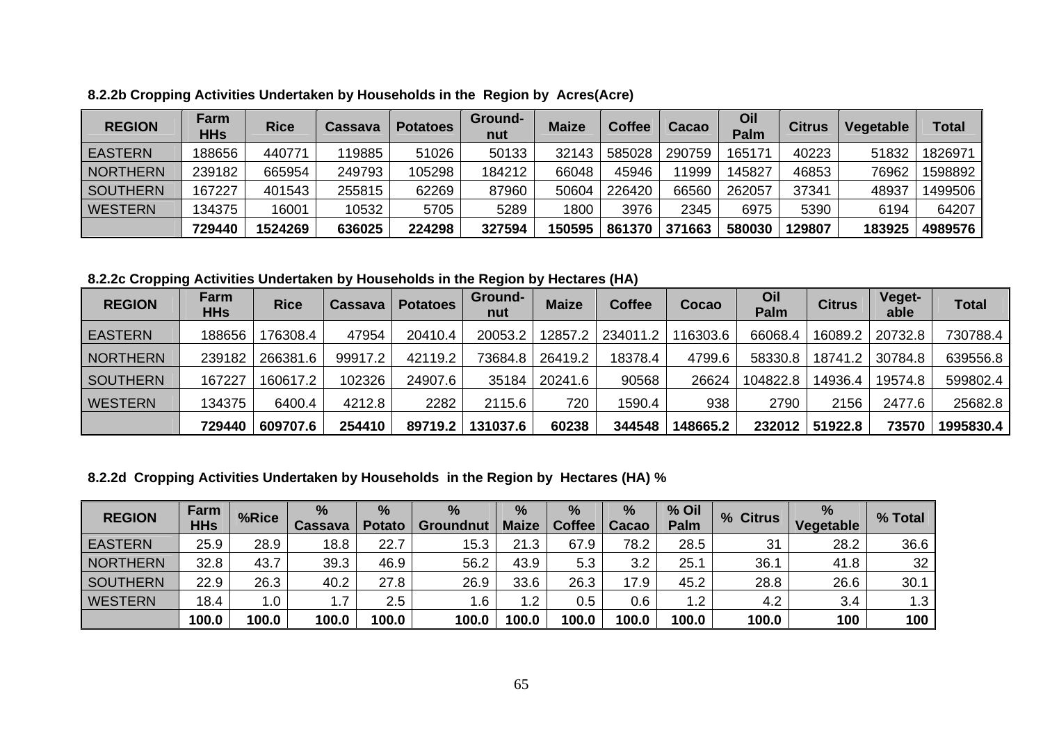**8.2.2b Cropping Activities Undertaken by Households in the Region by Acres(Acre)**

| REGION | Farm HHs | Rice | Cassava | Potatoes | Ground-nut | Maize | Coffee | Cacao | Oil Palm | Citrus | Vegetable | Total |
|---|---|---|---|---|---|---|---|---|---|---|---|---|
| EASTERN | 188656 | 440771 | 119885 | 51026 | 50133 | 32143 | 585028 | 290759 | 165171 | 40223 | 51832 | 1826971 |
| NORTHERN | 239182 | 665954 | 249793 | 105298 | 184212 | 66048 | 45946 | 11999 | 145827 | 46853 | 76962 | 1598892 |
| SOUTHERN | 167227 | 401543 | 255815 | 62269 | 87960 | 50604 | 226420 | 66560 | 262057 | 37341 | 48937 | 1499506 |
| WESTERN | 134375 | 16001 | 10532 | 5705 | 5289 | 1800 | 3976 | 2345 | 6975 | 5390 | 6194 | 64207 |
| | **729440** | **1524269** | **636025** | **224298** | **327594** | **150595** | **861370** | **371663** | **580030** | **129807** | **183925** | **4989576** |

**8.2.2c Cropping Activities Undertaken by Households in the Region by Hectares (HA)**

| REGION | Farm HHs | Rice | Cassava | Potatoes | Ground-nut | Maize | Coffee | Cocao | Oil Palm | Citrus | Veget-able | Total |
|---|---|---|---|---|---|---|---|---|---|---|---|---|
| EASTERN | 188656 | 176308.4 | 47954 | 20410.4 | 20053.2 | 12857.2 | 234011.2 | 116303.6 | 66068.4 | 16089.2 | 20732.8 | 730788.4 |
| NORTHERN | 239182 | 266381.6 | 99917.2 | 42119.2 | 73684.8 | 26419.2 | 18378.4 | 4799.6 | 58330.8 | 18741.2 | 30784.8 | 639556.8 |
| SOUTHERN | 167227 | 160617.2 | 102326 | 24907.6 | 35184 | 20241.6 | 90568 | 26624 | 104822.8 | 14936.4 | 19574.8 | 599802.4 |
| WESTERN | 134375 | 6400.4 | 4212.8 | 2282 | 2115.6 | 720 | 1590.4 | 938 | 2790 | 2156 | 2477.6 | 25682.8 |
| | **729440** | **609707.6** | **254410** | **89719.2** | **131037.6** | **60238** | **344548** | **148665.2** | **232012** | **51922.8** | **73570** | **1995830.4** |

**8.2.2d Cropping Activities Undertaken by Households in the Region by Hectares (HA) %**

| REGION | Farm HHs | %Rice | % Cassava | % Potato | % Groundnut | % Maize | % Coffee | % Cacao | % Oil Palm | % Citrus | % Vegetable | % Total |
|---|---|---|---|---|---|---|---|---|---|---|---|---|
| EASTERN | 25.9 | 28.9 | 18.8 | 22.7 | 15.3 | 21.3 | 67.9 | 78.2 | 28.5 | 31 | 28.2 | 36.6 |
| NORTHERN | 32.8 | 43.7 | 39.3 | 46.9 | 56.2 | 43.9 | 5.3 | 3.2 | 25.1 | 36.1 | 41.8 | 32 |
| SOUTHERN | 22.9 | 26.3 | 40.2 | 27.8 | 26.9 | 33.6 | 26.3 | 17.9 | 45.2 | 28.8 | 26.6 | 30.1 |
| WESTERN | 18.4 | 1.0 | 1.7 | 2.5 | 1.6 | 1.2 | 0.5 | 0.6 | 1.2 | 4.2 | 3.4 | 1.3 |
| | **100.0** | **100.0** | **100.0** | **100.0** | **100.0** | **100.0** | **100.0** | **100.0** | **100.0** | **100.0** | **100** | **100** |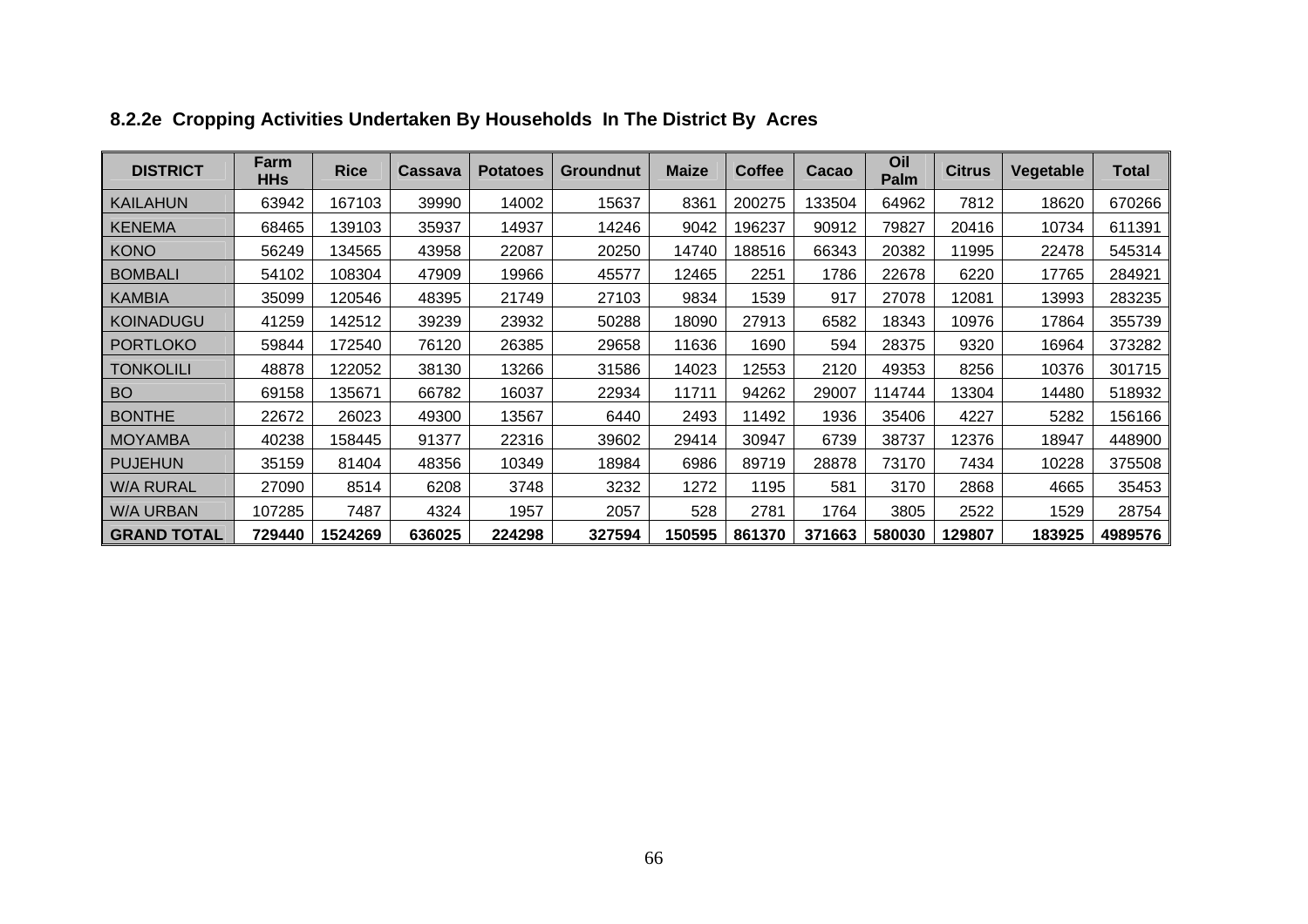### 8.2.2e Cropping Activities Undertaken By Households In The District By Acres

| DISTRICT | Farm HHs | Rice | Cassava | Potatoes | Groundnut | Maize | Coffee | Cacao | Oil Palm | Citrus | Vegetable | Total |
|---|---|---|---|---|---|---|---|---|---|---|---|---|
| KAILAHUN | 63942 | 167103 | 39990 | 14002 | 15637 | 8361 | 200275 | 133504 | 64962 | 7812 | 18620 | 670266 |
| KENEMA | 68465 | 139103 | 35937 | 14937 | 14246 | 9042 | 196237 | 90912 | 79827 | 20416 | 10734 | 611391 |
| KONO | 56249 | 134565 | 43958 | 22087 | 20250 | 14740 | 188516 | 66343 | 20382 | 11995 | 22478 | 545314 |
| BOMBALI | 54102 | 108304 | 47909 | 19966 | 45577 | 12465 | 2251 | 1786 | 22678 | 6220 | 17765 | 284921 |
| KAMBIA | 35099 | 120546 | 48395 | 21749 | 27103 | 9834 | 1539 | 917 | 27078 | 12081 | 13993 | 283235 |
| KOINADUGU | 41259 | 142512 | 39239 | 23932 | 50288 | 18090 | 27913 | 6582 | 18343 | 10976 | 17864 | 355739 |
| PORTLOKO | 59844 | 172540 | 76120 | 26385 | 29658 | 11636 | 1690 | 594 | 28375 | 9320 | 16964 | 373282 |
| TONKOLILI | 48878 | 122052 | 38130 | 13266 | 31586 | 14023 | 12553 | 2120 | 49353 | 8256 | 10376 | 301715 |
| BO | 69158 | 135671 | 66782 | 16037 | 22934 | 11711 | 94262 | 29007 | 114744 | 13304 | 14480 | 518932 |
| BONTHE | 22672 | 26023 | 49300 | 13567 | 6440 | 2493 | 11492 | 1936 | 35406 | 4227 | 5282 | 156166 |
| MOYAMBA | 40238 | 158445 | 91377 | 22316 | 39602 | 29414 | 30947 | 6739 | 38737 | 12376 | 18947 | 448900 |
| PUJEHUN | 35159 | 81404 | 48356 | 10349 | 18984 | 6986 | 89719 | 28878 | 73170 | 7434 | 10228 | 375508 |
| W/A RURAL | 27090 | 8514 | 6208 | 3748 | 3232 | 1272 | 1195 | 581 | 3170 | 2868 | 4665 | 35453 |
| W/A URBAN | 107285 | 7487 | 4324 | 1957 | 2057 | 528 | 2781 | 1764 | 3805 | 2522 | 1529 | 28754 |
| **GRAND TOTAL** | **729440** | **1524269** | **636025** | **224298** | **327594** | **150595** | **861370** | **371663** | **580030** | **129807** | **183925** | **4989576** |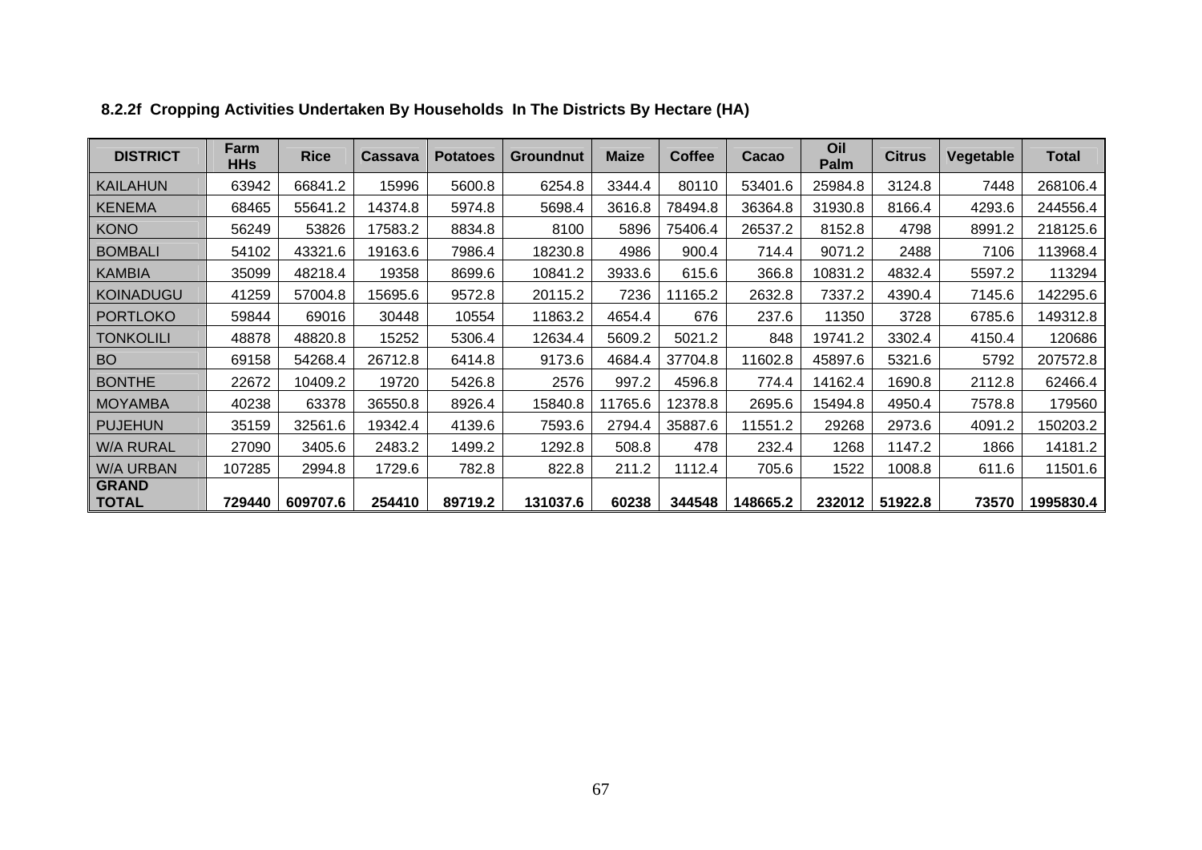### 8.2.2f Cropping Activities Undertaken By Households In The Districts By Hectare (HA)

| DISTRICT | Farm HHs | Rice | Cassava | Potatoes | Groundnut | Maize | Coffee | Cacao | Oil Palm | Citrus | Vegetable | Total |
|---|---|---|---|---|---|---|---|---|---|---|---|---|
| KAILAHUN | 63942 | 66841.2 | 15996 | 5600.8 | 6254.8 | 3344.4 | 80110 | 53401.6 | 25984.8 | 3124.8 | 7448 | 268106.4 |
| KENEMA | 68465 | 55641.2 | 14374.8 | 5974.8 | 5698.4 | 3616.8 | 78494.8 | 36364.8 | 31930.8 | 8166.4 | 4293.6 | 244556.4 |
| KONO | 56249 | 53826 | 17583.2 | 8834.8 | 8100 | 5896 | 75406.4 | 26537.2 | 8152.8 | 4798 | 8991.2 | 218125.6 |
| BOMBALI | 54102 | 43321.6 | 19163.6 | 7986.4 | 18230.8 | 4986 | 900.4 | 714.4 | 9071.2 | 2488 | 7106 | 113968.4 |
| KAMBIA | 35099 | 48218.4 | 19358 | 8699.6 | 10841.2 | 3933.6 | 615.6 | 366.8 | 10831.2 | 4832.4 | 5597.2 | 113294 |
| KOINADUGU | 41259 | 57004.8 | 15695.6 | 9572.8 | 20115.2 | 7236 | 11165.2 | 2632.8 | 7337.2 | 4390.4 | 7145.6 | 142295.6 |
| PORTLOKO | 59844 | 69016 | 30448 | 10554 | 11863.2 | 4654.4 | 676 | 237.6 | 11350 | 3728 | 6785.6 | 149312.8 |
| TONKOLILI | 48878 | 48820.8 | 15252 | 5306.4 | 12634.4 | 5609.2 | 5021.2 | 848 | 19741.2 | 3302.4 | 4150.4 | 120686 |
| BO | 69158 | 54268.4 | 26712.8 | 6414.8 | 9173.6 | 4684.4 | 37704.8 | 11602.8 | 45897.6 | 5321.6 | 5792 | 207572.8 |
| BONTHE | 22672 | 10409.2 | 19720 | 5426.8 | 2576 | 997.2 | 4596.8 | 774.4 | 14162.4 | 1690.8 | 2112.8 | 62466.4 |
| MOYAMBA | 40238 | 63378 | 36550.8 | 8926.4 | 15840.8 | 11765.6 | 12378.8 | 2695.6 | 15494.8 | 4950.4 | 7578.8 | 179560 |
| PUJEHUN | 35159 | 32561.6 | 19342.4 | 4139.6 | 7593.6 | 2794.4 | 35887.6 | 11551.2 | 29268 | 2973.6 | 4091.2 | 150203.2 |
| W/A RURAL | 27090 | 3405.6 | 2483.2 | 1499.2 | 1292.8 | 508.8 | 478 | 232.4 | 1268 | 1147.2 | 1866 | 14181.2 |
| W/A URBAN | 107285 | 2994.8 | 1729.6 | 782.8 | 822.8 | 211.2 | 1112.4 | 705.6 | 1522 | 1008.8 | 611.6 | 11501.6 |
| **GRAND TOTAL** | **729440** | **609707.6** | **254410** | **89719.2** | **131037.6** | **60238** | **344548** | **148665.2** | **232012** | **51922.8** | **73570** | **1995830.4** |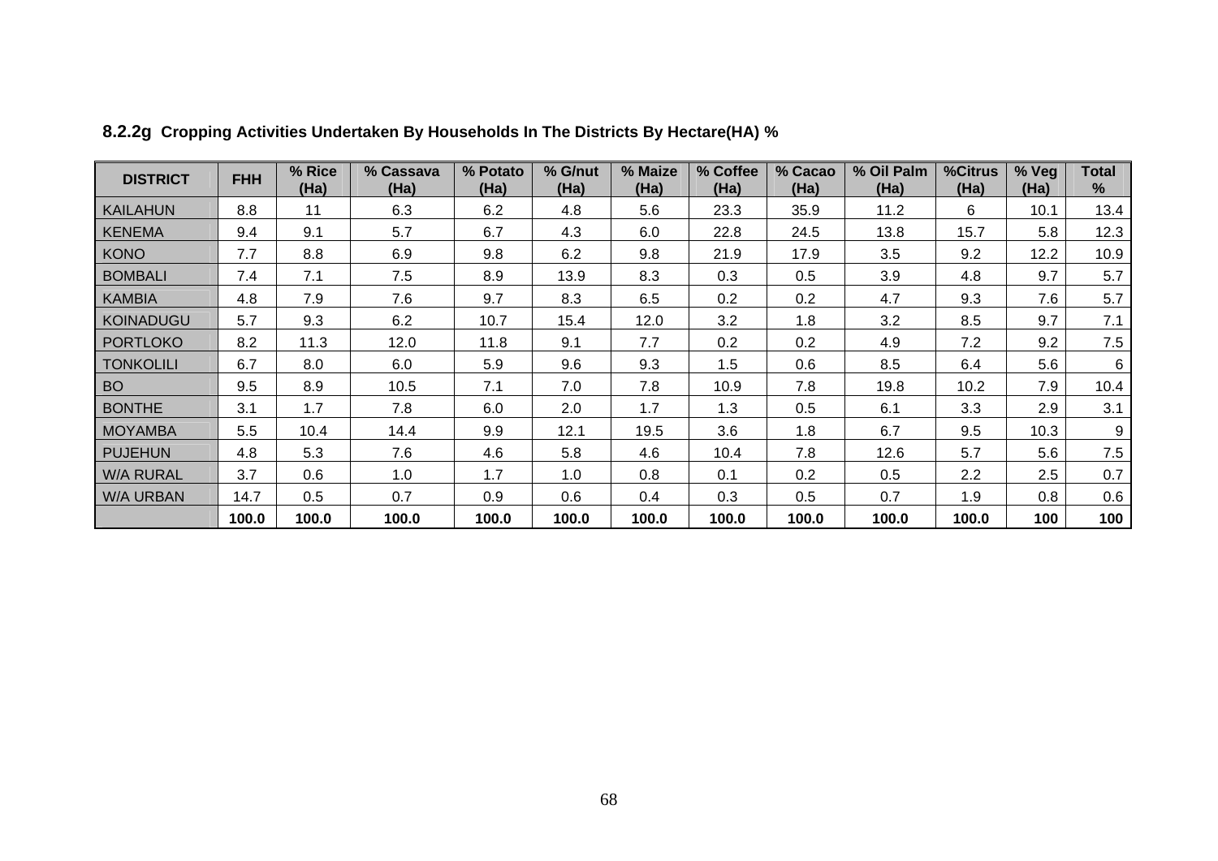### 8.2.2g Cropping Activities Undertaken By Households In The Districts By Hectare(HA) %

| DISTRICT | FHH | % Rice (Ha) | % Cassava (Ha) | % Potato (Ha) | % G/nut (Ha) | % Maize (Ha) | % Coffee (Ha) | % Cacao (Ha) | % Oil Palm (Ha) | %Citrus (Ha) | % Veg (Ha) | Total % |
|---|---|---|---|---|---|---|---|---|---|---|---|---|
| KAILAHUN | 8.8 | 11 | 6.3 | 6.2 | 4.8 | 5.6 | 23.3 | 35.9 | 11.2 | 6 | 10.1 | 13.4 |
| KENEMA | 9.4 | 9.1 | 5.7 | 6.7 | 4.3 | 6.0 | 22.8 | 24.5 | 13.8 | 15.7 | 5.8 | 12.3 |
| KONO | 7.7 | 8.8 | 6.9 | 9.8 | 6.2 | 9.8 | 21.9 | 17.9 | 3.5 | 9.2 | 12.2 | 10.9 |
| BOMBALI | 7.4 | 7.1 | 7.5 | 8.9 | 13.9 | 8.3 | 0.3 | 0.5 | 3.9 | 4.8 | 9.7 | 5.7 |
| KAMBIA | 4.8 | 7.9 | 7.6 | 9.7 | 8.3 | 6.5 | 0.2 | 0.2 | 4.7 | 9.3 | 7.6 | 5.7 |
| KOINADUGU | 5.7 | 9.3 | 6.2 | 10.7 | 15.4 | 12.0 | 3.2 | 1.8 | 3.2 | 8.5 | 9.7 | 7.1 |
| PORTLOKO | 8.2 | 11.3 | 12.0 | 11.8 | 9.1 | 7.7 | 0.2 | 0.2 | 4.9 | 7.2 | 9.2 | 7.5 |
| TONKOLILI | 6.7 | 8.0 | 6.0 | 5.9 | 9.6 | 9.3 | 1.5 | 0.6 | 8.5 | 6.4 | 5.6 | 6 |
| BO | 9.5 | 8.9 | 10.5 | 7.1 | 7.0 | 7.8 | 10.9 | 7.8 | 19.8 | 10.2 | 7.9 | 10.4 |
| BONTHE | 3.1 | 1.7 | 7.8 | 6.0 | 2.0 | 1.7 | 1.3 | 0.5 | 6.1 | 3.3 | 2.9 | 3.1 |
| MOYAMBA | 5.5 | 10.4 | 14.4 | 9.9 | 12.1 | 19.5 | 3.6 | 1.8 | 6.7 | 9.5 | 10.3 | 9 |
| PUJEHUN | 4.8 | 5.3 | 7.6 | 4.6 | 5.8 | 4.6 | 10.4 | 7.8 | 12.6 | 5.7 | 5.6 | 7.5 |
| W/A RURAL | 3.7 | 0.6 | 1.0 | 1.7 | 1.0 | 0.8 | 0.1 | 0.2 | 0.5 | 2.2 | 2.5 | 0.7 |
| W/A URBAN | 14.7 | 0.5 | 0.7 | 0.9 | 0.6 | 0.4 | 0.3 | 0.5 | 0.7 | 1.9 | 0.8 | 0.6 |
| | **100.0** | **100.0** | **100.0** | **100.0** | **100.0** | **100.0** | **100.0** | **100.0** | **100.0** | **100.0** | **100** | **100** |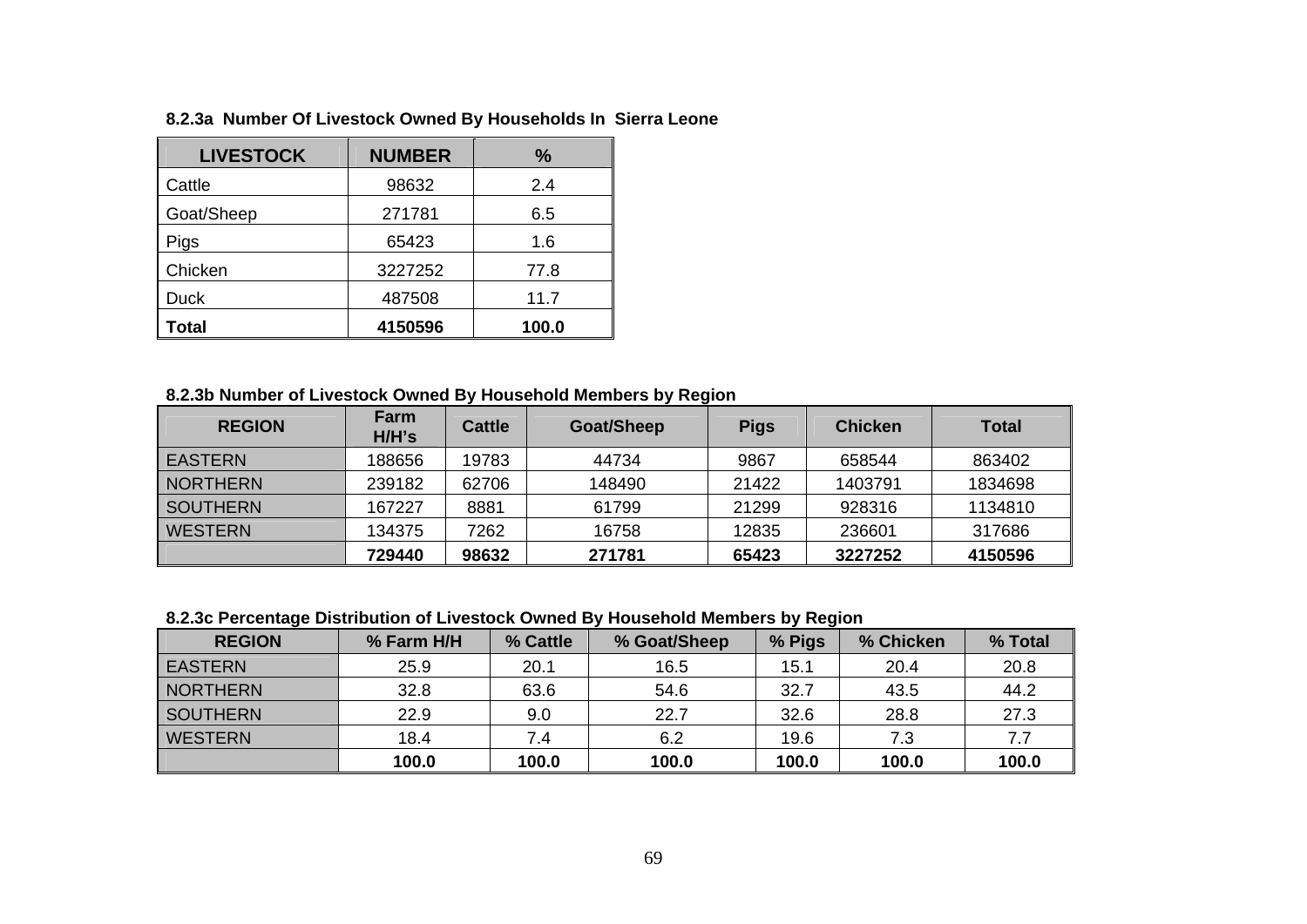**8.2.3a Number Of Livestock Owned By Households In Sierra Leone**

| LIVESTOCK | NUMBER | % |
|---|---|---|
| Cattle | 98632 | 2.4 |
| Goat/Sheep | 271781 | 6.5 |
| Pigs | 65423 | 1.6 |
| Chicken | 3227252 | 77.8 |
| Duck | 487508 | 11.7 |
| **Total** | **4150596** | **100.0** |

**8.2.3b Number of Livestock Owned By Household Members by Region**

| REGION | Farm H/H's | Cattle | Goat/Sheep | Pigs | Chicken | Total |
|---|---|---|---|---|---|---|
| EASTERN | 188656 | 19783 | 44734 | 9867 | 658544 | 863402 |
| NORTHERN | 239182 | 62706 | 148490 | 21422 | 1403791 | 1834698 |
| SOUTHERN | 167227 | 8881 | 61799 | 21299 | 928316 | 1134810 |
| WESTERN | 134375 | 7262 | 16758 | 12835 | 236601 | 317686 |
| | **729440** | **98632** | **271781** | **65423** | **3227252** | **4150596** |

**8.2.3c Percentage Distribution of Livestock Owned By Household Members by Region**

| REGION | % Farm H/H | % Cattle | % Goat/Sheep | % Pigs | % Chicken | % Total |
|---|---|---|---|---|---|---|
| EASTERN | 25.9 | 20.1 | 16.5 | 15.1 | 20.4 | 20.8 |
| NORTHERN | 32.8 | 63.6 | 54.6 | 32.7 | 43.5 | 44.2 |
| SOUTHERN | 22.9 | 9.0 | 22.7 | 32.6 | 28.8 | 27.3 |
| WESTERN | 18.4 | 7.4 | 6.2 | 19.6 | 7.3 | 7.7 |
| | **100.0** | **100.0** | **100.0** | **100.0** | **100.0** | **100.0** |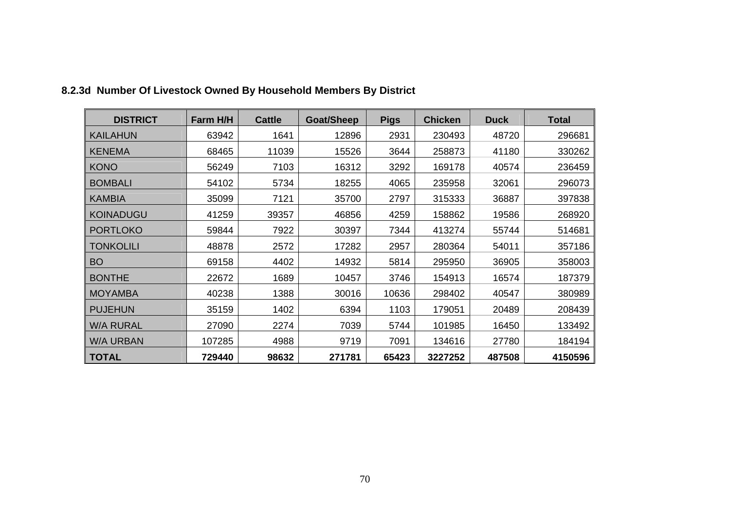### 8.2.3d Number Of Livestock Owned By Household Members By District

| DISTRICT | Farm H/H | Cattle | Goat/Sheep | Pigs | Chicken | Duck | Total |
|---|---|---|---|---|---|---|---|
| KAILAHUN | 63942 | 1641 | 12896 | 2931 | 230493 | 48720 | 296681 |
| KENEMA | 68465 | 11039 | 15526 | 3644 | 258873 | 41180 | 330262 |
| KONO | 56249 | 7103 | 16312 | 3292 | 169178 | 40574 | 236459 |
| BOMBALI | 54102 | 5734 | 18255 | 4065 | 235958 | 32061 | 296073 |
| KAMBIA | 35099 | 7121 | 35700 | 2797 | 315333 | 36887 | 397838 |
| KOINADUGU | 41259 | 39357 | 46856 | 4259 | 158862 | 19586 | 268920 |
| PORTLOKO | 59844 | 7922 | 30397 | 7344 | 413274 | 55744 | 514681 |
| TONKOLILI | 48878 | 2572 | 17282 | 2957 | 280364 | 54011 | 357186 |
| BO | 69158 | 4402 | 14932 | 5814 | 295950 | 36905 | 358003 |
| BONTHE | 22672 | 1689 | 10457 | 3746 | 154913 | 16574 | 187379 |
| MOYAMBA | 40238 | 1388 | 30016 | 10636 | 298402 | 40547 | 380989 |
| PUJEHUN | 35159 | 1402 | 6394 | 1103 | 179051 | 20489 | 208439 |
| W/A RURAL | 27090 | 2274 | 7039 | 5744 | 101985 | 16450 | 133492 |
| W/A URBAN | 107285 | 4988 | 9719 | 7091 | 134616 | 27780 | 184194 |
| **TOTAL** | **729440** | **98632** | **271781** | **65423** | **3227252** | **487508** | **4150596** |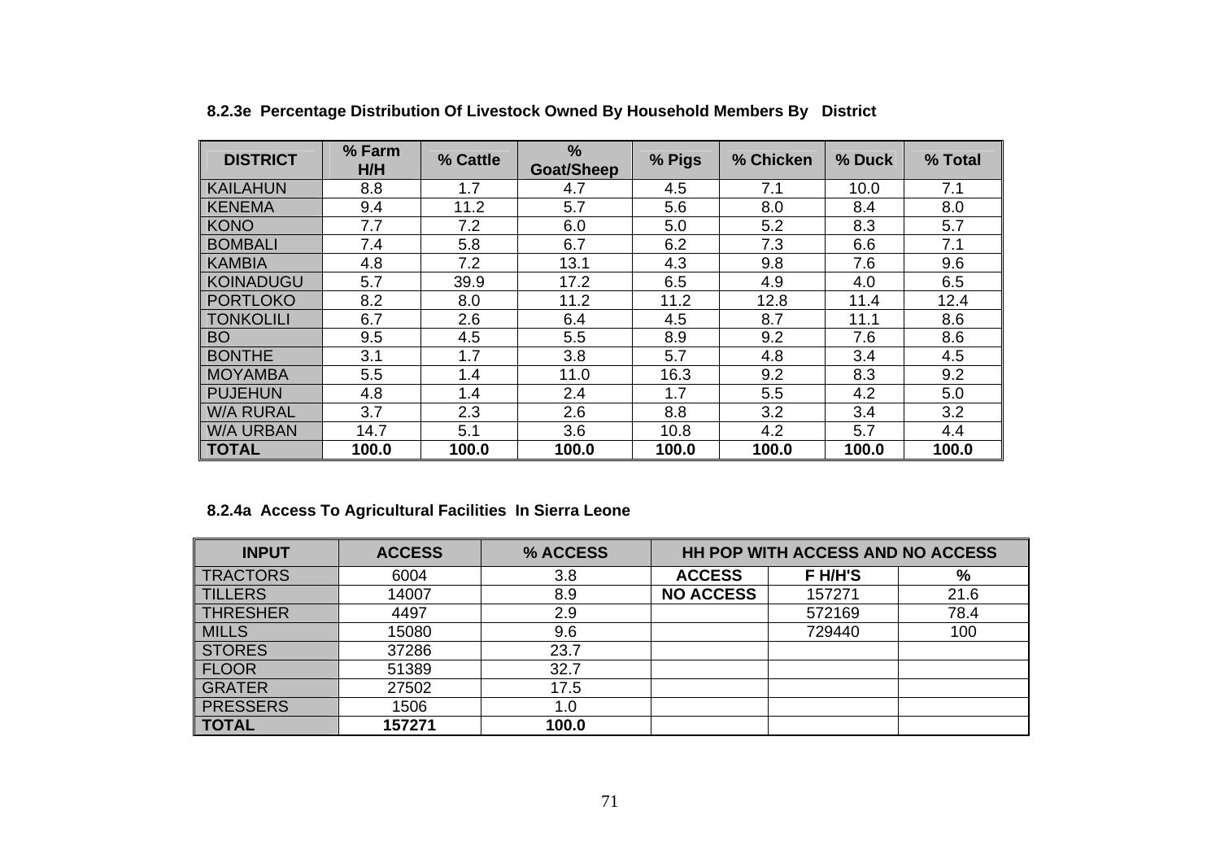**8.2.3e Percentage Distribution Of Livestock Owned By Household Members By District**

| DISTRICT | % Farm H/H | % Cattle | % Goat/Sheep | % Pigs | % Chicken | % Duck | % Total |
|---|---|---|---|---|---|---|---|
| KAILAHUN | 8.8 | 1.7 | 4.7 | 4.5 | 7.1 | 10.0 | 7.1 |
| KENEMA | 9.4 | 11.2 | 5.7 | 5.6 | 8.0 | 8.4 | 8.0 |
| KONO | 7.7 | 7.2 | 6.0 | 5.0 | 5.2 | 8.3 | 5.7 |
| BOMBALI | 7.4 | 5.8 | 6.7 | 6.2 | 7.3 | 6.6 | 7.1 |
| KAMBIA | 4.8 | 7.2 | 13.1 | 4.3 | 9.8 | 7.6 | 9.6 |
| KOINADUGU | 5.7 | 39.9 | 17.2 | 6.5 | 4.9 | 4.0 | 6.5 |
| PORTLOKO | 8.2 | 8.0 | 11.2 | 11.2 | 12.8 | 11.4 | 12.4 |
| TONKOLILI | 6.7 | 2.6 | 6.4 | 4.5 | 8.7 | 11.1 | 8.6 |
| BO | 9.5 | 4.5 | 5.5 | 8.9 | 9.2 | 7.6 | 8.6 |
| BONTHE | 3.1 | 1.7 | 3.8 | 5.7 | 4.8 | 3.4 | 4.5 |
| MOYAMBA | 5.5 | 1.4 | 11.0 | 16.3 | 9.2 | 8.3 | 9.2 |
| PUJEHUN | 4.8 | 1.4 | 2.4 | 1.7 | 5.5 | 4.2 | 5.0 |
| W/A RURAL | 3.7 | 2.3 | 2.6 | 8.8 | 3.2 | 3.4 | 3.2 |
| W/A URBAN | 14.7 | 5.1 | 3.6 | 10.8 | 4.2 | 5.7 | 4.4 |
| **TOTAL** | **100.0** | **100.0** | **100.0** | **100.0** | **100.0** | **100.0** | **100.0** |

**8.2.4a Access To Agricultural Facilities In Sierra Leone**

| INPUT | ACCESS | % ACCESS | HH POP WITH ACCESS AND NO ACCESS | | |
|---|---|---|---|---|---|
| TRACTORS | 6004 | 3.8 | **ACCESS** | **F H/H'S** | **%** |
| TILLERS | 14007 | 8.9 | **NO ACCESS** | 157271 | 21.6 |
| THRESHER | 4497 | 2.9 | | 572169 | 78.4 |
| MILLS | 15080 | 9.6 | | 729440 | 100 |
| STORES | 37286 | 23.7 | | | |
| FLOOR | 51389 | 32.7 | | | |
| GRATER | 27502 | 17.5 | | | |
| PRESSERS | 1506 | 1.0 | | | |
| **TOTAL** | **157271** | **100.0** | | | |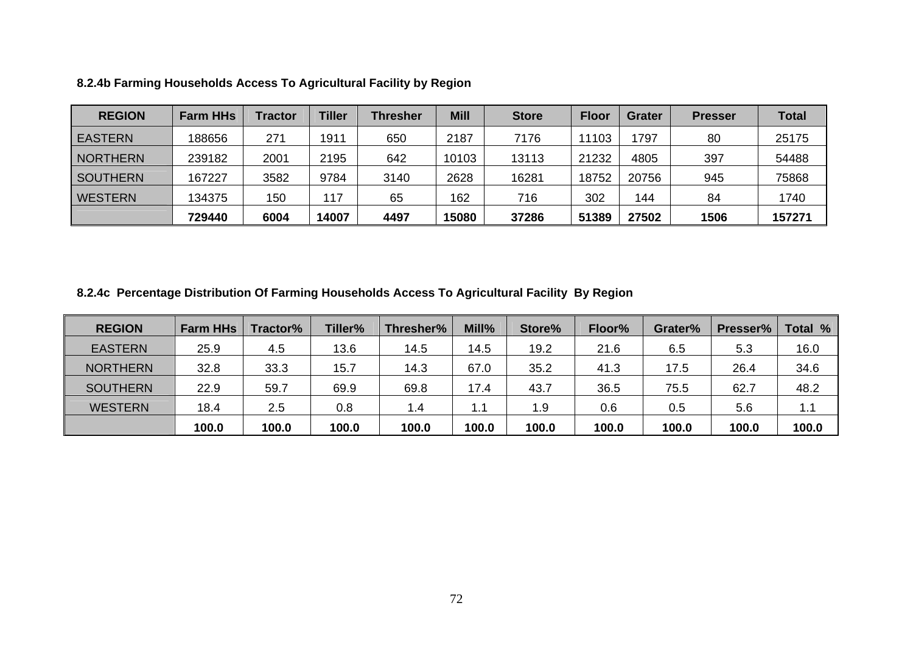**8.2.4b Farming Households Access To Agricultural Facility by Region**

| REGION | Farm HHs | Tractor | Tiller | Thresher | Mill | Store | Floor | Grater | Presser | Total |
|---|---|---|---|---|---|---|---|---|---|---|
| EASTERN | 188656 | 271 | 1911 | 650 | 2187 | 7176 | 11103 | 1797 | 80 | 25175 |
| NORTHERN | 239182 | 2001 | 2195 | 642 | 10103 | 13113 | 21232 | 4805 | 397 | 54488 |
| SOUTHERN | 167227 | 3582 | 9784 | 3140 | 2628 | 16281 | 18752 | 20756 | 945 | 75868 |
| WESTERN | 134375 | 150 | 117 | 65 | 162 | 716 | 302 | 144 | 84 | 1740 |
| | **729440** | **6004** | **14007** | **4497** | **15080** | **37286** | **51389** | **27502** | **1506** | **157271** |

**8.2.4c Percentage Distribution Of Farming Households Access To Agricultural Facility By Region**

| REGION | Farm HHs | Tractor% | Tiller% | Thresher% | Mill% | Store% | Floor% | Grater% | Presser% | Total % |
|---|---|---|---|---|---|---|---|---|---|---|
| EASTERN | 25.9 | 4.5 | 13.6 | 14.5 | 14.5 | 19.2 | 21.6 | 6.5 | 5.3 | 16.0 |
| NORTHERN | 32.8 | 33.3 | 15.7 | 14.3 | 67.0 | 35.2 | 41.3 | 17.5 | 26.4 | 34.6 |
| SOUTHERN | 22.9 | 59.7 | 69.9 | 69.8 | 17.4 | 43.7 | 36.5 | 75.5 | 62.7 | 48.2 |
| WESTERN | 18.4 | 2.5 | 0.8 | 1.4 | 1.1 | 1.9 | 0.6 | 0.5 | 5.6 | 1.1 |
| | **100.0** | **100.0** | **100.0** | **100.0** | **100.0** | **100.0** | **100.0** | **100.0** | **100.0** | **100.0** |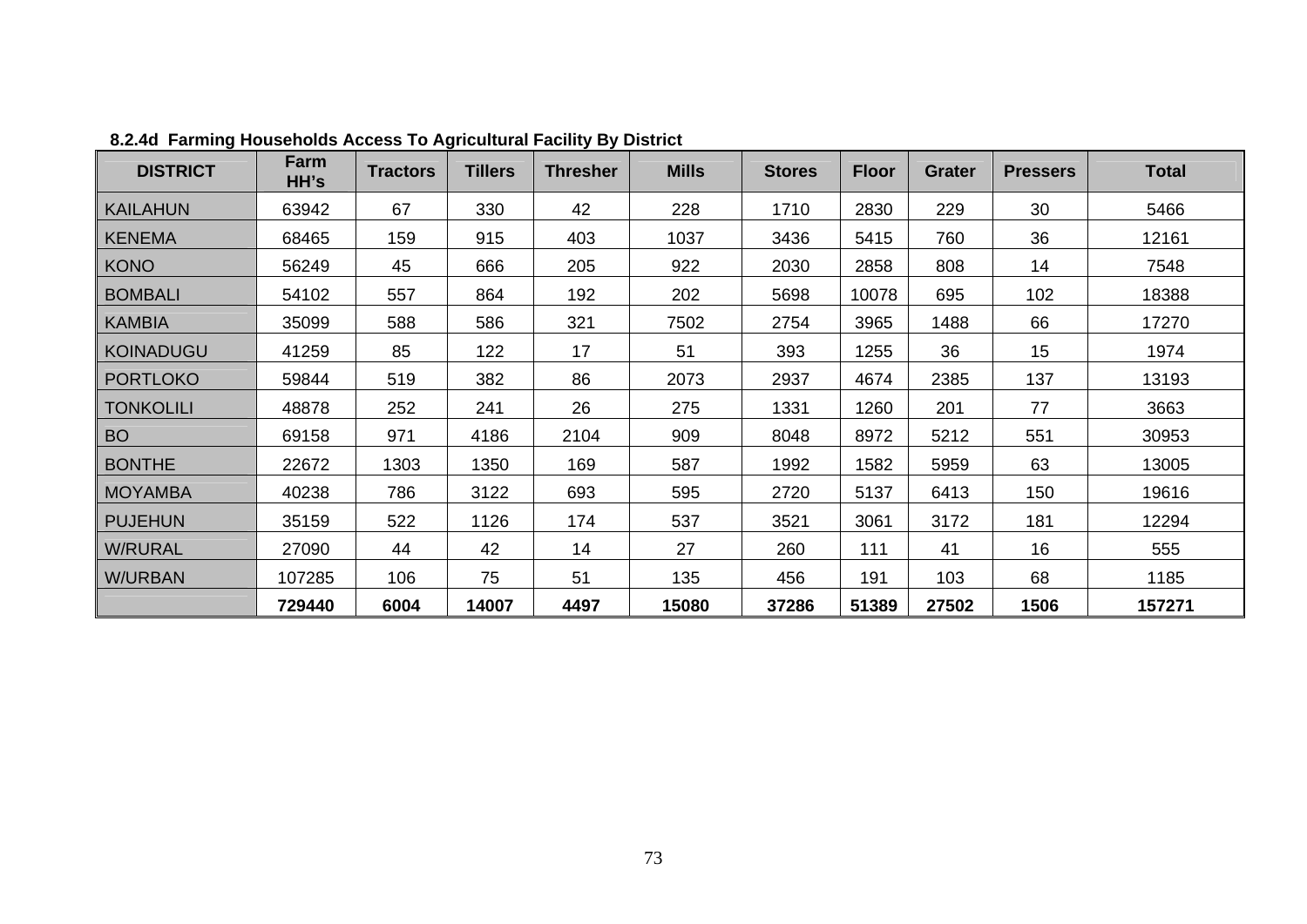**8.2.4d Farming Households Access To Agricultural Facility By District**

| DISTRICT | Farm HH's | Tractors | Tillers | Thresher | Mills | Stores | Floor | Grater | Pressers | Total |
|---|---|---|---|---|---|---|---|---|---|---|
| KAILAHUN | 63942 | 67 | 330 | 42 | 228 | 1710 | 2830 | 229 | 30 | 5466 |
| KENEMA | 68465 | 159 | 915 | 403 | 1037 | 3436 | 5415 | 760 | 36 | 12161 |
| KONO | 56249 | 45 | 666 | 205 | 922 | 2030 | 2858 | 808 | 14 | 7548 |
| BOMBALI | 54102 | 557 | 864 | 192 | 202 | 5698 | 10078 | 695 | 102 | 18388 |
| KAMBIA | 35099 | 588 | 586 | 321 | 7502 | 2754 | 3965 | 1488 | 66 | 17270 |
| KOINADUGU | 41259 | 85 | 122 | 17 | 51 | 393 | 1255 | 36 | 15 | 1974 |
| PORTLOKO | 59844 | 519 | 382 | 86 | 2073 | 2937 | 4674 | 2385 | 137 | 13193 |
| TONKOLILI | 48878 | 252 | 241 | 26 | 275 | 1331 | 1260 | 201 | 77 | 3663 |
| BO | 69158 | 971 | 4186 | 2104 | 909 | 8048 | 8972 | 5212 | 551 | 30953 |
| BONTHE | 22672 | 1303 | 1350 | 169 | 587 | 1992 | 1582 | 5959 | 63 | 13005 |
| MOYAMBA | 40238 | 786 | 3122 | 693 | 595 | 2720 | 5137 | 6413 | 150 | 19616 |
| PUJEHUN | 35159 | 522 | 1126 | 174 | 537 | 3521 | 3061 | 3172 | 181 | 12294 |
| W/RURAL | 27090 | 44 | 42 | 14 | 27 | 260 | 111 | 41 | 16 | 555 |
| W/URBAN | 107285 | 106 | 75 | 51 | 135 | 456 | 191 | 103 | 68 | 1185 |
| | **729440** | **6004** | **14007** | **4497** | **15080** | **37286** | **51389** | **27502** | **1506** | **157271** |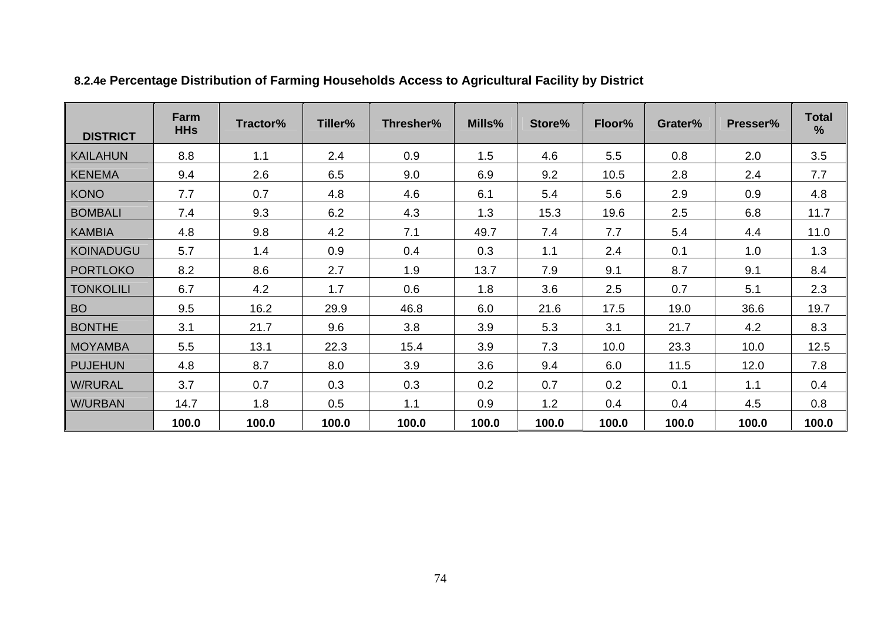**8.2.4e Percentage Distribution of Farming Households Access to Agricultural Facility by District**

| DISTRICT | Farm HHs | Tractor% | Tiller% | Thresher% | Mills% | Store% | Floor% | Grater% | Presser% | Total % |
|---|---|---|---|---|---|---|---|---|---|---|
| KAILAHUN | 8.8 | 1.1 | 2.4 | 0.9 | 1.5 | 4.6 | 5.5 | 0.8 | 2.0 | 3.5 |
| KENEMA | 9.4 | 2.6 | 6.5 | 9.0 | 6.9 | 9.2 | 10.5 | 2.8 | 2.4 | 7.7 |
| KONO | 7.7 | 0.7 | 4.8 | 4.6 | 6.1 | 5.4 | 5.6 | 2.9 | 0.9 | 4.8 |
| BOMBALI | 7.4 | 9.3 | 6.2 | 4.3 | 1.3 | 15.3 | 19.6 | 2.5 | 6.8 | 11.7 |
| KAMBIA | 4.8 | 9.8 | 4.2 | 7.1 | 49.7 | 7.4 | 7.7 | 5.4 | 4.4 | 11.0 |
| KOINADUGU | 5.7 | 1.4 | 0.9 | 0.4 | 0.3 | 1.1 | 2.4 | 0.1 | 1.0 | 1.3 |
| PORTLOKO | 8.2 | 8.6 | 2.7 | 1.9 | 13.7 | 7.9 | 9.1 | 8.7 | 9.1 | 8.4 |
| TONKOLILI | 6.7 | 4.2 | 1.7 | 0.6 | 1.8 | 3.6 | 2.5 | 0.7 | 5.1 | 2.3 |
| BO | 9.5 | 16.2 | 29.9 | 46.8 | 6.0 | 21.6 | 17.5 | 19.0 | 36.6 | 19.7 |
| BONTHE | 3.1 | 21.7 | 9.6 | 3.8 | 3.9 | 5.3 | 3.1 | 21.7 | 4.2 | 8.3 |
| MOYAMBA | 5.5 | 13.1 | 22.3 | 15.4 | 3.9 | 7.3 | 10.0 | 23.3 | 10.0 | 12.5 |
| PUJEHUN | 4.8 | 8.7 | 8.0 | 3.9 | 3.6 | 9.4 | 6.0 | 11.5 | 12.0 | 7.8 |
| W/RURAL | 3.7 | 0.7 | 0.3 | 0.3 | 0.2 | 0.7 | 0.2 | 0.1 | 1.1 | 0.4 |
| W/URBAN | 14.7 | 1.8 | 0.5 | 1.1 | 0.9 | 1.2 | 0.4 | 0.4 | 4.5 | 0.8 |
| | **100.0** | **100.0** | **100.0** | **100.0** | **100.0** | **100.0** | **100.0** | **100.0** | **100.0** | **100.0** |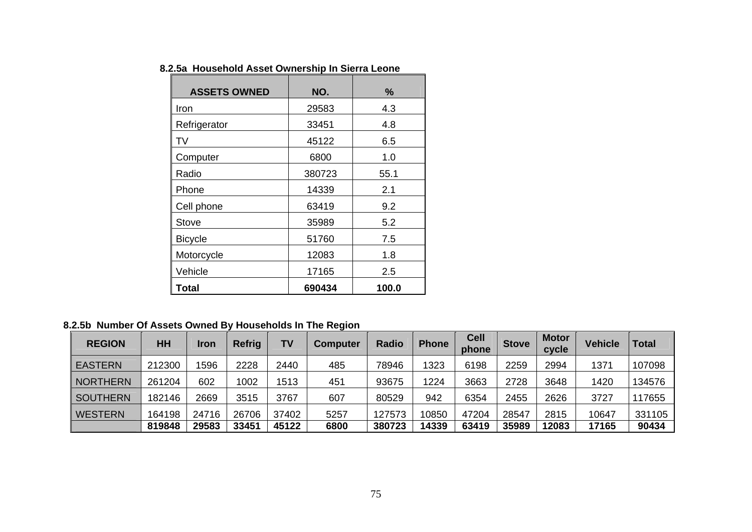**8.2.5a Household Asset Ownership In Sierra Leone**

| ASSETS OWNED | NO. | % |
|---|---|---|
| Iron | 29583 | 4.3 |
| Refrigerator | 33451 | 4.8 |
| TV | 45122 | 6.5 |
| Computer | 6800 | 1.0 |
| Radio | 380723 | 55.1 |
| Phone | 14339 | 2.1 |
| Cell phone | 63419 | 9.2 |
| Stove | 35989 | 5.2 |
| Bicycle | 51760 | 7.5 |
| Motorcycle | 12083 | 1.8 |
| Vehicle | 17165 | 2.5 |
| **Total** | **690434** | **100.0** |

**8.2.5b Number Of Assets Owned By Households In The Region**

| REGION | HH | Iron | Refrig | TV | Computer | Radio | Phone | Cell phone | Stove | Motor cycle | Vehicle | Total |
|---|---|---|---|---|---|---|---|---|---|---|---|---|
| EASTERN | 212300 | 1596 | 2228 | 2440 | 485 | 78946 | 1323 | 6198 | 2259 | 2994 | 1371 | 107098 |
| NORTHERN | 261204 | 602 | 1002 | 1513 | 451 | 93675 | 1224 | 3663 | 2728 | 3648 | 1420 | 134576 |
| SOUTHERN | 182146 | 2669 | 3515 | 3767 | 607 | 80529 | 942 | 6354 | 2455 | 2626 | 3727 | 117655 |
| WESTERN | 164198 | 24716 | 26706 | 37402 | 5257 | 127573 | 10850 | 47204 | 28547 | 2815 | 10647 | 331105 |
| | **819848** | **29583** | **33451** | **45122** | **6800** | **380723** | **14339** | **63419** | **35989** | **12083** | **17165** | **90434** |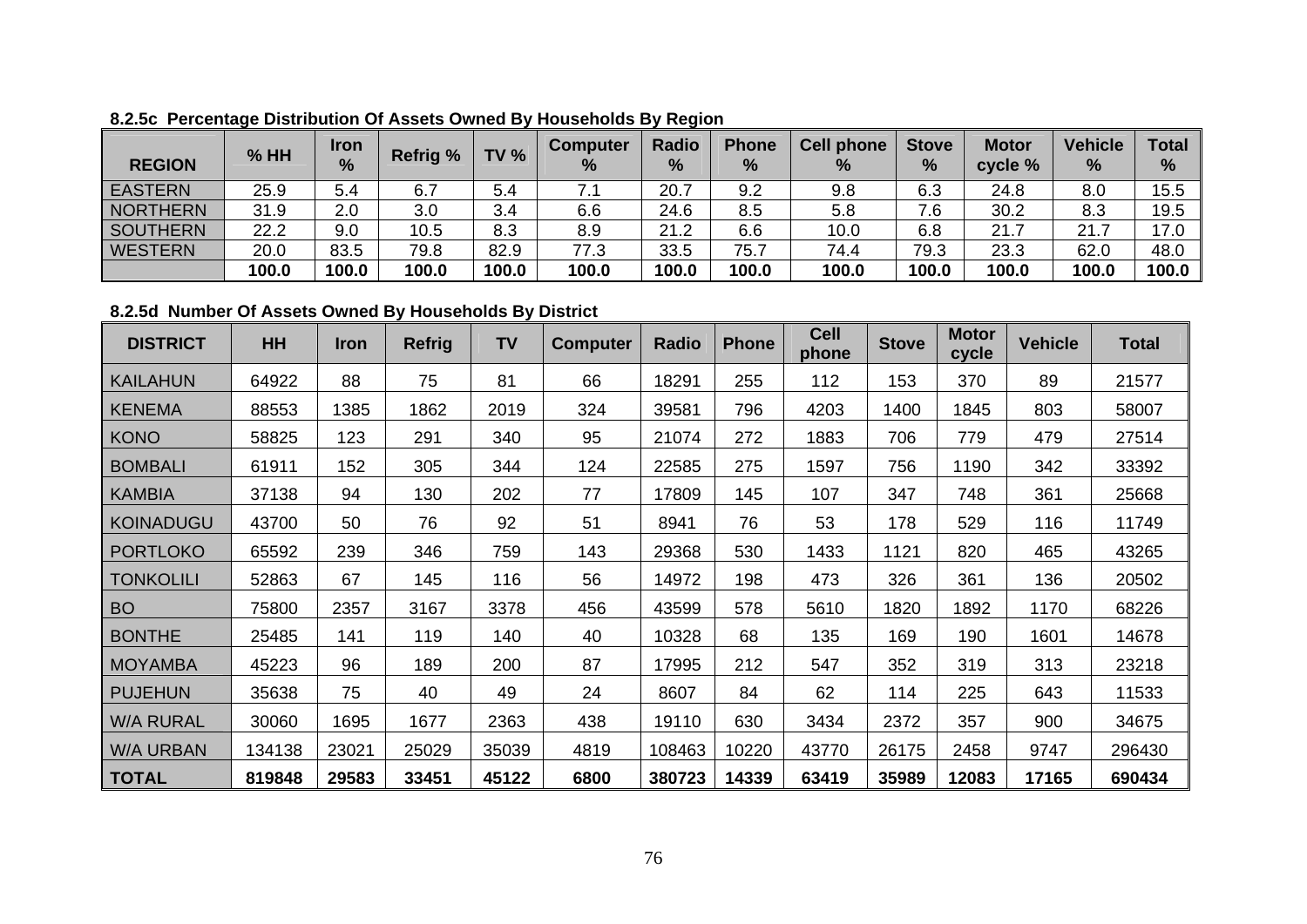**8.2.5c Percentage Distribution Of Assets Owned By Households By Region**

| REGION | % HH | Iron % | Refrig % | TV % | Computer % | Radio % | Phone % | Cell phone % | Stove % | Motor cycle % | Vehicle % | Total % |
|---|---|---|---|---|---|---|---|---|---|---|---|---|
| EASTERN | 25.9 | 5.4 | 6.7 | 5.4 | 7.1 | 20.7 | 9.2 | 9.8 | 6.3 | 24.8 | 8.0 | 15.5 |
| NORTHERN | 31.9 | 2.0 | 3.0 | 3.4 | 6.6 | 24.6 | 8.5 | 5.8 | 7.6 | 30.2 | 8.3 | 19.5 |
| SOUTHERN | 22.2 | 9.0 | 10.5 | 8.3 | 8.9 | 21.2 | 6.6 | 10.0 | 6.8 | 21.7 | 21.7 | 17.0 |
| WESTERN | 20.0 | 83.5 | 79.8 | 82.9 | 77.3 | 33.5 | 75.7 | 74.4 | 79.3 | 23.3 | 62.0 | 48.0 |
| | **100.0** | **100.0** | **100.0** | **100.0** | **100.0** | **100.0** | **100.0** | **100.0** | **100.0** | **100.0** | **100.0** | **100.0** |

**8.2.5d Number Of Assets Owned By Households By District**

| DISTRICT | HH | Iron | Refrig | TV | Computer | Radio | Phone | Cell phone | Stove | Motor cycle | Vehicle | Total |
|---|---|---|---|---|---|---|---|---|---|---|---|---|
| KAILAHUN | 64922 | 88 | 75 | 81 | 66 | 18291 | 255 | 112 | 153 | 370 | 89 | 21577 |
| KENEMA | 88553 | 1385 | 1862 | 2019 | 324 | 39581 | 796 | 4203 | 1400 | 1845 | 803 | 58007 |
| KONO | 58825 | 123 | 291 | 340 | 95 | 21074 | 272 | 1883 | 706 | 779 | 479 | 27514 |
| BOMBALI | 61911 | 152 | 305 | 344 | 124 | 22585 | 275 | 1597 | 756 | 1190 | 342 | 33392 |
| KAMBIA | 37138 | 94 | 130 | 202 | 77 | 17809 | 145 | 107 | 347 | 748 | 361 | 25668 |
| KOINADUGU | 43700 | 50 | 76 | 92 | 51 | 8941 | 76 | 53 | 178 | 529 | 116 | 11749 |
| PORTLOKO | 65592 | 239 | 346 | 759 | 143 | 29368 | 530 | 1433 | 1121 | 820 | 465 | 43265 |
| TONKOLILI | 52863 | 67 | 145 | 116 | 56 | 14972 | 198 | 473 | 326 | 361 | 136 | 20502 |
| BO | 75800 | 2357 | 3167 | 3378 | 456 | 43599 | 578 | 5610 | 1820 | 1892 | 1170 | 68226 |
| BONTHE | 25485 | 141 | 119 | 140 | 40 | 10328 | 68 | 135 | 169 | 190 | 1601 | 14678 |
| MOYAMBA | 45223 | 96 | 189 | 200 | 87 | 17995 | 212 | 547 | 352 | 319 | 313 | 23218 |
| PUJEHUN | 35638 | 75 | 40 | 49 | 24 | 8607 | 84 | 62 | 114 | 225 | 643 | 11533 |
| W/A RURAL | 30060 | 1695 | 1677 | 2363 | 438 | 19110 | 630 | 3434 | 2372 | 357 | 900 | 34675 |
| W/A URBAN | 134138 | 23021 | 25029 | 35039 | 4819 | 108463 | 10220 | 43770 | 26175 | 2458 | 9747 | 296430 |
| **TOTAL** | **819848** | **29583** | **33451** | **45122** | **6800** | **380723** | **14339** | **63419** | **35989** | **12083** | **17165** | **690434** |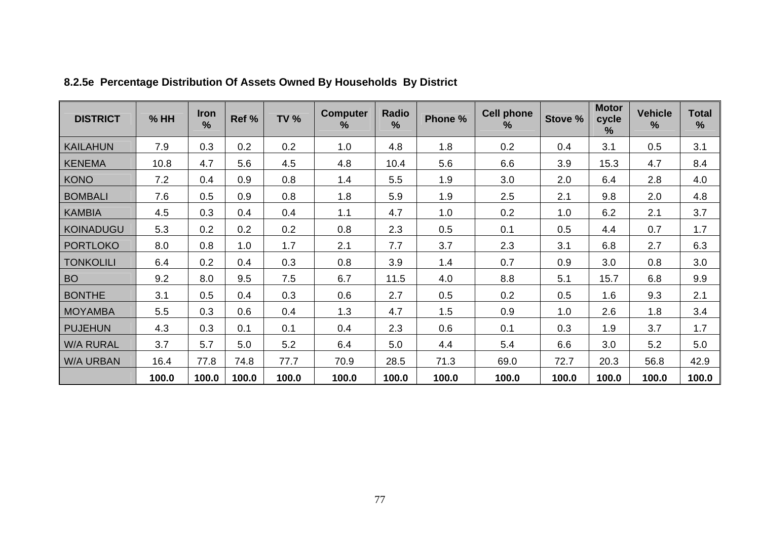**8.2.5e Percentage Distribution Of Assets Owned By Households By District**

| DISTRICT | % HH | Iron % | Ref % | TV % | Computer % | Radio % | Phone % | Cell phone % | Stove % | Motor cycle % | Vehicle % | Total % |
|---|---|---|---|---|---|---|---|---|---|---|---|---|
| KAILAHUN | 7.9 | 0.3 | 0.2 | 0.2 | 1.0 | 4.8 | 1.8 | 0.2 | 0.4 | 3.1 | 0.5 | 3.1 |
| KENEMA | 10.8 | 4.7 | 5.6 | 4.5 | 4.8 | 10.4 | 5.6 | 6.6 | 3.9 | 15.3 | 4.7 | 8.4 |
| KONO | 7.2 | 0.4 | 0.9 | 0.8 | 1.4 | 5.5 | 1.9 | 3.0 | 2.0 | 6.4 | 2.8 | 4.0 |
| BOMBALI | 7.6 | 0.5 | 0.9 | 0.8 | 1.8 | 5.9 | 1.9 | 2.5 | 2.1 | 9.8 | 2.0 | 4.8 |
| KAMBIA | 4.5 | 0.3 | 0.4 | 0.4 | 1.1 | 4.7 | 1.0 | 0.2 | 1.0 | 6.2 | 2.1 | 3.7 |
| KOINADUGU | 5.3 | 0.2 | 0.2 | 0.2 | 0.8 | 2.3 | 0.5 | 0.1 | 0.5 | 4.4 | 0.7 | 1.7 |
| PORTLOKO | 8.0 | 0.8 | 1.0 | 1.7 | 2.1 | 7.7 | 3.7 | 2.3 | 3.1 | 6.8 | 2.7 | 6.3 |
| TONKOLILI | 6.4 | 0.2 | 0.4 | 0.3 | 0.8 | 3.9 | 1.4 | 0.7 | 0.9 | 3.0 | 0.8 | 3.0 |
| BO | 9.2 | 8.0 | 9.5 | 7.5 | 6.7 | 11.5 | 4.0 | 8.8 | 5.1 | 15.7 | 6.8 | 9.9 |
| BONTHE | 3.1 | 0.5 | 0.4 | 0.3 | 0.6 | 2.7 | 0.5 | 0.2 | 0.5 | 1.6 | 9.3 | 2.1 |
| MOYAMBA | 5.5 | 0.3 | 0.6 | 0.4 | 1.3 | 4.7 | 1.5 | 0.9 | 1.0 | 2.6 | 1.8 | 3.4 |
| PUJEHUN | 4.3 | 0.3 | 0.1 | 0.1 | 0.4 | 2.3 | 0.6 | 0.1 | 0.3 | 1.9 | 3.7 | 1.7 |
| W/A RURAL | 3.7 | 5.7 | 5.0 | 5.2 | 6.4 | 5.0 | 4.4 | 5.4 | 6.6 | 3.0 | 5.2 | 5.0 |
| W/A URBAN | 16.4 | 77.8 | 74.8 | 77.7 | 70.9 | 28.5 | 71.3 | 69.0 | 72.7 | 20.3 | 56.8 | 42.9 |
| | **100.0** | **100.0** | **100.0** | **100.0** | **100.0** | **100.0** | **100.0** | **100.0** | **100.0** | **100.0** | **100.0** | **100.0** |